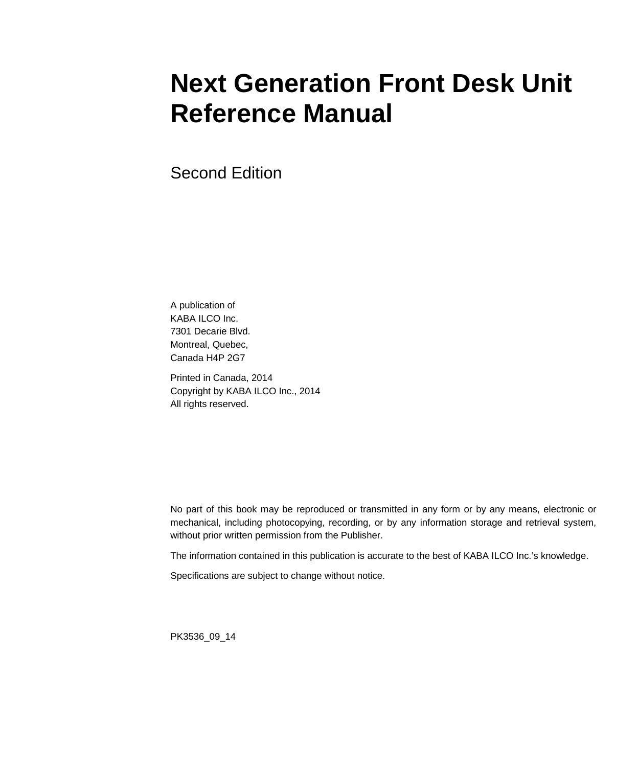# Next Generation Front Desk Unit Reference Manual

Second Edition

A publication of
KABA ILCO Inc.
7301 Decarie Blvd.
Montreal, Quebec,
Canada H4P 2G7

Printed in Canada, 2014
Copyright by KABA ILCO Inc., 2014
All rights reserved.

No part of this book may be reproduced or transmitted in any form or by any means, electronic or mechanical, including photocopying, recording, or by any information storage and retrieval system, without prior written permission from the Publisher.

The information contained in this publication is accurate to the best of KABA ILCO Inc.'s knowledge.

Specifications are subject to change without notice.

PK3536_09_14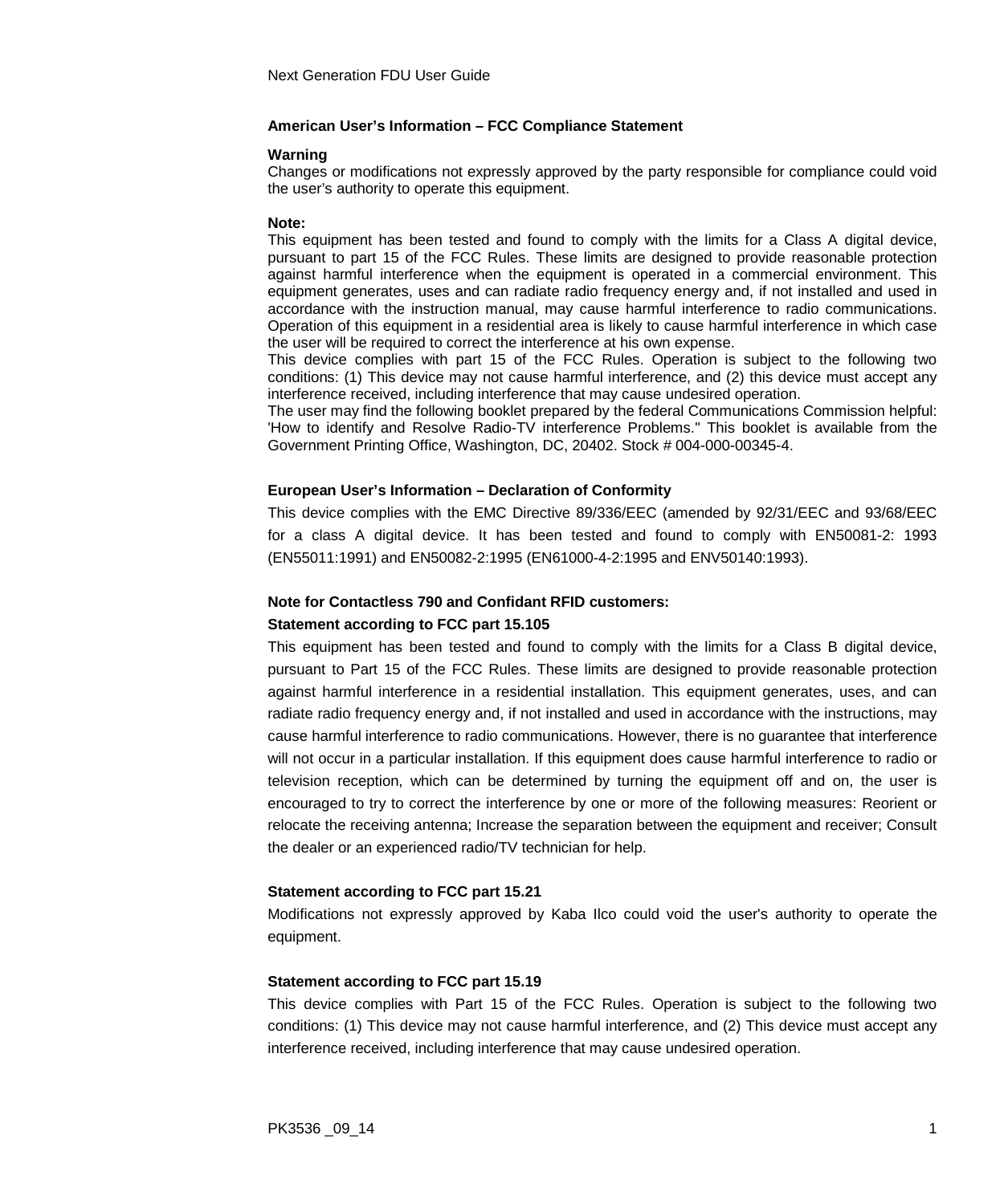**American User's Information – FCC Compliance Statement**

**Warning**

Changes or modifications not expressly approved by the party responsible for compliance could void the user's authority to operate this equipment.

**Note:**

This equipment has been tested and found to comply with the limits for a Class A digital device, pursuant to part 15 of the FCC Rules. These limits are designed to provide reasonable protection against harmful interference when the equipment is operated in a commercial environment. This equipment generates, uses and can radiate radio frequency energy and, if not installed and used in accordance with the instruction manual, may cause harmful interference to radio communications. Operation of this equipment in a residential area is likely to cause harmful interference in which case the user will be required to correct the interference at his own expense.

This device complies with part 15 of the FCC Rules. Operation is subject to the following two conditions: (1) This device may not cause harmful interference, and (2) this device must accept any interference received, including interference that may cause undesired operation.

The user may find the following booklet prepared by the federal Communications Commission helpful: 'How to identify and Resolve Radio-TV interference Problems." This booklet is available from the Government Printing Office, Washington, DC, 20402. Stock # 004-000-00345-4.

**European User's Information – Declaration of Conformity**

This device complies with the EMC Directive 89/336/EEC (amended by 92/31/EEC and 93/68/EEC for a class A digital device. It has been tested and found to comply with EN50081-2: 1993 (EN55011:1991) and EN50082-2:1995 (EN61000-4-2:1995 and ENV50140:1993).

**Note for Contactless 790 and Confidant RFID customers:**

**Statement according to FCC part 15.105**

This equipment has been tested and found to comply with the limits for a Class B digital device, pursuant to Part 15 of the FCC Rules. These limits are designed to provide reasonable protection against harmful interference in a residential installation. This equipment generates, uses, and can radiate radio frequency energy and, if not installed and used in accordance with the instructions, may cause harmful interference to radio communications. However, there is no guarantee that interference will not occur in a particular installation. If this equipment does cause harmful interference to radio or television reception, which can be determined by turning the equipment off and on, the user is encouraged to try to correct the interference by one or more of the following measures: Reorient or relocate the receiving antenna; Increase the separation between the equipment and receiver; Consult the dealer or an experienced radio/TV technician for help.

**Statement according to FCC part 15.21**

Modifications not expressly approved by Kaba Ilco could void the user's authority to operate the equipment.

**Statement according to FCC part 15.19**

This device complies with Part 15 of the FCC Rules. Operation is subject to the following two conditions: (1) This device may not cause harmful interference, and (2) This device must accept any interference received, including interference that may cause undesired operation.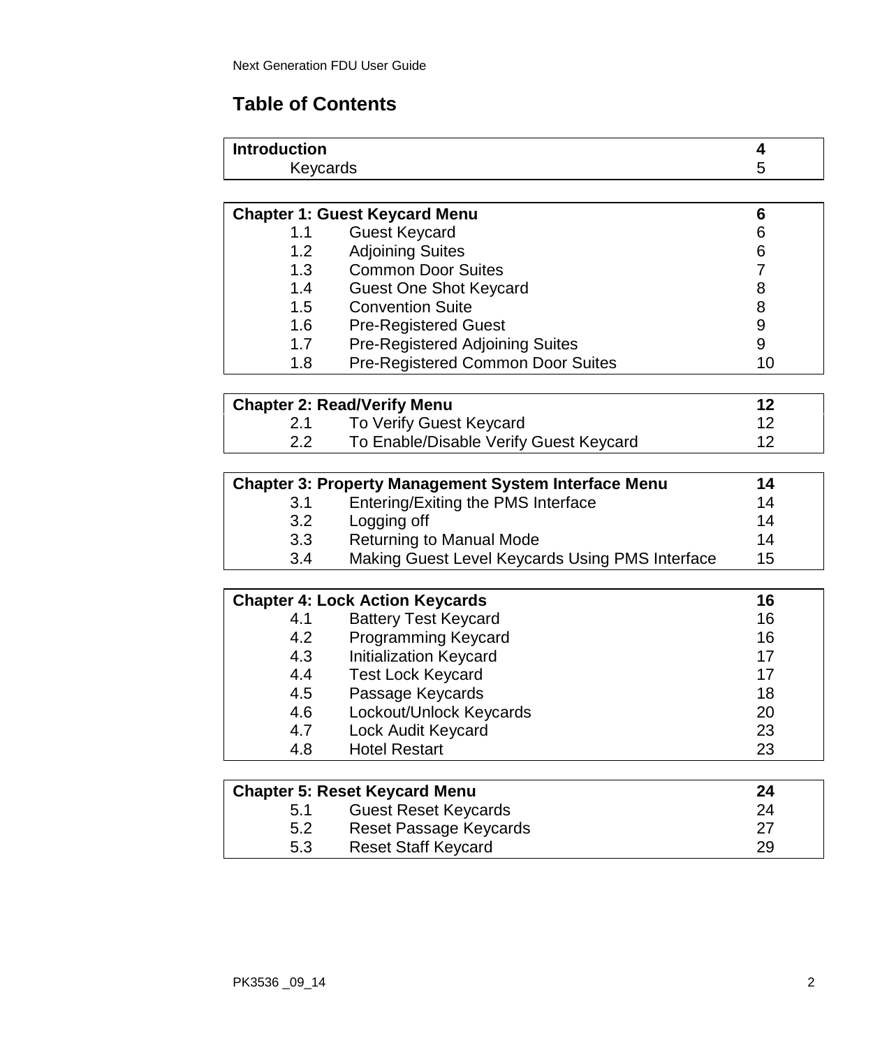# Table of Contents

| Introduction | | 4 |
|---|---|---|
| | Keycards | 5 |

| **Chapter 1: Guest Keycard Menu** | | **6** |
|---|---|---|
| 1.1 | Guest Keycard | 6 |
| 1.2 | Adjoining Suites | 6 |
| 1.3 | Common Door Suites | 7 |
| 1.4 | Guest One Shot Keycard | 8 |
| 1.5 | Convention Suite | 8 |
| 1.6 | Pre-Registered Guest | 9 |
| 1.7 | Pre-Registered Adjoining Suites | 9 |
| 1.8 | Pre-Registered Common Door Suites | 10 |

| **Chapter 2: Read/Verify Menu** | | **12** |
|---|---|---|
| 2.1 | To Verify Guest Keycard | 12 |
| 2.2 | To Enable/Disable Verify Guest Keycard | 12 |

| **Chapter 3: Property Management System Interface Menu** | | **14** |
|---|---|---|
| 3.1 | Entering/Exiting the PMS Interface | 14 |
| 3.2 | Logging off | 14 |
| 3.3 | Returning to Manual Mode | 14 |
| 3.4 | Making Guest Level Keycards Using PMS Interface | 15 |

| **Chapter 4: Lock Action Keycards** | | **16** |
|---|---|---|
| 4.1 | Battery Test Keycard | 16 |
| 4.2 | Programming Keycard | 16 |
| 4.3 | Initialization Keycard | 17 |
| 4.4 | Test Lock Keycard | 17 |
| 4.5 | Passage Keycards | 18 |
| 4.6 | Lockout/Unlock Keycards | 20 |
| 4.7 | Lock Audit Keycard | 23 |
| 4.8 | Hotel Restart | 23 |

| **Chapter 5: Reset Keycard Menu** | | **24** |
|---|---|---|
| 5.1 | Guest Reset Keycards | 24 |
| 5.2 | Reset Passage Keycards | 27 |
| 5.3 | Reset Staff Keycard | 29 |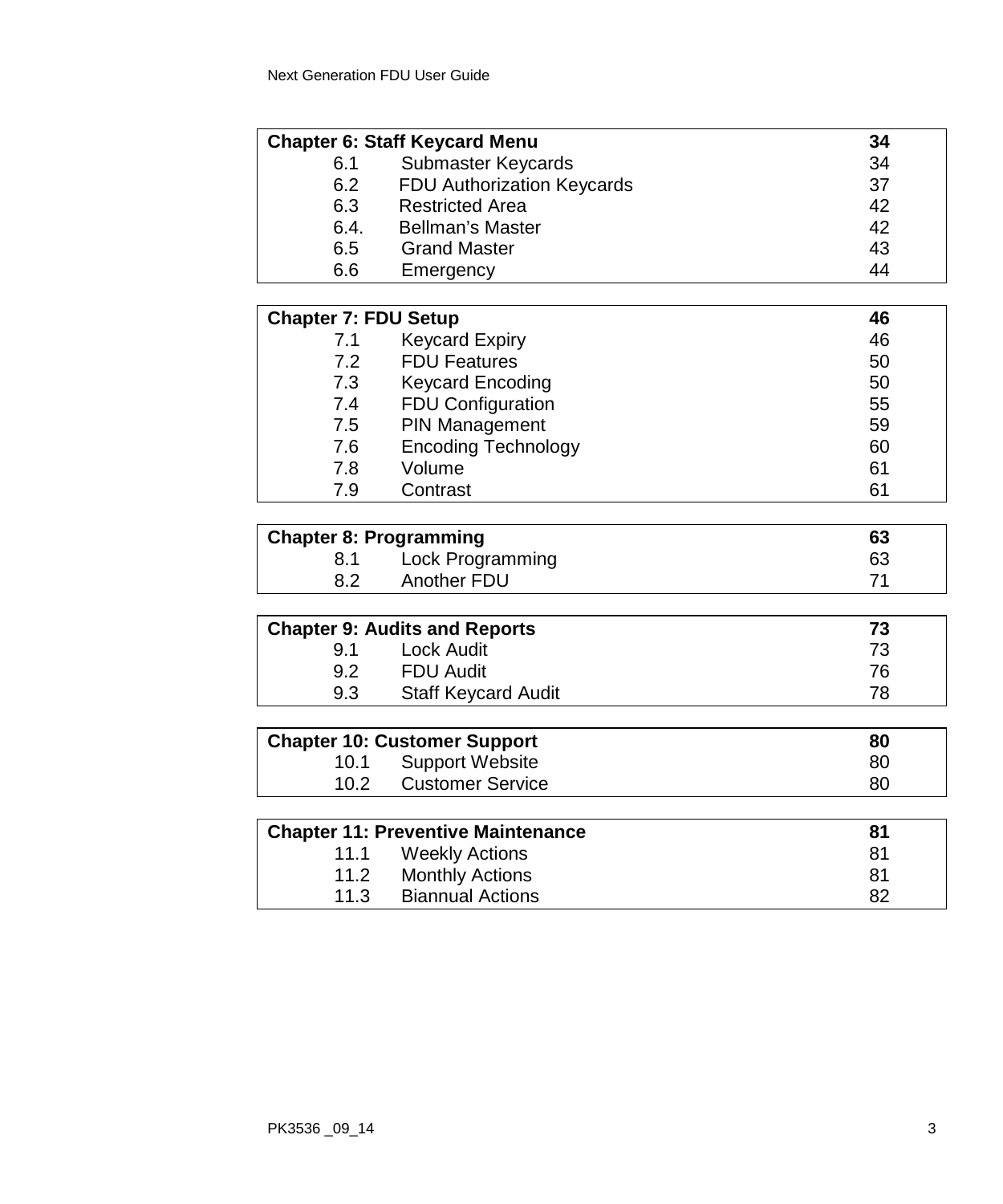| Chapter 6: Staff Keycard Menu | | 34 |
|---|---|---|
| 6.1 | Submaster Keycards | 34 |
| 6.2 | FDU Authorization Keycards | 37 |
| 6.3 | Restricted Area | 42 |
| 6.4. | Bellman's Master | 42 |
| 6.5 | Grand Master | 43 |
| 6.6 | Emergency | 44 |

| Chapter 7: FDU Setup | | 46 |
|---|---|---|
| 7.1 | Keycard Expiry | 46 |
| 7.2 | FDU Features | 50 |
| 7.3 | Keycard Encoding | 50 |
| 7.4 | FDU Configuration | 55 |
| 7.5 | PIN Management | 59 |
| 7.6 | Encoding Technology | 60 |
| 7.8 | Volume | 61 |
| 7.9 | Contrast | 61 |

| Chapter 8: Programming | | 63 |
|---|---|---|
| 8.1 | Lock Programming | 63 |
| 8.2 | Another FDU | 71 |

| Chapter 9: Audits and Reports | | 73 |
|---|---|---|
| 9.1 | Lock Audit | 73 |
| 9.2 | FDU Audit | 76 |
| 9.3 | Staff Keycard Audit | 78 |

| Chapter 10: Customer Support | | 80 |
|---|---|---|
| 10.1 | Support Website | 80 |
| 10.2 | Customer Service | 80 |

| Chapter 11: Preventive Maintenance | | 81 |
|---|---|---|
| 11.1 | Weekly Actions | 81 |
| 11.2 | Monthly Actions | 81 |
| 11.3 | Biannual Actions | 82 |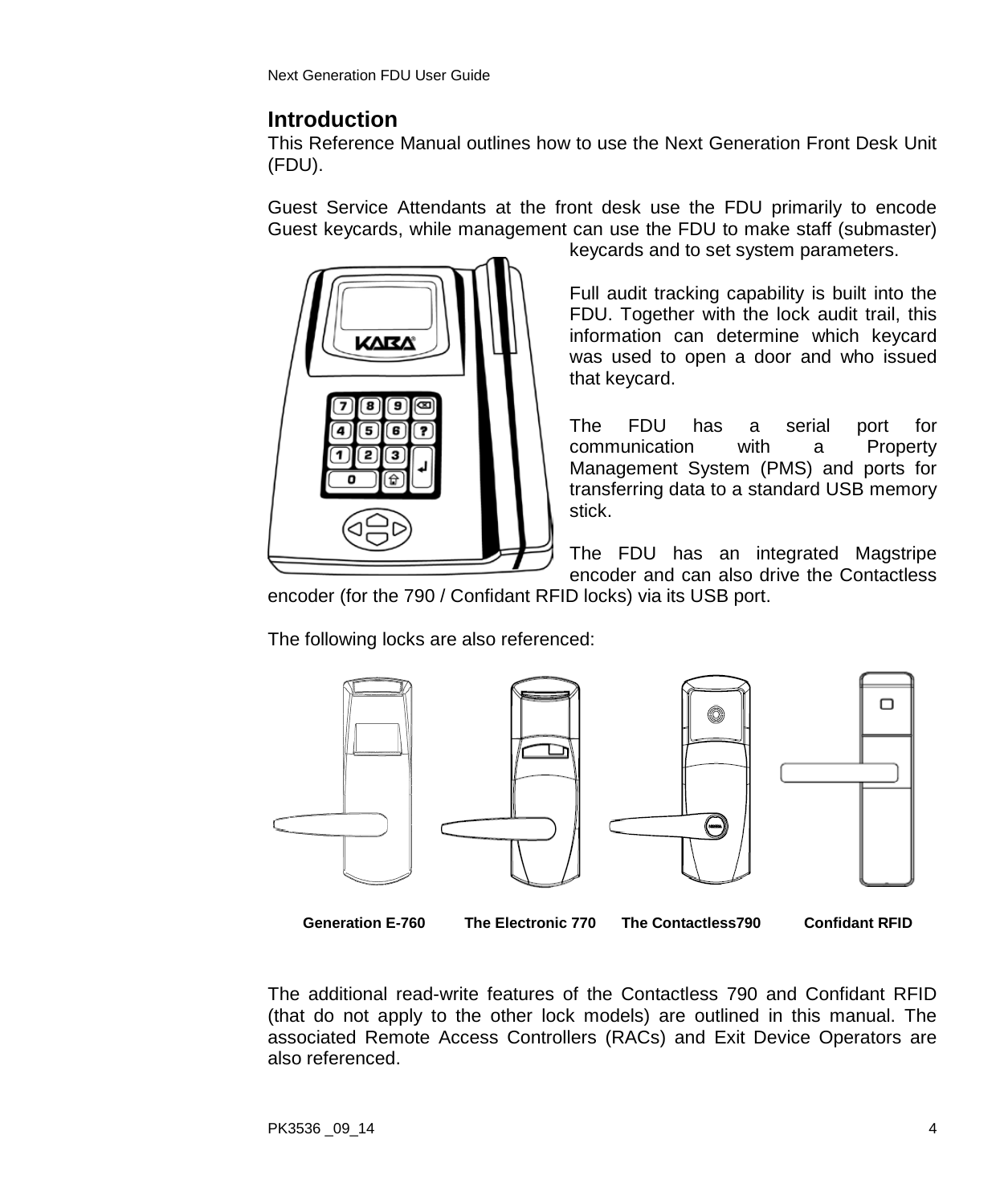## Introduction

This Reference Manual outlines how to use the Next Generation Front Desk Unit (FDU).

Guest Service Attendants at the front desk use the FDU primarily to encode Guest keycards, while management can use the FDU to make staff (submaster) keycards and to set system parameters.

Full audit tracking capability is built into the FDU. Together with the lock audit trail, this information can determine which keycard was used to open a door and who issued that keycard.

The FDU has a serial port for communication with a Property Management System (PMS) and ports for transferring data to a standard USB memory stick.

The FDU has an integrated Magstripe encoder and can also drive the Contactless encoder (for the 790 / Confidant RFID locks) via its USB port.

The following locks are also referenced:

**Generation E-760** **The Electronic 770** **The Contactless790** **Confidant RFID**

The additional read-write features of the Contactless 790 and Confidant RFID (that do not apply to the other lock models) are outlined in this manual. The associated Remote Access Controllers (RACs) and Exit Device Operators are also referenced.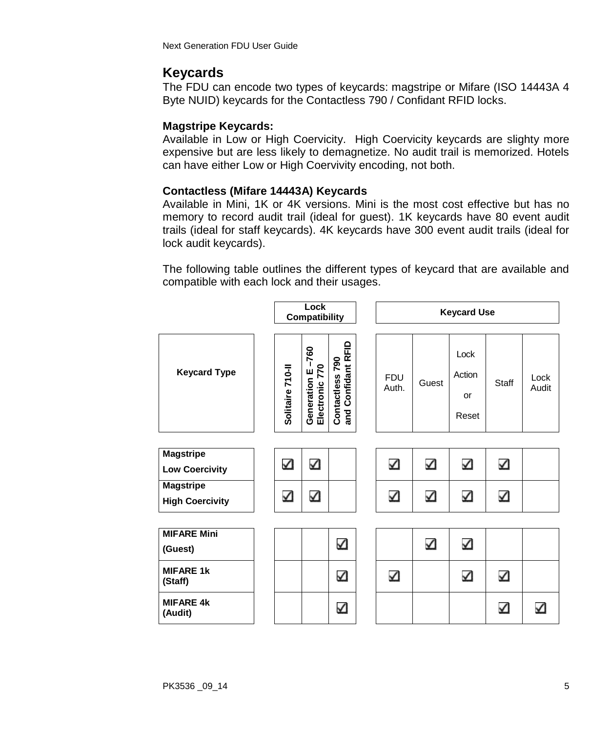## Keycards

The FDU can encode two types of keycards: magstripe or Mifare (ISO 14443A 4 Byte NUID) keycards for the Contactless 790 / Confidant RFID locks.

**Magstripe Keycards:**
Available in Low or High Coervicity. High Coervicity keycards are slighty more expensive but are less likely to demagnetize. No audit trail is memorized. Hotels can have either Low or High Coervivity encoding, not both.

**Contactless (Mifare 14443A) Keycards**
Available in Mini, 1K or 4K versions. Mini is the most cost effective but has no memory to record audit trail (ideal for guest). 1K keycards have 80 event audit trails (ideal for staff keycards). 4K keycards have 300 event audit trails (ideal for lock audit keycards).

The following table outlines the different types of keycard that are available and compatible with each lock and their usages.

| | Lock Compatibility | | | Keycard Use | | | | |
|---|---|---|---|---|---|---|---|---|
| **Keycard Type** | **Solitaire 710-II** | **Generation E –760 Electronic 770** | **Contactless 790 and Confidant RFID** | FDU Auth. | Guest | Lock Action or Reset | Staff | Lock Audit |
| **Magstripe Low Coercivity** | ☑ | ☑ | | ☑ | ☑ | ☑ | ☑ | |
| **Magstripe High Coercivity** | ☑ | ☑ | | ☑ | ☑ | ☑ | ☑ | |
| **MIFARE Mini (Guest)** | | | ☑ | | ☑ | ☑ | | |
| **MIFARE 1k (Staff)** | | | ☑ | ☑ | | ☑ | ☑ | |
| **MIFARE 4k (Audit)** | | | ☑ | | | | ☑ | ☑ |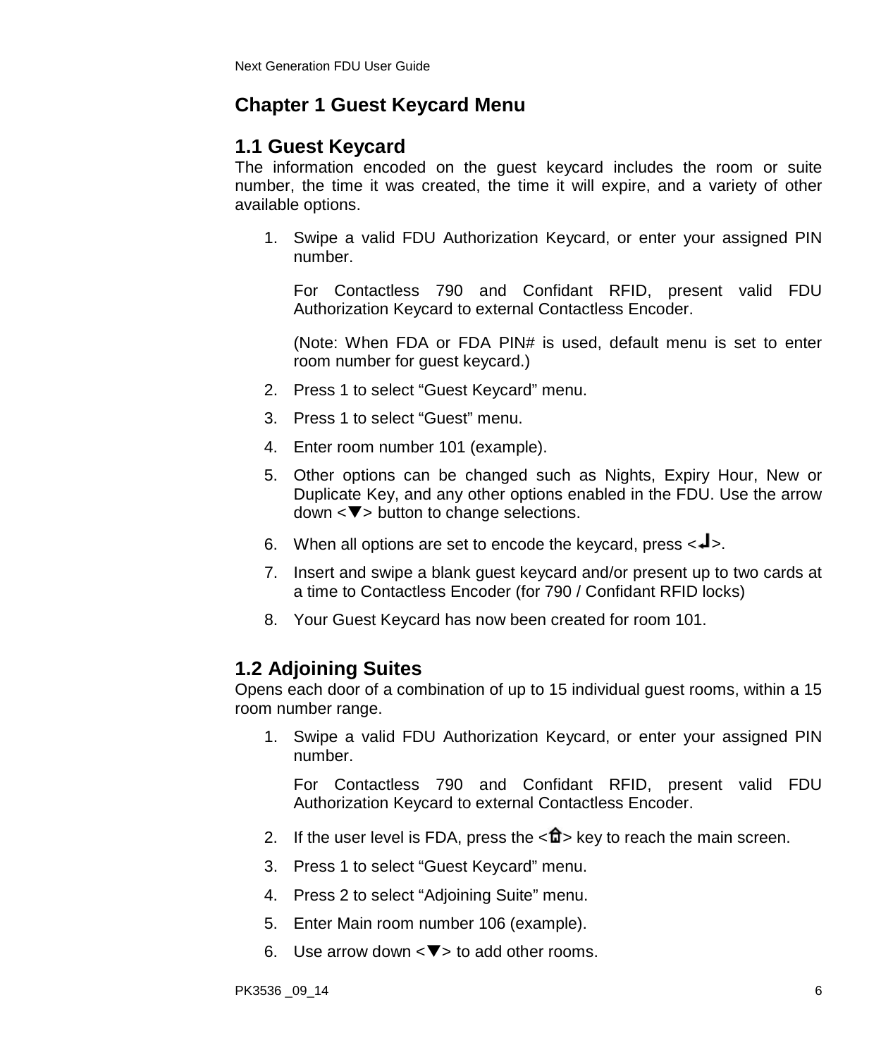# Chapter 1 Guest Keycard Menu

## 1.1 Guest Keycard

The information encoded on the guest keycard includes the room or suite number, the time it was created, the time it will expire, and a variety of other available options.

1. Swipe a valid FDU Authorization Keycard, or enter your assigned PIN number.

   For Contactless 790 and Confidant RFID, present valid FDU Authorization Keycard to external Contactless Encoder.

   (Note: When FDA or FDA PIN# is used, default menu is set to enter room number for guest keycard.)
2. Press 1 to select “Guest Keycard” menu.
3. Press 1 to select “Guest” menu.
4. Enter room number 101 (example).
5. Other options can be changed such as Nights, Expiry Hour, New or Duplicate Key, and any other options enabled in the FDU. Use the arrow down <▼> button to change selections.
6. When all options are set to encode the keycard, press <↵>.
7. Insert and swipe a blank guest keycard and/or present up to two cards at a time to Contactless Encoder (for 790 / Confidant RFID locks)
8. Your Guest Keycard has now been created for room 101.

## 1.2 Adjoining Suites

Opens each door of a combination of up to 15 individual guest rooms, within a 15 room number range.

1. Swipe a valid FDU Authorization Keycard, or enter your assigned PIN number.

   For Contactless 790 and Confidant RFID, present valid FDU Authorization Keycard to external Contactless Encoder.
2. If the user level is FDA, press the <⌂> key to reach the main screen.
3. Press 1 to select “Guest Keycard” menu.
4. Press 2 to select “Adjoining Suite” menu.
5. Enter Main room number 106 (example).
6. Use arrow down <▼> to add other rooms.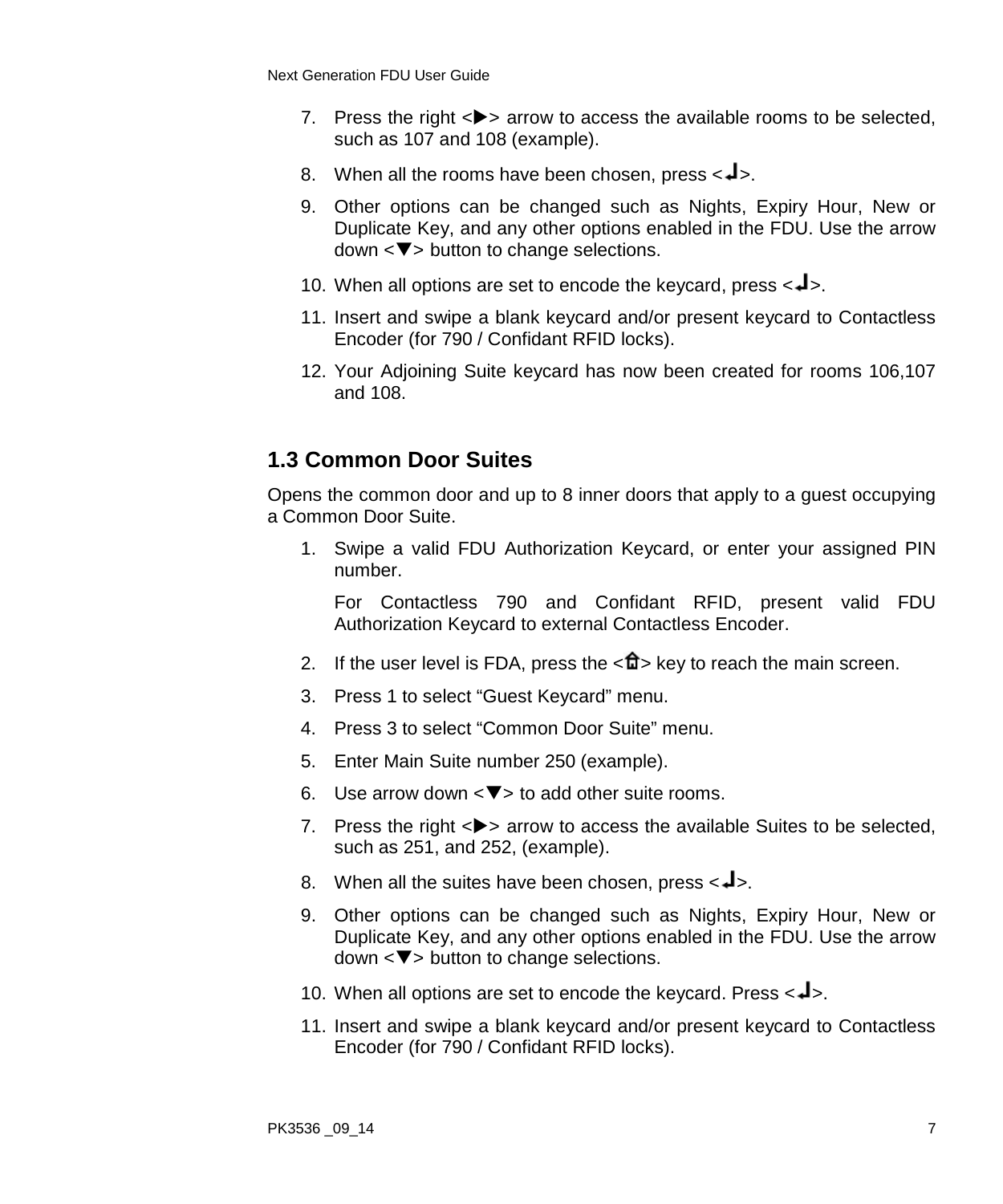7. Press the right <▶> arrow to access the available rooms to be selected, such as 107 and 108 (example).
8. When all the rooms have been chosen, press <↵>.
9. Other options can be changed such as Nights, Expiry Hour, New or Duplicate Key, and any other options enabled in the FDU. Use the arrow down <▼> button to change selections.
10. When all options are set to encode the keycard, press <↵>.
11. Insert and swipe a blank keycard and/or present keycard to Contactless Encoder (for 790 / Confidant RFID locks).
12. Your Adjoining Suite keycard has now been created for rooms 106,107 and 108.

## 1.3 Common Door Suites

Opens the common door and up to 8 inner doors that apply to a guest occupying a Common Door Suite.

1. Swipe a valid FDU Authorization Keycard, or enter your assigned PIN number.

   For Contactless 790 and Confidant RFID, present valid FDU Authorization Keycard to external Contactless Encoder.

2. If the user level is FDA, press the <⌂> key to reach the main screen.
3. Press 1 to select "Guest Keycard" menu.
4. Press 3 to select "Common Door Suite" menu.
5. Enter Main Suite number 250 (example).
6. Use arrow down <▼> to add other suite rooms.
7. Press the right <▶> arrow to access the available Suites to be selected, such as 251, and 252, (example).
8. When all the suites have been chosen, press <↵>.
9. Other options can be changed such as Nights, Expiry Hour, New or Duplicate Key, and any other options enabled in the FDU. Use the arrow down <▼> button to change selections.
10. When all options are set to encode the keycard. Press <↵>.
11. Insert and swipe a blank keycard and/or present keycard to Contactless Encoder (for 790 / Confidant RFID locks).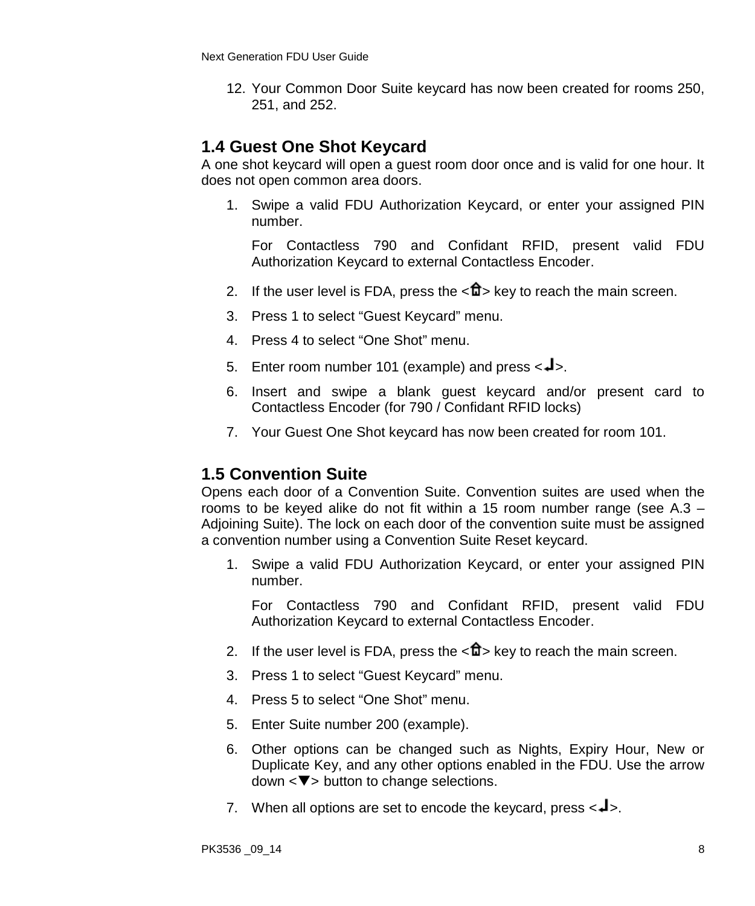12. Your Common Door Suite keycard has now been created for rooms 250, 251, and 252.

## 1.4 Guest One Shot Keycard

A one shot keycard will open a guest room door once and is valid for one hour. It does not open common area doors.

1. Swipe a valid FDU Authorization Keycard, or enter your assigned PIN number.

   For Contactless 790 and Confidant RFID, present valid FDU Authorization Keycard to external Contactless Encoder.

2. If the user level is FDA, press the <🏠> key to reach the main screen.
3. Press 1 to select “Guest Keycard” menu.
4. Press 4 to select “One Shot” menu.
5. Enter room number 101 (example) and press <↵>.
6. Insert and swipe a blank guest keycard and/or present card to Contactless Encoder (for 790 / Confidant RFID locks)
7. Your Guest One Shot keycard has now been created for room 101.

## 1.5 Convention Suite

Opens each door of a Convention Suite. Convention suites are used when the rooms to be keyed alike do not fit within a 15 room number range (see A.3 – Adjoining Suite). The lock on each door of the convention suite must be assigned a convention number using a Convention Suite Reset keycard.

1. Swipe a valid FDU Authorization Keycard, or enter your assigned PIN number.

   For Contactless 790 and Confidant RFID, present valid FDU Authorization Keycard to external Contactless Encoder.

2. If the user level is FDA, press the <🏠> key to reach the main screen.
3. Press 1 to select “Guest Keycard” menu.
4. Press 5 to select “One Shot” menu.
5. Enter Suite number 200 (example).
6. Other options can be changed such as Nights, Expiry Hour, New or Duplicate Key, and any other options enabled in the FDU. Use the arrow down <▼> button to change selections.
7. When all options are set to encode the keycard, press <↵>.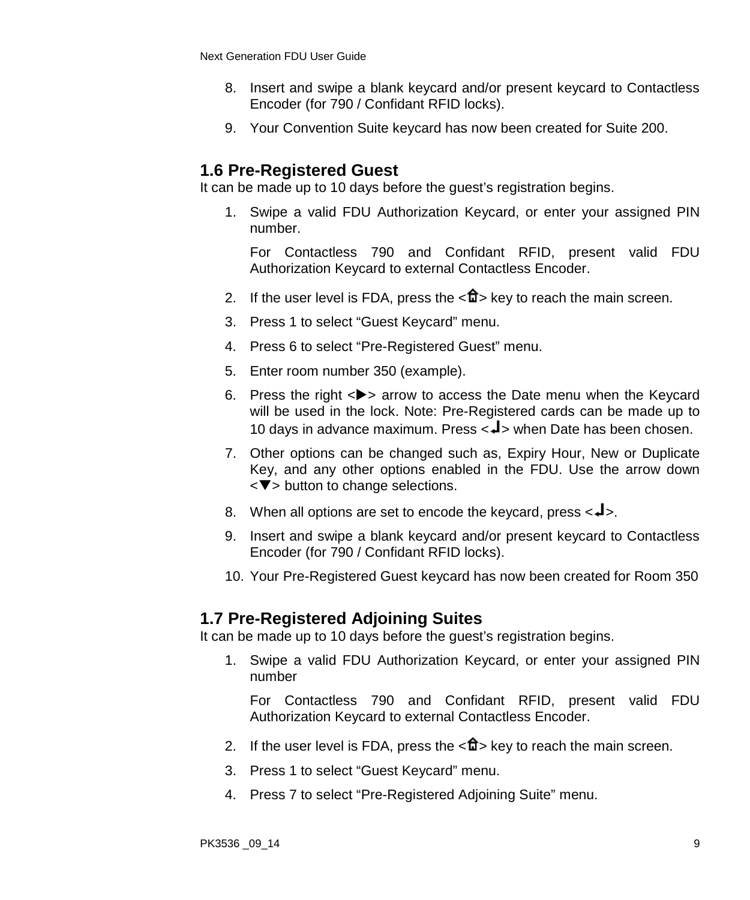8. Insert and swipe a blank keycard and/or present keycard to Contactless Encoder (for 790 / Confidant RFID locks).
9. Your Convention Suite keycard has now been created for Suite 200.

## 1.6 Pre-Registered Guest

It can be made up to 10 days before the guest's registration begins.

1. Swipe a valid FDU Authorization Keycard, or enter your assigned PIN number.

   For Contactless 790 and Confidant RFID, present valid FDU Authorization Keycard to external Contactless Encoder.
2. If the user level is FDA, press the <⌂> key to reach the main screen.
3. Press 1 to select "Guest Keycard" menu.
4. Press 6 to select "Pre-Registered Guest" menu.
5. Enter room number 350 (example).
6. Press the right <▶> arrow to access the Date menu when the Keycard will be used in the lock. Note: Pre-Registered cards can be made up to 10 days in advance maximum. Press <↵> when Date has been chosen.
7. Other options can be changed such as, Expiry Hour, New or Duplicate Key, and any other options enabled in the FDU. Use the arrow down <▼> button to change selections.
8. When all options are set to encode the keycard, press <↵>.
9. Insert and swipe a blank keycard and/or present keycard to Contactless Encoder (for 790 / Confidant RFID locks).
10. Your Pre-Registered Guest keycard has now been created for Room 350

## 1.7 Pre-Registered Adjoining Suites

It can be made up to 10 days before the guest's registration begins.

1. Swipe a valid FDU Authorization Keycard, or enter your assigned PIN number

   For Contactless 790 and Confidant RFID, present valid FDU Authorization Keycard to external Contactless Encoder.
2. If the user level is FDA, press the <⌂> key to reach the main screen.
3. Press 1 to select "Guest Keycard" menu.
4. Press 7 to select "Pre-Registered Adjoining Suite" menu.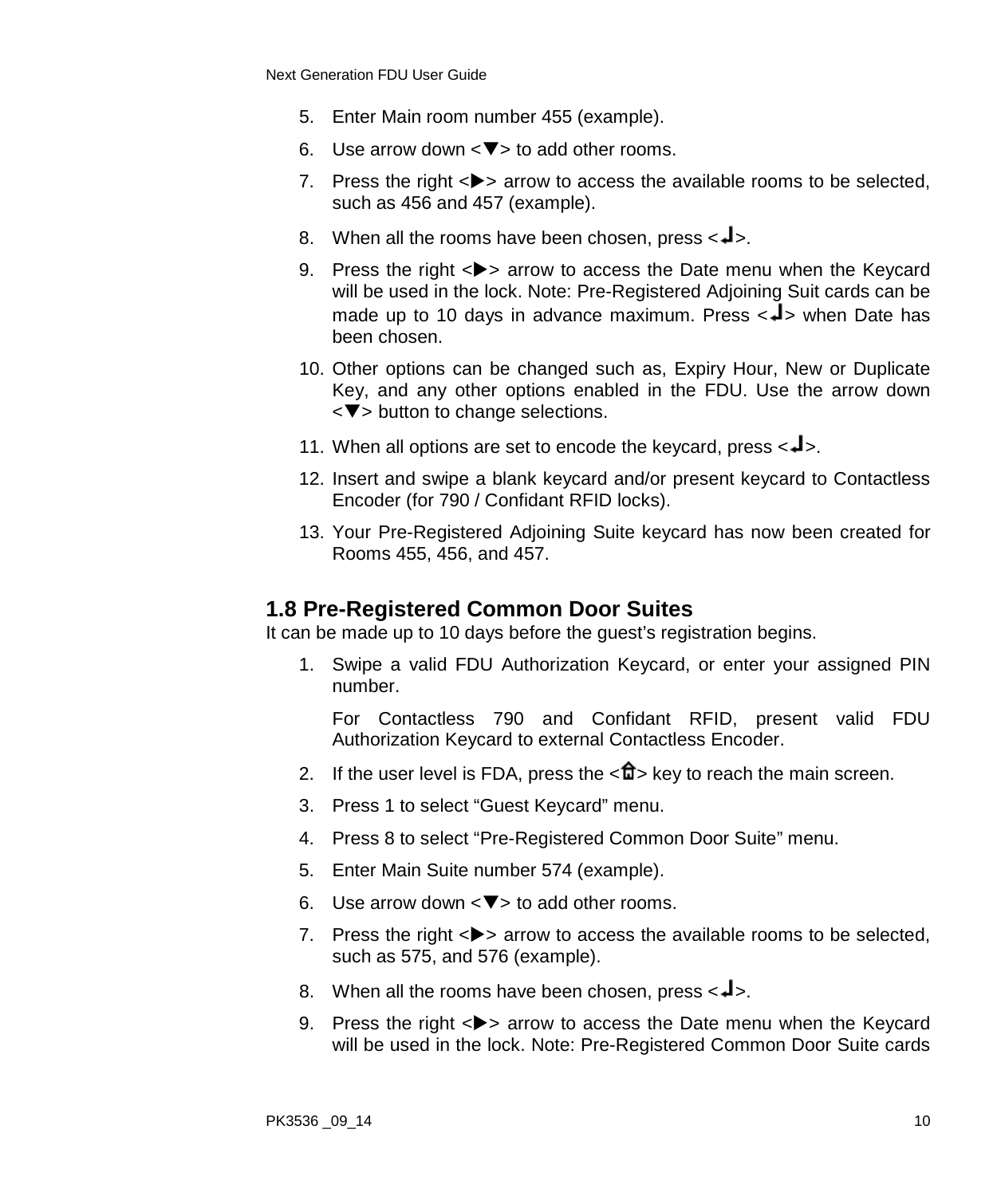5. Enter Main room number 455 (example).
6. Use arrow down <▼> to add other rooms.
7. Press the right <▶> arrow to access the available rooms to be selected, such as 456 and 457 (example).
8. When all the rooms have been chosen, press <↵>.
9. Press the right <▶> arrow to access the Date menu when the Keycard will be used in the lock. Note: Pre-Registered Adjoining Suit cards can be made up to 10 days in advance maximum. Press <↵> when Date has been chosen.
10. Other options can be changed such as, Expiry Hour, New or Duplicate Key, and any other options enabled in the FDU. Use the arrow down <▼> button to change selections.
11. When all options are set to encode the keycard, press <↵>.
12. Insert and swipe a blank keycard and/or present keycard to Contactless Encoder (for 790 / Confidant RFID locks).
13. Your Pre-Registered Adjoining Suite keycard has now been created for Rooms 455, 456, and 457.

## 1.8 Pre-Registered Common Door Suites

It can be made up to 10 days before the guest's registration begins.

1. Swipe a valid FDU Authorization Keycard, or enter your assigned PIN number.

   For Contactless 790 and Confidant RFID, present valid FDU Authorization Keycard to external Contactless Encoder.
2. If the user level is FDA, press the <⌂> key to reach the main screen.
3. Press 1 to select "Guest Keycard" menu.
4. Press 8 to select "Pre-Registered Common Door Suite" menu.
5. Enter Main Suite number 574 (example).
6. Use arrow down <▼> to add other rooms.
7. Press the right <▶> arrow to access the available rooms to be selected, such as 575, and 576 (example).
8. When all the rooms have been chosen, press <↵>.
9. Press the right <▶> arrow to access the Date menu when the Keycard will be used in the lock. Note: Pre-Registered Common Door Suite cards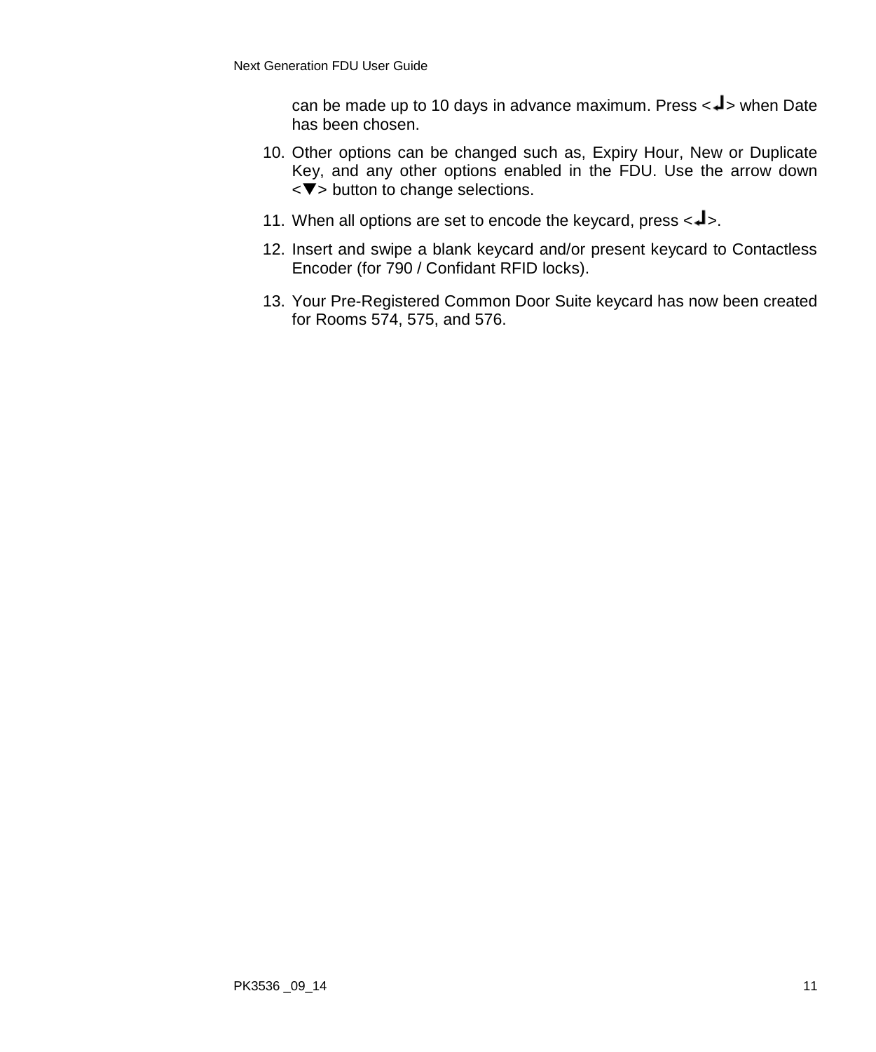can be made up to 10 days in advance maximum. Press <↵> when Date has been chosen.

10. Other options can be changed such as, Expiry Hour, New or Duplicate Key, and any other options enabled in the FDU. Use the arrow down <▼> button to change selections.
11. When all options are set to encode the keycard, press <↵>.
12. Insert and swipe a blank keycard and/or present keycard to Contactless Encoder (for 790 / Confidant RFID locks).
13. Your Pre-Registered Common Door Suite keycard has now been created for Rooms 574, 575, and 576.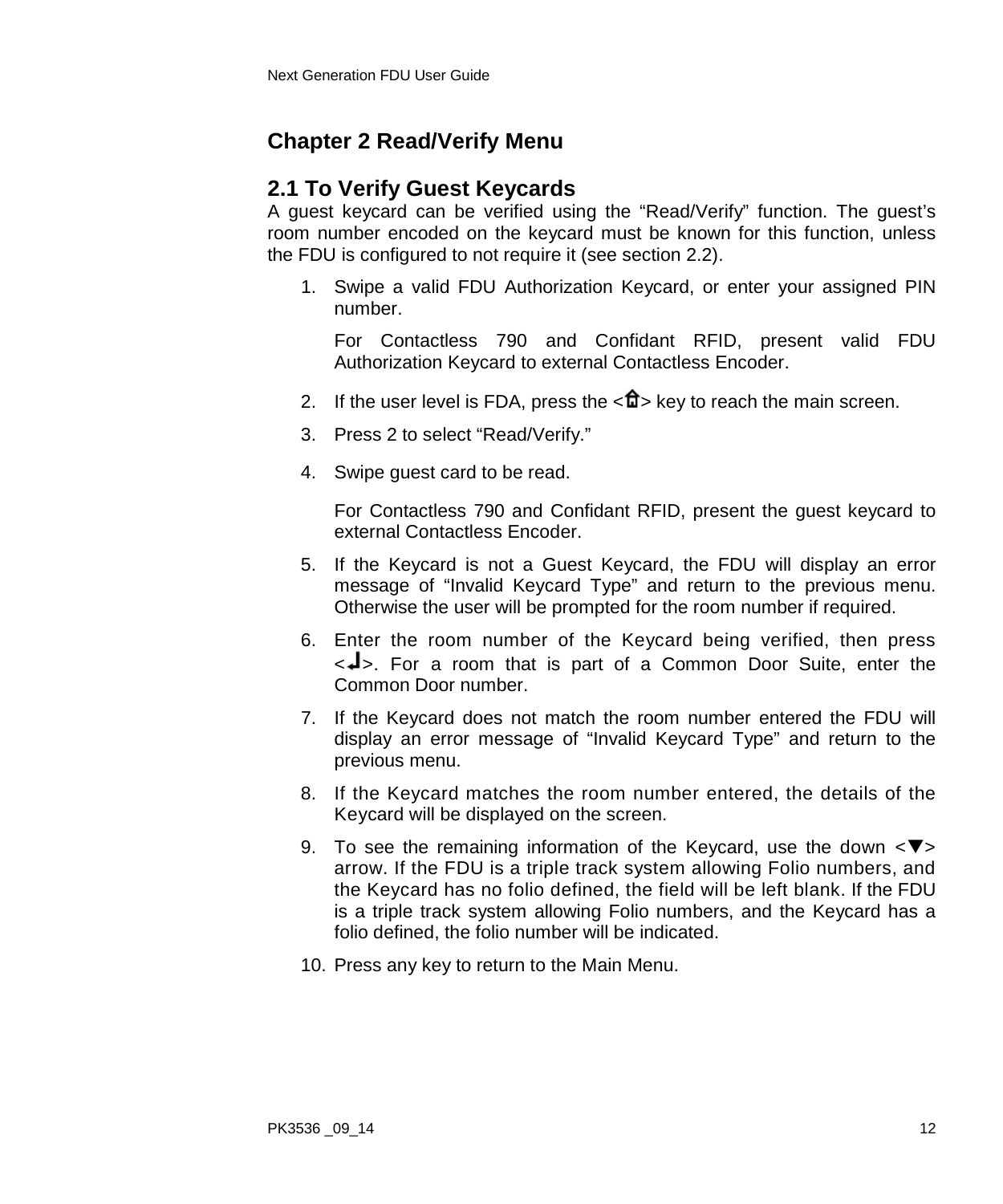# Chapter 2 Read/Verify Menu

## 2.1 To Verify Guest Keycards

A guest keycard can be verified using the “Read/Verify” function. The guest’s room number encoded on the keycard must be known for this function, unless the FDU is configured to not require it (see section 2.2).

1. Swipe a valid FDU Authorization Keycard, or enter your assigned PIN number.

   For Contactless 790 and Confidant RFID, present valid FDU Authorization Keycard to external Contactless Encoder.

2. If the user level is FDA, press the <🏠> key to reach the main screen.
3. Press 2 to select “Read/Verify.”
4. Swipe guest card to be read.

   For Contactless 790 and Confidant RFID, present the guest keycard to external Contactless Encoder.

5. If the Keycard is not a Guest Keycard, the FDU will display an error message of “Invalid Keycard Type” and return to the previous menu. Otherwise the user will be prompted for the room number if required.
6. Enter the room number of the Keycard being verified, then press <↵>. For a room that is part of a Common Door Suite, enter the Common Door number.
7. If the Keycard does not match the room number entered the FDU will display an error message of “Invalid Keycard Type” and return to the previous menu.
8. If the Keycard matches the room number entered, the details of the Keycard will be displayed on the screen.
9. To see the remaining information of the Keycard, use the down <▼> arrow. If the FDU is a triple track system allowing Folio numbers, and the Keycard has no folio defined, the field will be left blank. If the FDU is a triple track system allowing Folio numbers, and the Keycard has a folio defined, the folio number will be indicated.
10. Press any key to return to the Main Menu.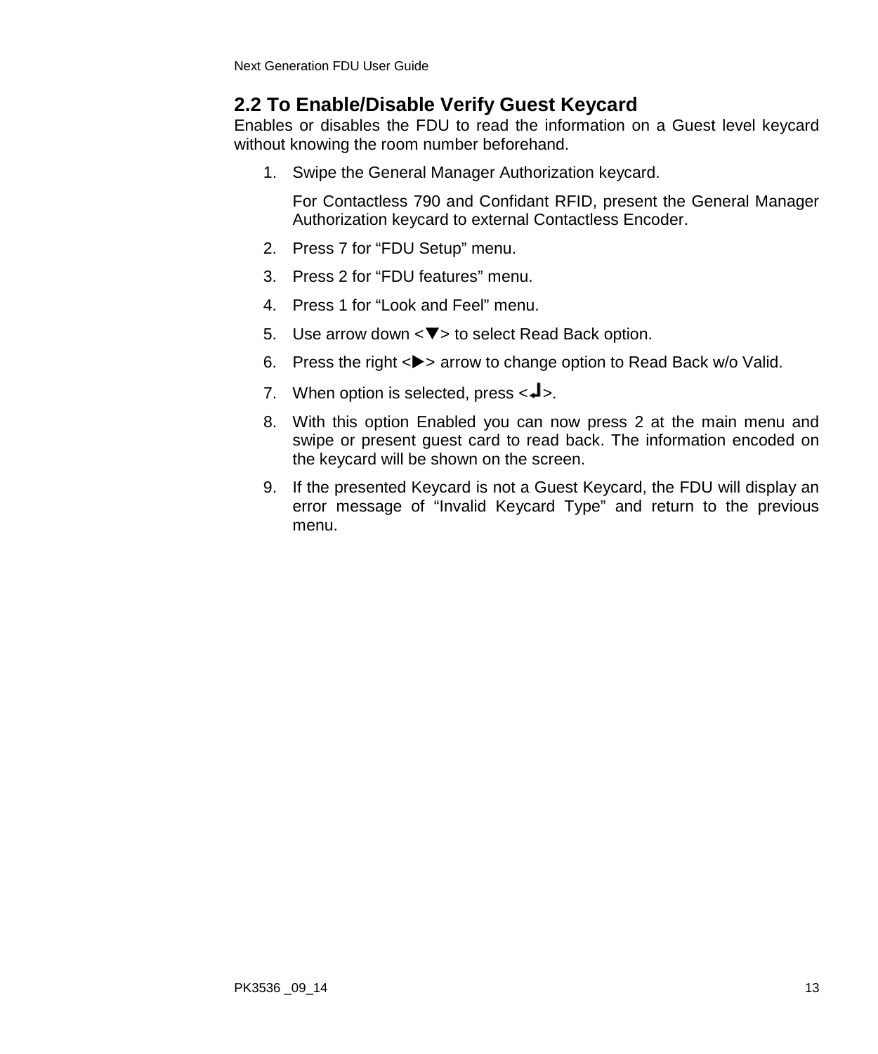## 2.2 To Enable/Disable Verify Guest Keycard

Enables or disables the FDU to read the information on a Guest level keycard without knowing the room number beforehand.

1. Swipe the General Manager Authorization keycard.

   For Contactless 790 and Confidant RFID, present the General Manager Authorization keycard to external Contactless Encoder.

2. Press 7 for "FDU Setup" menu.
3. Press 2 for "FDU features" menu.
4. Press 1 for "Look and Feel" menu.
5. Use arrow down <▼> to select Read Back option.
6. Press the right <▶> arrow to change option to Read Back w/o Valid.
7. When option is selected, press <↵>.
8. With this option Enabled you can now press 2 at the main menu and swipe or present guest card to read back. The information encoded on the keycard will be shown on the screen.
9. If the presented Keycard is not a Guest Keycard, the FDU will display an error message of "Invalid Keycard Type" and return to the previous menu.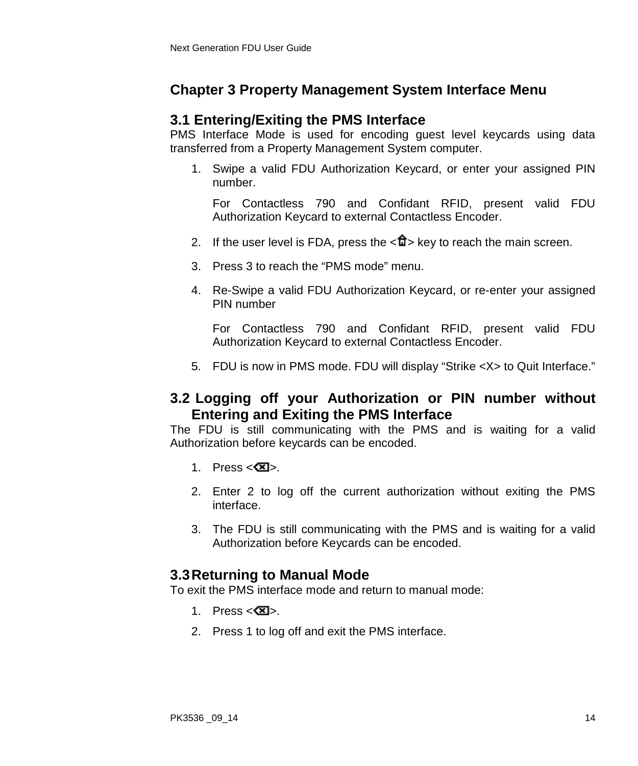# Chapter 3 Property Management System Interface Menu

## 3.1 Entering/Exiting the PMS Interface

PMS Interface Mode is used for encoding guest level keycards using data transferred from a Property Management System computer.

1. Swipe a valid FDU Authorization Keycard, or enter your assigned PIN number.

   For Contactless 790 and Confidant RFID, present valid FDU Authorization Keycard to external Contactless Encoder.

2. If the user level is FDA, press the <⌂> key to reach the main screen.

3. Press 3 to reach the "PMS mode" menu.

4. Re-Swipe a valid FDU Authorization Keycard, or re-enter your assigned PIN number

   For Contactless 790 and Confidant RFID, present valid FDU Authorization Keycard to external Contactless Encoder.

5. FDU is now in PMS mode. FDU will display "Strike <X> to Quit Interface."

## 3.2 Logging off your Authorization or PIN number without Entering and Exiting the PMS Interface

The FDU is still communicating with the PMS and is waiting for a valid Authorization before keycards can be encoded.

1. Press <⌫>.

2. Enter 2 to log off the current authorization without exiting the PMS interface.

3. The FDU is still communicating with the PMS and is waiting for a valid Authorization before Keycards can be encoded.

## 3.3 Returning to Manual Mode

To exit the PMS interface mode and return to manual mode:

1. Press <⌫>.
2. Press 1 to log off and exit the PMS interface.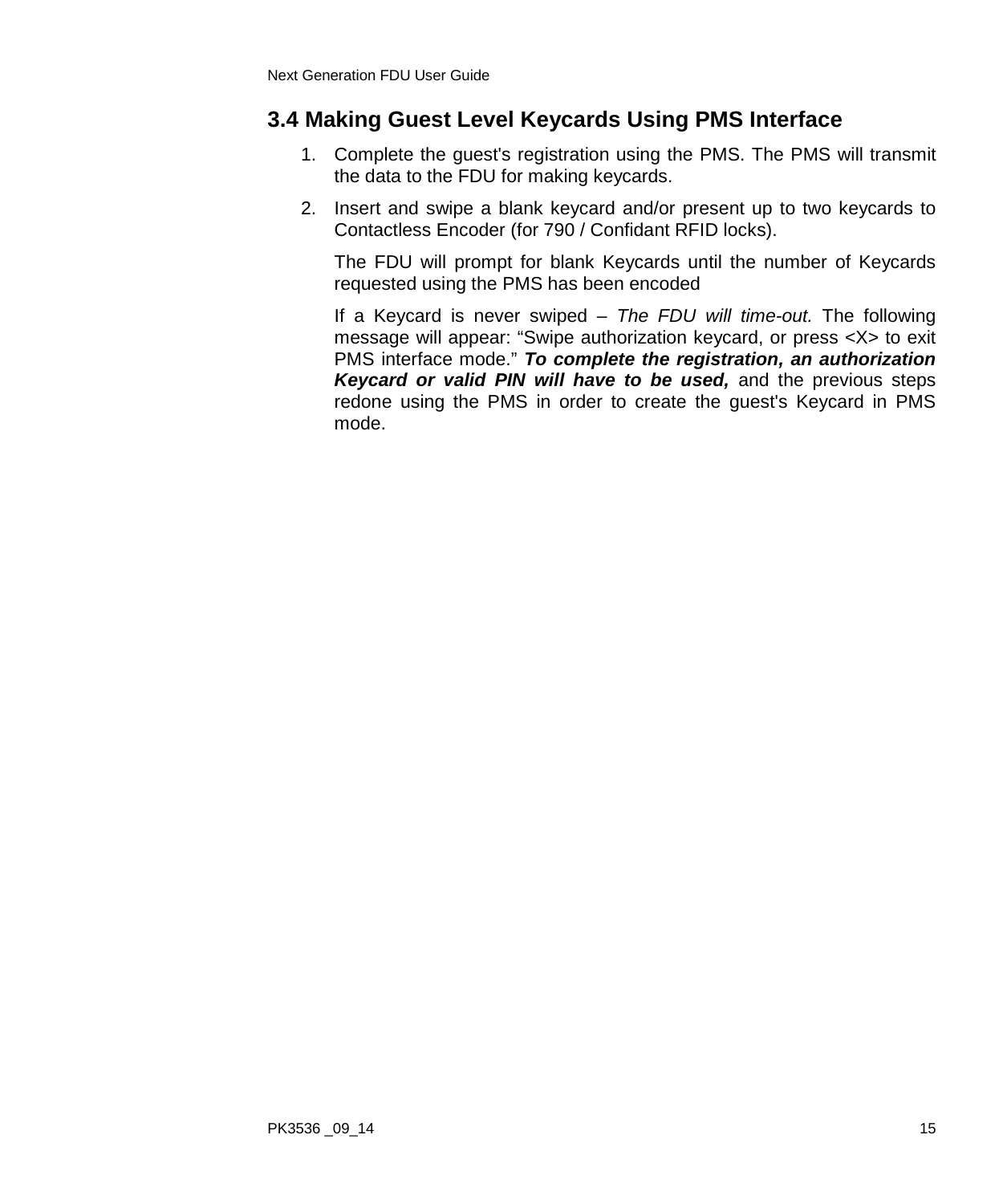## 3.4 Making Guest Level Keycards Using PMS Interface

1. Complete the guest's registration using the PMS. The PMS will transmit the data to the FDU for making keycards.
2. Insert and swipe a blank keycard and/or present up to two keycards to Contactless Encoder (for 790 / Confidant RFID locks).

   The FDU will prompt for blank Keycards until the number of Keycards requested using the PMS has been encoded

   If a Keycard is never swiped – *The FDU will time-out.* The following message will appear: "Swipe authorization keycard, or press <X> to exit PMS interface mode." ***To complete the registration, an authorization Keycard or valid PIN will have to be used,*** and the previous steps redone using the PMS in order to create the guest's Keycard in PMS mode.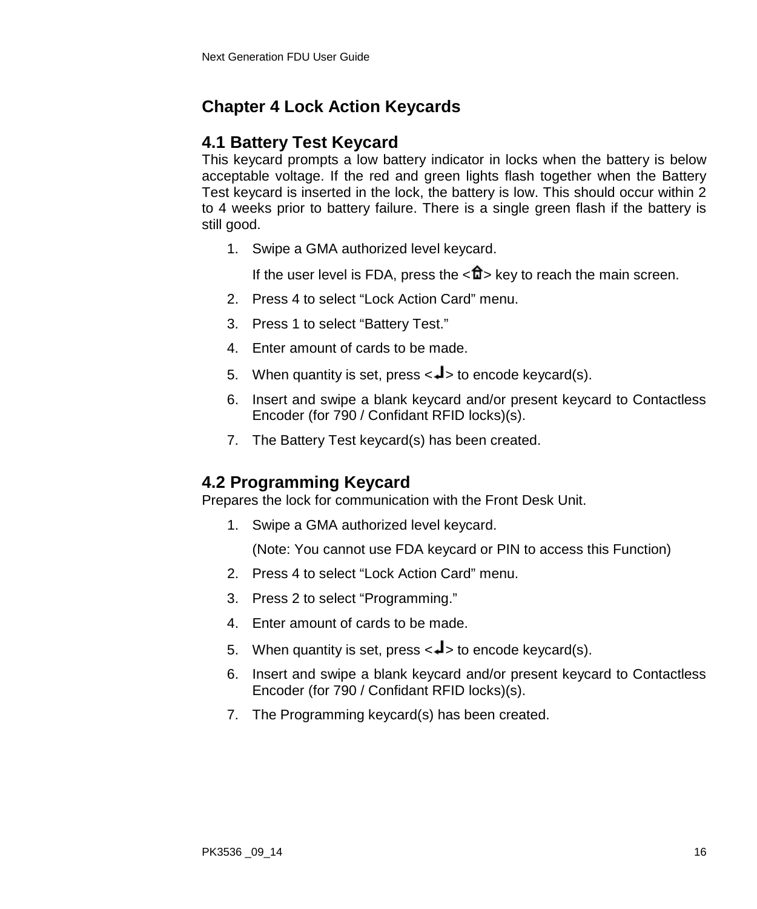# Chapter 4 Lock Action Keycards

## 4.1 Battery Test Keycard

This keycard prompts a low battery indicator in locks when the battery is below acceptable voltage. If the red and green lights flash together when the Battery Test keycard is inserted in the lock, the battery is low. This should occur within 2 to 4 weeks prior to battery failure. There is a single green flash if the battery is still good.

1. Swipe a GMA authorized level keycard.

   If the user level is FDA, press the <⌂> key to reach the main screen.

2. Press 4 to select “Lock Action Card” menu.
3. Press 1 to select “Battery Test.”
4. Enter amount of cards to be made.
5. When quantity is set, press <↵> to encode keycard(s).
6. Insert and swipe a blank keycard and/or present keycard to Contactless Encoder (for 790 / Confidant RFID locks)(s).
7. The Battery Test keycard(s) has been created.

## 4.2 Programming Keycard

Prepares the lock for communication with the Front Desk Unit.

1. Swipe a GMA authorized level keycard.

   (Note: You cannot use FDA keycard or PIN to access this Function)

2. Press 4 to select “Lock Action Card” menu.
3. Press 2 to select “Programming.”
4. Enter amount of cards to be made.
5. When quantity is set, press <↵> to encode keycard(s).
6. Insert and swipe a blank keycard and/or present keycard to Contactless Encoder (for 790 / Confidant RFID locks)(s).
7. The Programming keycard(s) has been created.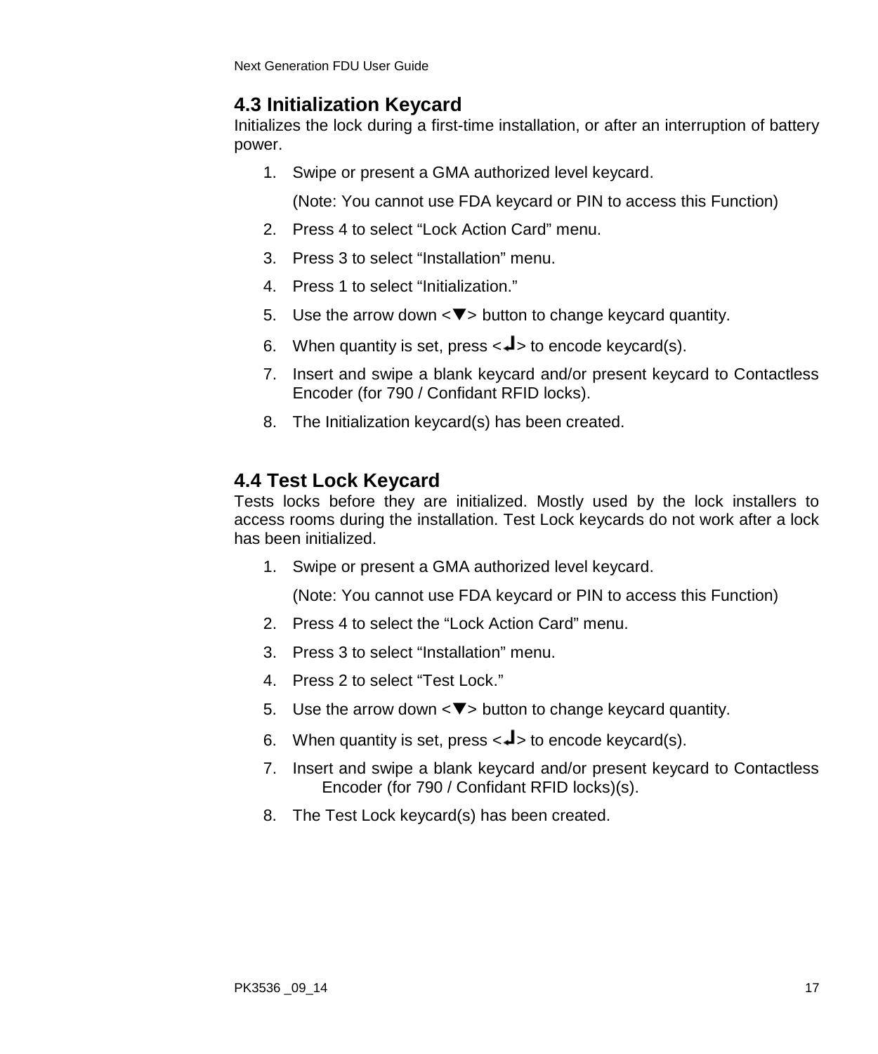## 4.3 Initialization Keycard

Initializes the lock during a first-time installation, or after an interruption of battery power.

1. Swipe or present a GMA authorized level keycard.

   (Note: You cannot use FDA keycard or PIN to access this Function)
2. Press 4 to select “Lock Action Card” menu.
3. Press 3 to select “Installation” menu.
4. Press 1 to select “Initialization.”
5. Use the arrow down <▼> button to change keycard quantity.
6. When quantity is set, press <↵> to encode keycard(s).
7. Insert and swipe a blank keycard and/or present keycard to Contactless Encoder (for 790 / Confidant RFID locks).
8. The Initialization keycard(s) has been created.

## 4.4 Test Lock Keycard

Tests locks before they are initialized. Mostly used by the lock installers to access rooms during the installation. Test Lock keycards do not work after a lock has been initialized.

1. Swipe or present a GMA authorized level keycard.

   (Note: You cannot use FDA keycard or PIN to access this Function)
2. Press 4 to select the “Lock Action Card” menu.
3. Press 3 to select “Installation” menu.
4. Press 2 to select “Test Lock.”
5. Use the arrow down <▼> button to change keycard quantity.
6. When quantity is set, press <↵> to encode keycard(s).
7. Insert and swipe a blank keycard and/or present keycard to Contactless Encoder (for 790 / Confidant RFID locks)(s).
8. The Test Lock keycard(s) has been created.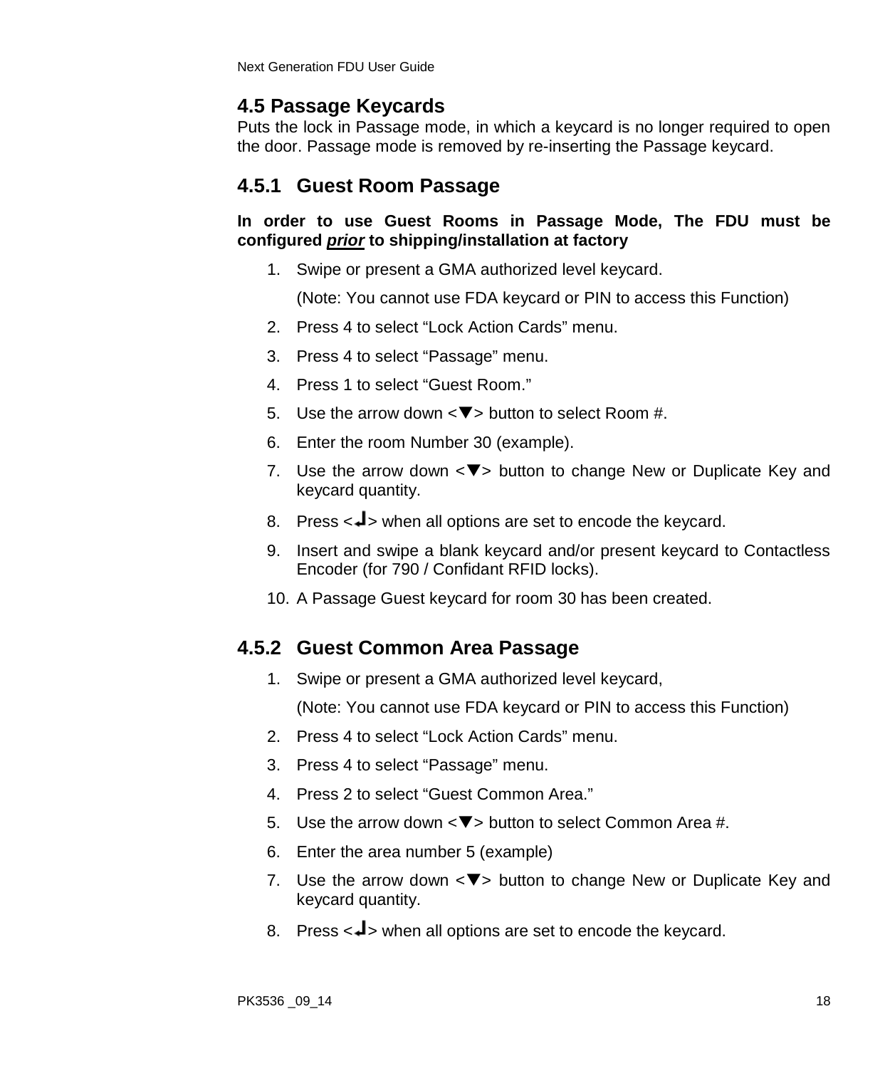## 4.5 Passage Keycards

Puts the lock in Passage mode, in which a keycard is no longer required to open the door. Passage mode is removed by re-inserting the Passage keycard.

### 4.5.1 Guest Room Passage

**In order to use Guest Rooms in Passage Mode, The FDU must be configured *__prior__* to shipping/installation at factory**

1. Swipe or present a GMA authorized level keycard.

   (Note: You cannot use FDA keycard or PIN to access this Function)
2. Press 4 to select “Lock Action Cards” menu.
3. Press 4 to select “Passage” menu.
4. Press 1 to select “Guest Room.”
5. Use the arrow down <▼> button to select Room #.
6. Enter the room Number 30 (example).
7. Use the arrow down <▼> button to change New or Duplicate Key and keycard quantity.
8. Press <↵> when all options are set to encode the keycard.
9. Insert and swipe a blank keycard and/or present keycard to Contactless Encoder (for 790 / Confidant RFID locks).
10. A Passage Guest keycard for room 30 has been created.

### 4.5.2 Guest Common Area Passage

1. Swipe or present a GMA authorized level keycard,

   (Note: You cannot use FDA keycard or PIN to access this Function)
2. Press 4 to select “Lock Action Cards” menu.
3. Press 4 to select “Passage” menu.
4. Press 2 to select “Guest Common Area.”
5. Use the arrow down <▼> button to select Common Area #.
6. Enter the area number 5 (example)
7. Use the arrow down <▼> button to change New or Duplicate Key and keycard quantity.
8. Press <↵> when all options are set to encode the keycard.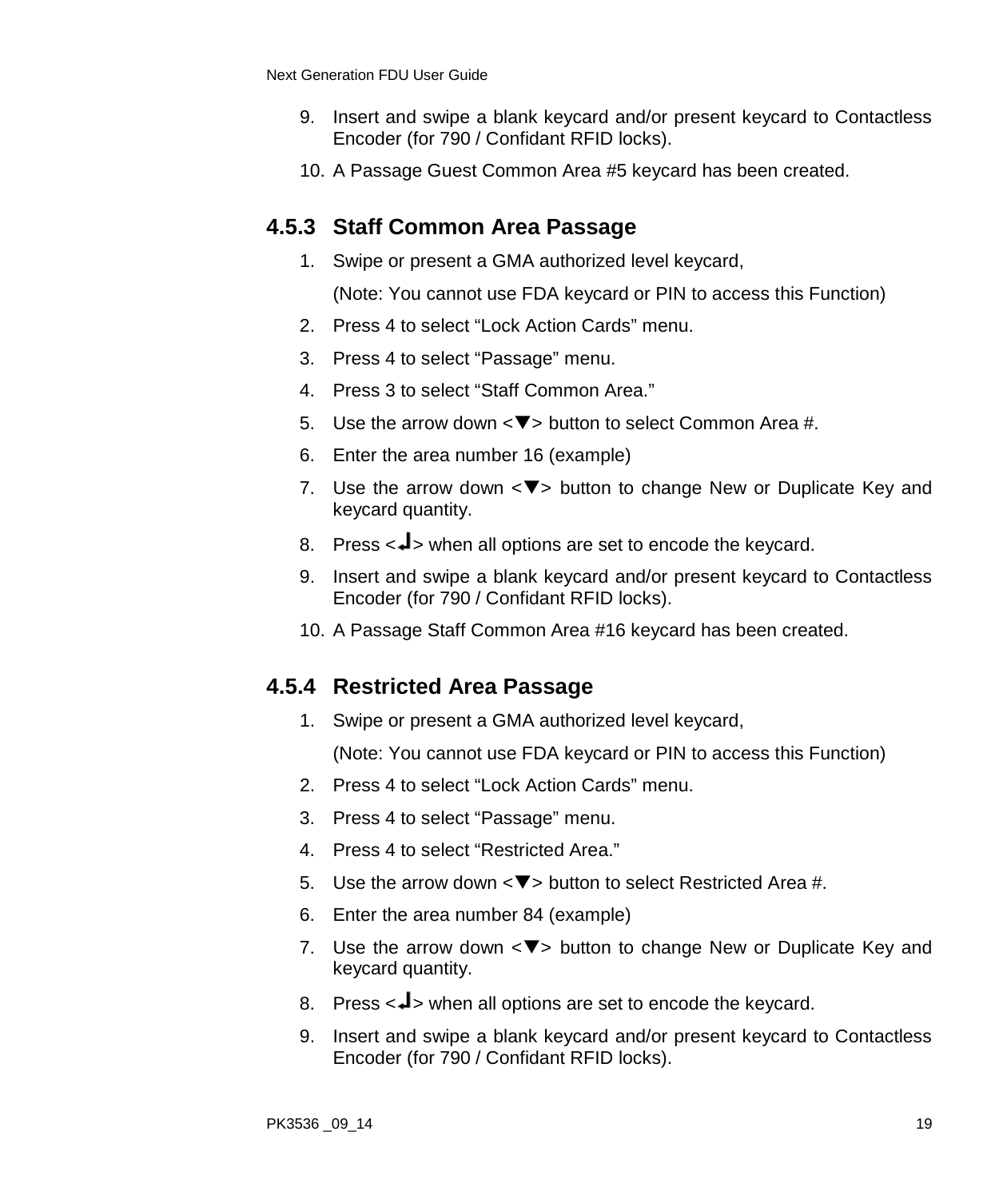9. Insert and swipe a blank keycard and/or present keycard to Contactless Encoder (for 790 / Confidant RFID locks).
10. A Passage Guest Common Area #5 keycard has been created.

### 4.5.3 Staff Common Area Passage

1. Swipe or present a GMA authorized level keycard,

   (Note: You cannot use FDA keycard or PIN to access this Function)
2. Press 4 to select “Lock Action Cards” menu.
3. Press 4 to select “Passage” menu.
4. Press 3 to select “Staff Common Area.”
5. Use the arrow down <▼> button to select Common Area #.
6. Enter the area number 16 (example)
7. Use the arrow down <▼> button to change New or Duplicate Key and keycard quantity.
8. Press <↵> when all options are set to encode the keycard.
9. Insert and swipe a blank keycard and/or present keycard to Contactless Encoder (for 790 / Confidant RFID locks).
10. A Passage Staff Common Area #16 keycard has been created.

### 4.5.4 Restricted Area Passage

1. Swipe or present a GMA authorized level keycard,

   (Note: You cannot use FDA keycard or PIN to access this Function)
2. Press 4 to select “Lock Action Cards” menu.
3. Press 4 to select “Passage” menu.
4. Press 4 to select “Restricted Area.”
5. Use the arrow down <▼> button to select Restricted Area #.
6. Enter the area number 84 (example)
7. Use the arrow down <▼> button to change New or Duplicate Key and keycard quantity.
8. Press <↵> when all options are set to encode the keycard.
9. Insert and swipe a blank keycard and/or present keycard to Contactless Encoder (for 790 / Confidant RFID locks).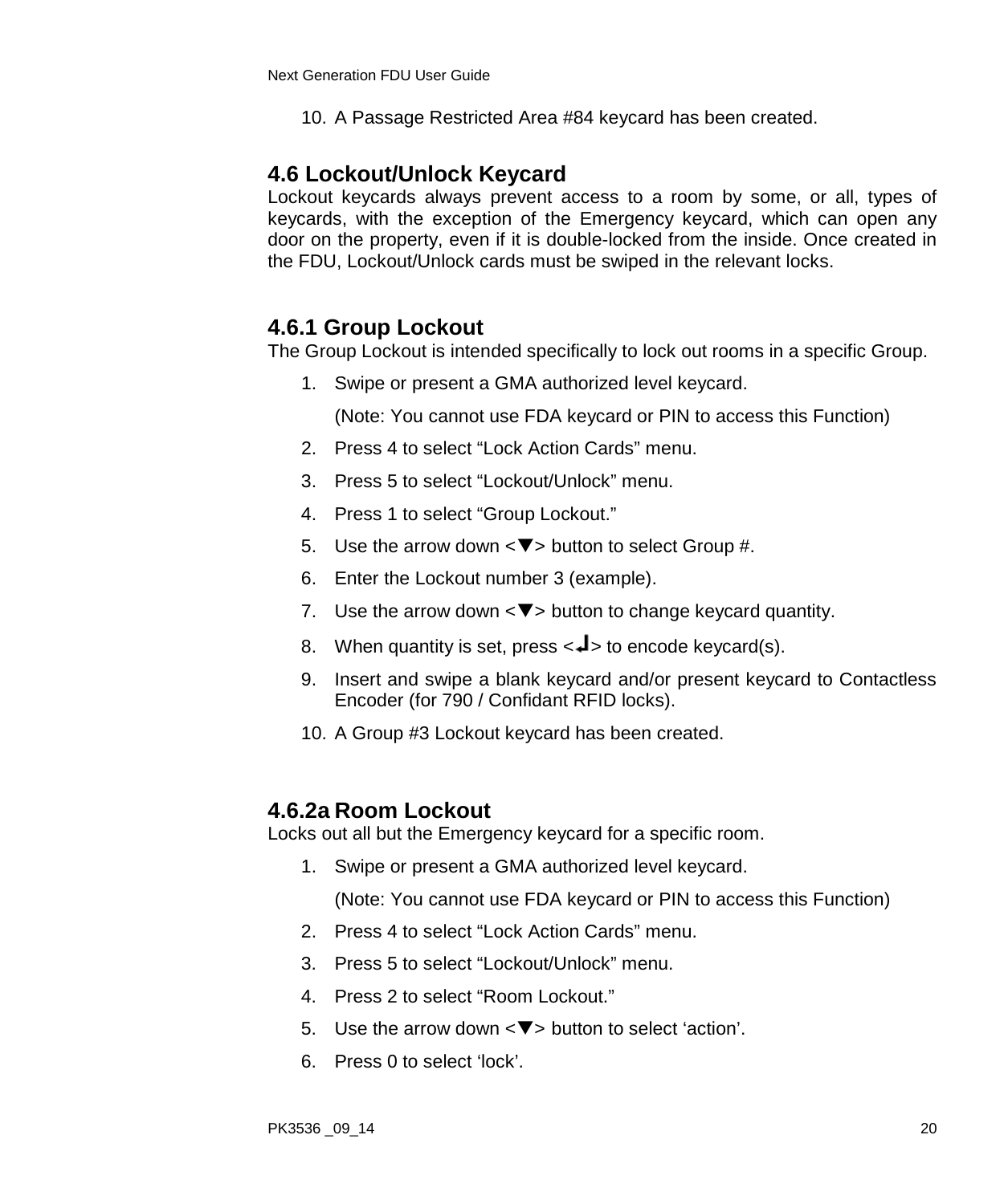10. A Passage Restricted Area #84 keycard has been created.

## 4.6 Lockout/Unlock Keycard

Lockout keycards always prevent access to a room by some, or all, types of keycards, with the exception of the Emergency keycard, which can open any door on the property, even if it is double-locked from the inside. Once created in the FDU, Lockout/Unlock cards must be swiped in the relevant locks.

### 4.6.1 Group Lockout

The Group Lockout is intended specifically to lock out rooms in a specific Group.

1. Swipe or present a GMA authorized level keycard.

   (Note: You cannot use FDA keycard or PIN to access this Function)

2. Press 4 to select "Lock Action Cards" menu.
3. Press 5 to select "Lockout/Unlock" menu.
4. Press 1 to select "Group Lockout."
5. Use the arrow down <▼> button to select Group #.
6. Enter the Lockout number 3 (example).
7. Use the arrow down <▼> button to change keycard quantity.
8. When quantity is set, press <↵> to encode keycard(s).
9. Insert and swipe a blank keycard and/or present keycard to Contactless Encoder (for 790 / Confidant RFID locks).
10. A Group #3 Lockout keycard has been created.

### 4.6.2a Room Lockout

Locks out all but the Emergency keycard for a specific room.

1. Swipe or present a GMA authorized level keycard.

   (Note: You cannot use FDA keycard or PIN to access this Function)

2. Press 4 to select "Lock Action Cards" menu.
3. Press 5 to select "Lockout/Unlock" menu.
4. Press 2 to select "Room Lockout."
5. Use the arrow down <▼> button to select 'action'.
6. Press 0 to select 'lock'.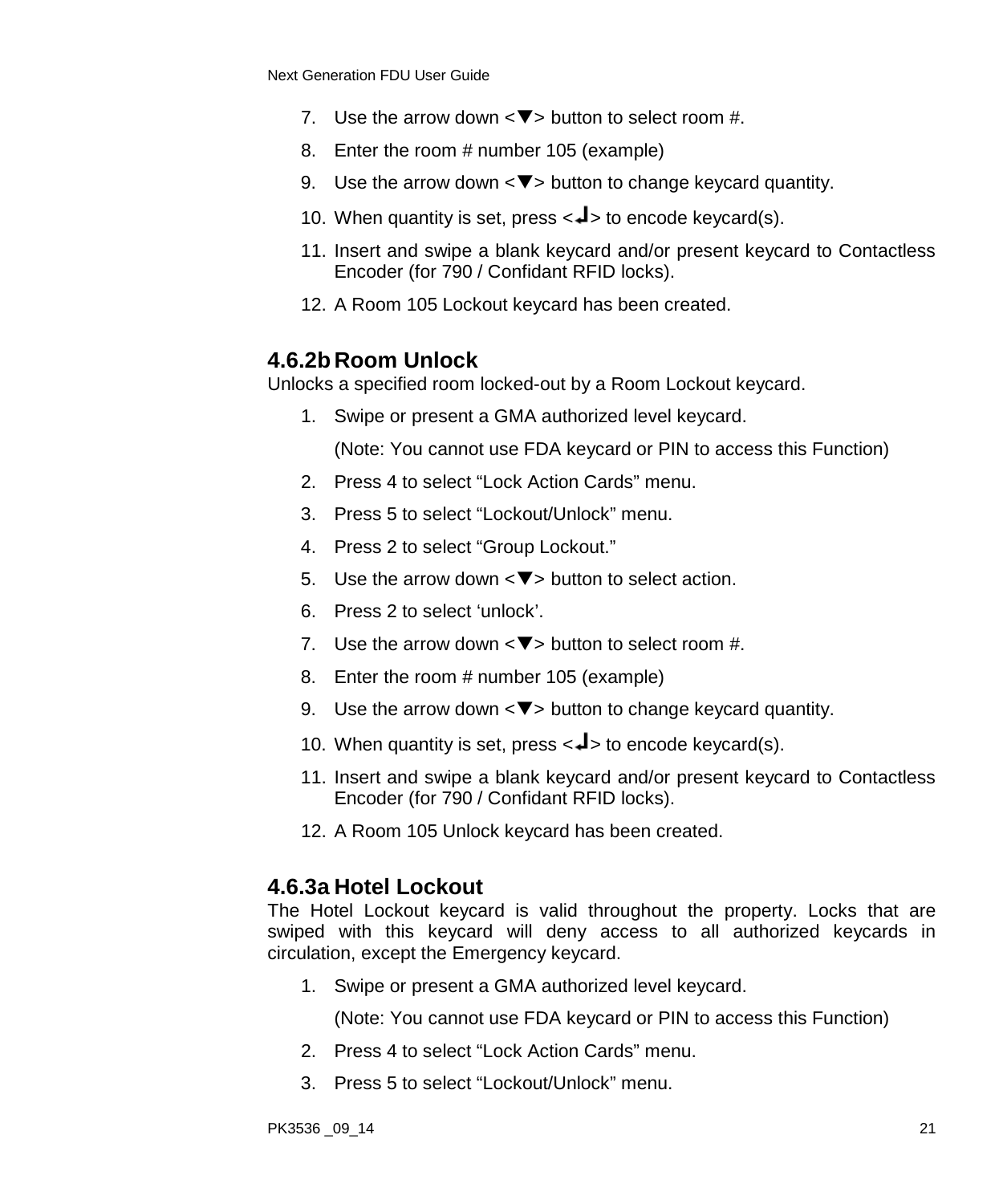7. Use the arrow down <▼> button to select room #.
8. Enter the room # number 105 (example)
9. Use the arrow down <▼> button to change keycard quantity.
10. When quantity is set, press <↵> to encode keycard(s).
11. Insert and swipe a blank keycard and/or present keycard to Contactless Encoder (for 790 / Confidant RFID locks).
12. A Room 105 Lockout keycard has been created.

### 4.6.2b Room Unlock

Unlocks a specified room locked-out by a Room Lockout keycard.

1. Swipe or present a GMA authorized level keycard.

   (Note: You cannot use FDA keycard or PIN to access this Function)
2. Press 4 to select “Lock Action Cards” menu.
3. Press 5 to select “Lockout/Unlock” menu.
4. Press 2 to select “Group Lockout.”
5. Use the arrow down <▼> button to select action.
6. Press 2 to select ‘unlock’.
7. Use the arrow down <▼> button to select room #.
8. Enter the room # number 105 (example)
9. Use the arrow down <▼> button to change keycard quantity.
10. When quantity is set, press <↵> to encode keycard(s).
11. Insert and swipe a blank keycard and/or present keycard to Contactless Encoder (for 790 / Confidant RFID locks).
12. A Room 105 Unlock keycard has been created.

### 4.6.3a Hotel Lockout

The Hotel Lockout keycard is valid throughout the property. Locks that are swiped with this keycard will deny access to all authorized keycards in circulation, except the Emergency keycard.

1. Swipe or present a GMA authorized level keycard.

   (Note: You cannot use FDA keycard or PIN to access this Function)
2. Press 4 to select “Lock Action Cards” menu.
3. Press 5 to select “Lockout/Unlock” menu.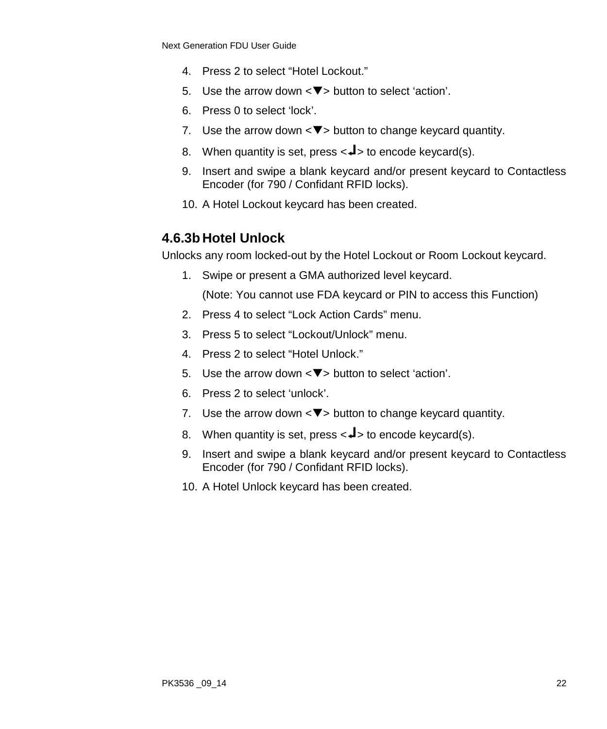4. Press 2 to select “Hotel Lockout.”
5. Use the arrow down <▼> button to select ‘action’.
6. Press 0 to select ‘lock’.
7. Use the arrow down <▼> button to change keycard quantity.
8. When quantity is set, press <↵> to encode keycard(s).
9. Insert and swipe a blank keycard and/or present keycard to Contactless Encoder (for 790 / Confidant RFID locks).
10. A Hotel Lockout keycard has been created.

### 4.6.3b Hotel Unlock

Unlocks any room locked-out by the Hotel Lockout or Room Lockout keycard.

1. Swipe or present a GMA authorized level keycard.

   (Note: You cannot use FDA keycard or PIN to access this Function)
2. Press 4 to select “Lock Action Cards” menu.
3. Press 5 to select “Lockout/Unlock” menu.
4. Press 2 to select “Hotel Unlock.”
5. Use the arrow down <▼> button to select ‘action’.
6. Press 2 to select ‘unlock’.
7. Use the arrow down <▼> button to change keycard quantity.
8. When quantity is set, press <↵> to encode keycard(s).
9. Insert and swipe a blank keycard and/or present keycard to Contactless Encoder (for 790 / Confidant RFID locks).
10. A Hotel Unlock keycard has been created.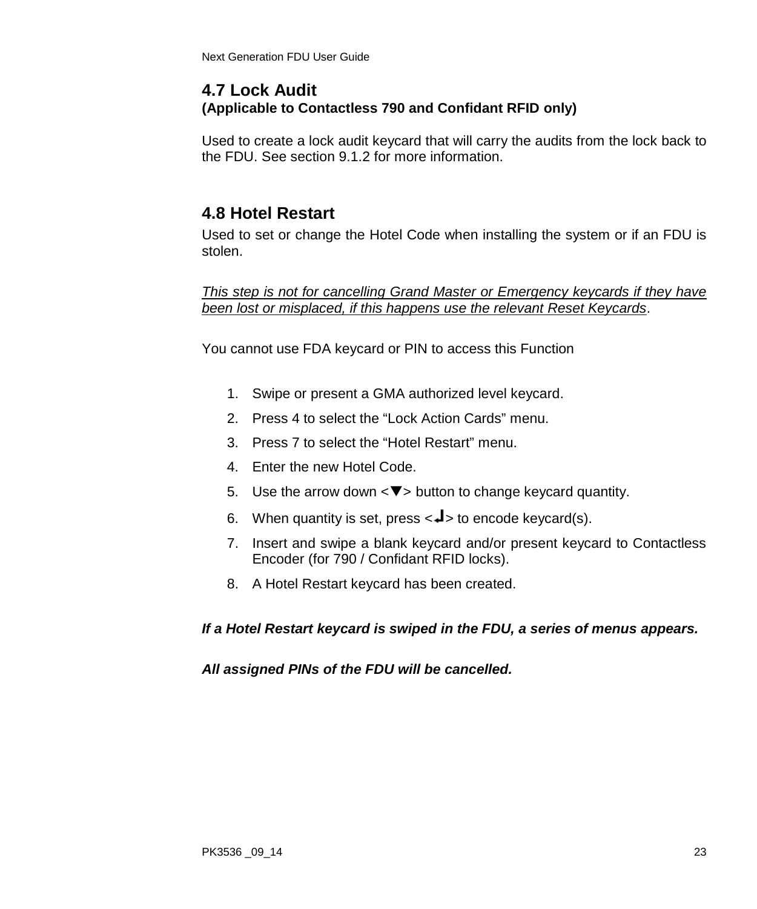## 4.7 Lock Audit

**(Applicable to Contactless 790 and Confidant RFID only)**

Used to create a lock audit keycard that will carry the audits from the lock back to the FDU. See section 9.1.2 for more information.

## 4.8 Hotel Restart

Used to set or change the Hotel Code when installing the system or if an FDU is stolen.

*This step is not for cancelling Grand Master or Emergency keycards if they have been lost or misplaced, if this happens use the relevant Reset Keycards*.

You cannot use FDA keycard or PIN to access this Function

1. Swipe or present a GMA authorized level keycard.
2. Press 4 to select the “Lock Action Cards” menu.
3. Press 7 to select the “Hotel Restart” menu.
4. Enter the new Hotel Code.
5. Use the arrow down <▼> button to change keycard quantity.
6. When quantity is set, press <↵> to encode keycard(s).
7. Insert and swipe a blank keycard and/or present keycard to Contactless Encoder (for 790 / Confidant RFID locks).
8. A Hotel Restart keycard has been created.

***If a Hotel Restart keycard is swiped in the FDU, a series of menus appears.***

***All assigned PINs of the FDU will be cancelled.***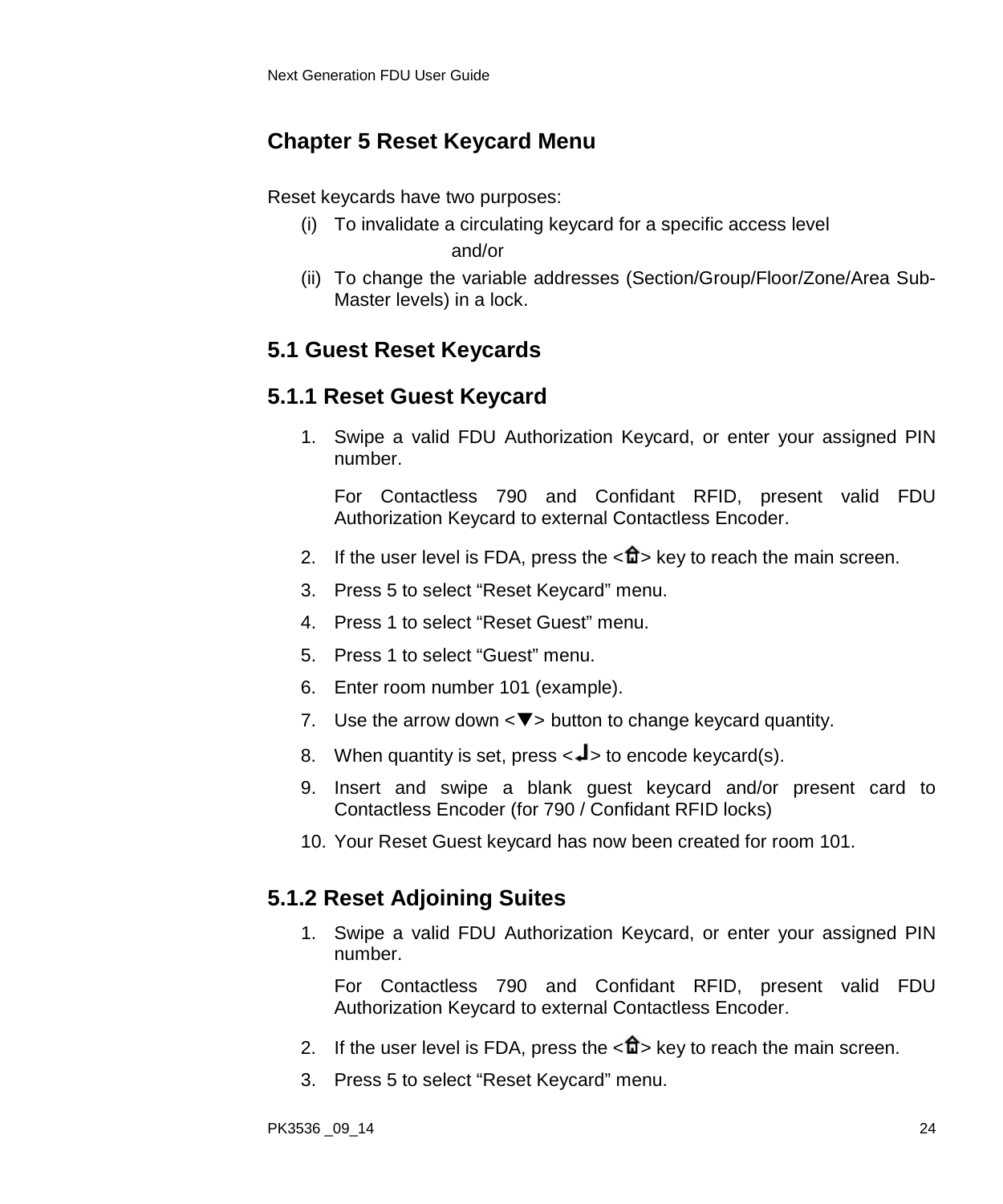# Chapter 5 Reset Keycard Menu

Reset keycards have two purposes:

(i) To invalidate a circulating keycard for a specific access level

and/or

(ii) To change the variable addresses (Section/Group/Floor/Zone/Area Sub-Master levels) in a lock.

## 5.1 Guest Reset Keycards

### 5.1.1 Reset Guest Keycard

1. Swipe a valid FDU Authorization Keycard, or enter your assigned PIN number.

   For Contactless 790 and Confidant RFID, present valid FDU Authorization Keycard to external Contactless Encoder.

2. If the user level is FDA, press the <⌂> key to reach the main screen.
3. Press 5 to select “Reset Keycard” menu.
4. Press 1 to select “Reset Guest” menu.
5. Press 1 to select “Guest” menu.
6. Enter room number 101 (example).
7. Use the arrow down <▼> button to change keycard quantity.
8. When quantity is set, press <↵> to encode keycard(s).
9. Insert and swipe a blank guest keycard and/or present card to Contactless Encoder (for 790 / Confidant RFID locks)
10. Your Reset Guest keycard has now been created for room 101.

### 5.1.2 Reset Adjoining Suites

1. Swipe a valid FDU Authorization Keycard, or enter your assigned PIN number.

   For Contactless 790 and Confidant RFID, present valid FDU Authorization Keycard to external Contactless Encoder.

2. If the user level is FDA, press the <⌂> key to reach the main screen.
3. Press 5 to select “Reset Keycard” menu.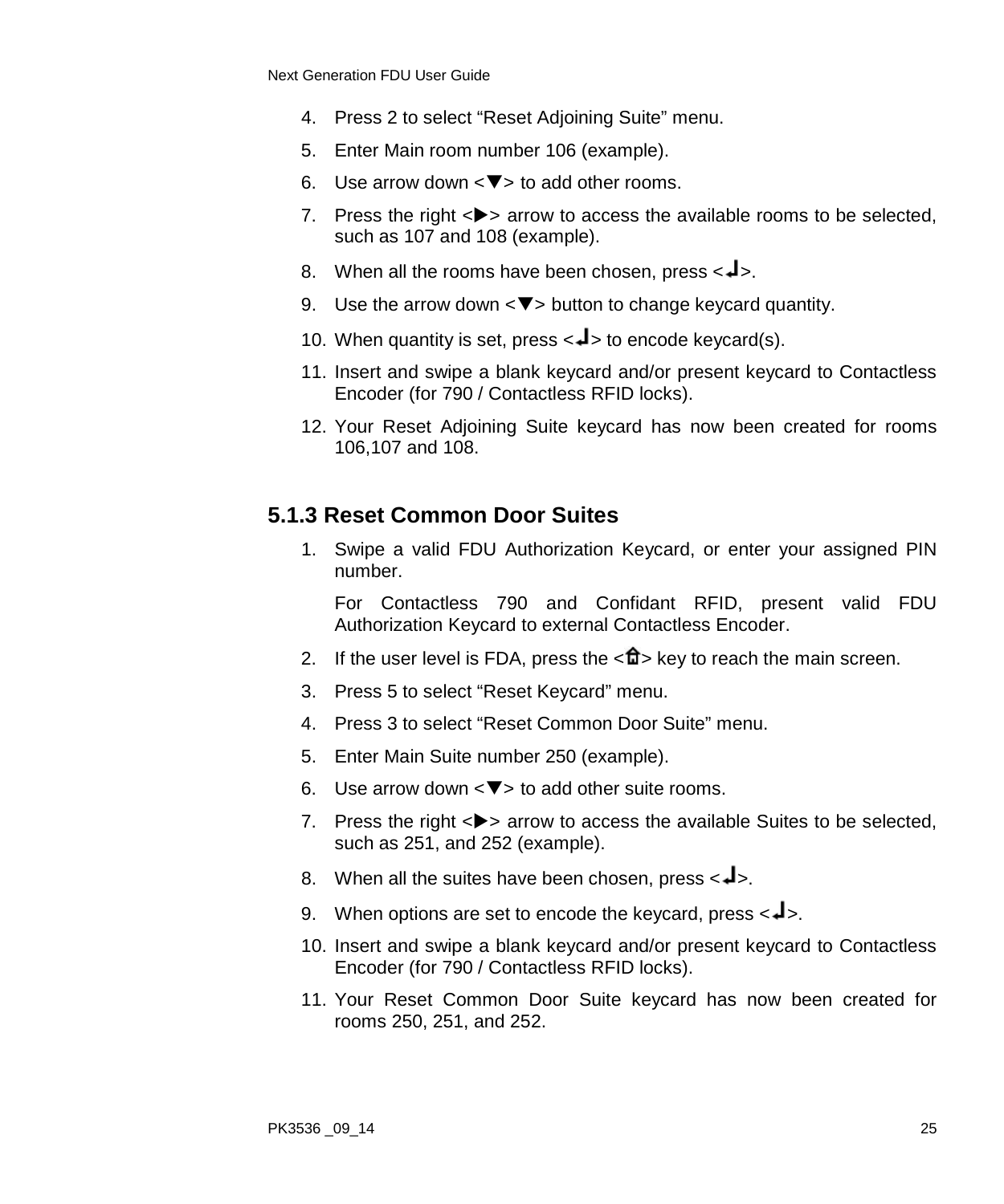4. Press 2 to select “Reset Adjoining Suite” menu.
5. Enter Main room number 106 (example).
6. Use arrow down <▼> to add other rooms.
7. Press the right <▶> arrow to access the available rooms to be selected, such as 107 and 108 (example).
8. When all the rooms have been chosen, press <↵>.
9. Use the arrow down <▼> button to change keycard quantity.
10. When quantity is set, press <↵> to encode keycard(s).
11. Insert and swipe a blank keycard and/or present keycard to Contactless Encoder (for 790 / Contactless RFID locks).
12. Your Reset Adjoining Suite keycard has now been created for rooms 106,107 and 108.

### 5.1.3 Reset Common Door Suites

1. Swipe a valid FDU Authorization Keycard, or enter your assigned PIN number.

   For Contactless 790 and Confidant RFID, present valid FDU Authorization Keycard to external Contactless Encoder.
2. If the user level is FDA, press the <⌂> key to reach the main screen.
3. Press 5 to select “Reset Keycard” menu.
4. Press 3 to select “Reset Common Door Suite” menu.
5. Enter Main Suite number 250 (example).
6. Use arrow down <▼> to add other suite rooms.
7. Press the right <▶> arrow to access the available Suites to be selected, such as 251, and 252 (example).
8. When all the suites have been chosen, press <↵>.
9. When options are set to encode the keycard, press <↵>.
10. Insert and swipe a blank keycard and/or present keycard to Contactless Encoder (for 790 / Contactless RFID locks).
11. Your Reset Common Door Suite keycard has now been created for rooms 250, 251, and 252.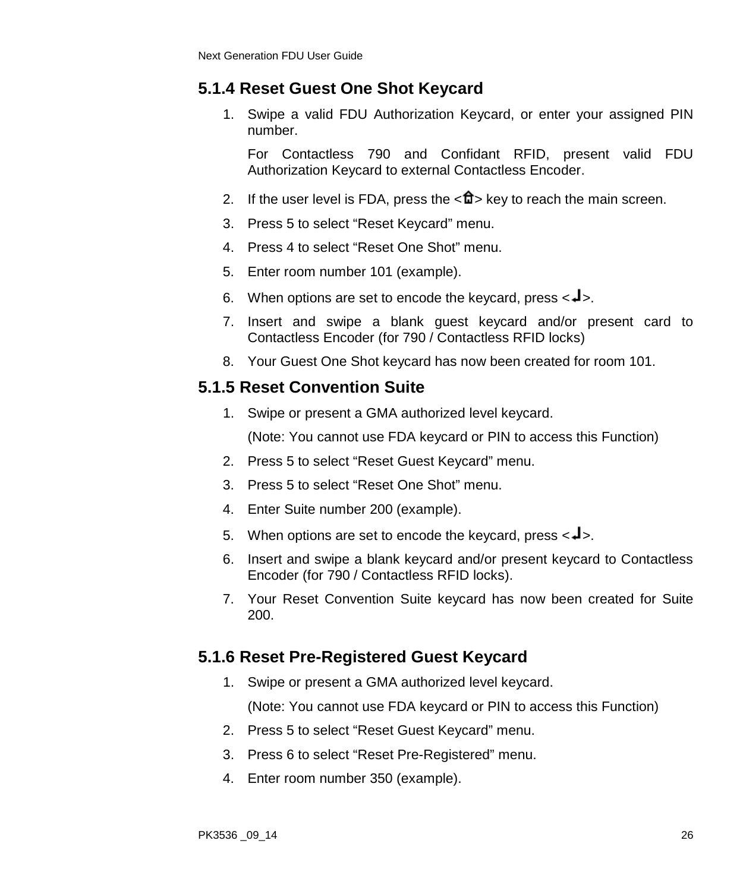### 5.1.4 Reset Guest One Shot Keycard

1. Swipe a valid FDU Authorization Keycard, or enter your assigned PIN number.

   For Contactless 790 and Confidant RFID, present valid FDU Authorization Keycard to external Contactless Encoder.

2. If the user level is FDA, press the <🏠> key to reach the main screen.
3. Press 5 to select "Reset Keycard" menu.
4. Press 4 to select "Reset One Shot" menu.
5. Enter room number 101 (example).
6. When options are set to encode the keycard, press <↵>.
7. Insert and swipe a blank guest keycard and/or present card to Contactless Encoder (for 790 / Contactless RFID locks)
8. Your Guest One Shot keycard has now been created for room 101.

### 5.1.5 Reset Convention Suite

1. Swipe or present a GMA authorized level keycard.

   (Note: You cannot use FDA keycard or PIN to access this Function)

2. Press 5 to select "Reset Guest Keycard" menu.
3. Press 5 to select "Reset One Shot" menu.
4. Enter Suite number 200 (example).
5. When options are set to encode the keycard, press <↵>.
6. Insert and swipe a blank keycard and/or present keycard to Contactless Encoder (for 790 / Contactless RFID locks).
7. Your Reset Convention Suite keycard has now been created for Suite 200.

### 5.1.6 Reset Pre-Registered Guest Keycard

1. Swipe or present a GMA authorized level keycard.

   (Note: You cannot use FDA keycard or PIN to access this Function)

2. Press 5 to select "Reset Guest Keycard" menu.
3. Press 6 to select "Reset Pre-Registered" menu.
4. Enter room number 350 (example).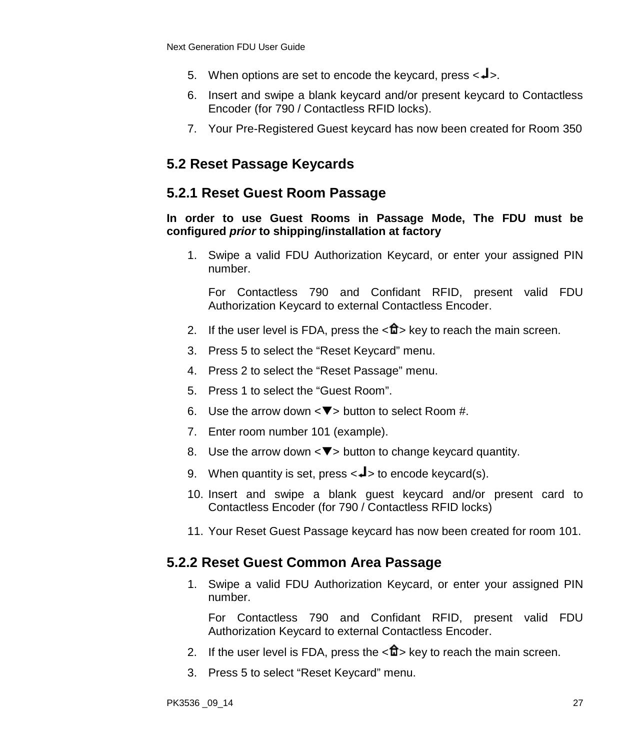5. When options are set to encode the keycard, press <↵>.
6. Insert and swipe a blank keycard and/or present keycard to Contactless Encoder (for 790 / Contactless RFID locks).
7. Your Pre-Registered Guest keycard has now been created for Room 350

## 5.2 Reset Passage Keycards

### 5.2.1 Reset Guest Room Passage

**In order to use Guest Rooms in Passage Mode, The FDU must be configured *prior* to shipping/installation at factory**

1. Swipe a valid FDU Authorization Keycard, or enter your assigned PIN number.

   For Contactless 790 and Confidant RFID, present valid FDU Authorization Keycard to external Contactless Encoder.

2. If the user level is FDA, press the <⌂> key to reach the main screen.
3. Press 5 to select the “Reset Keycard” menu.
4. Press 2 to select the “Reset Passage” menu.
5. Press 1 to select the “Guest Room”.
6. Use the arrow down <▼> button to select Room #.
7. Enter room number 101 (example).
8. Use the arrow down <▼> button to change keycard quantity.
9. When quantity is set, press <↵> to encode keycard(s).
10. Insert and swipe a blank guest keycard and/or present card to Contactless Encoder (for 790 / Contactless RFID locks)
11. Your Reset Guest Passage keycard has now been created for room 101.

### 5.2.2 Reset Guest Common Area Passage

1. Swipe a valid FDU Authorization Keycard, or enter your assigned PIN number.

   For Contactless 790 and Confidant RFID, present valid FDU Authorization Keycard to external Contactless Encoder.

2. If the user level is FDA, press the <⌂> key to reach the main screen.
3. Press 5 to select “Reset Keycard” menu.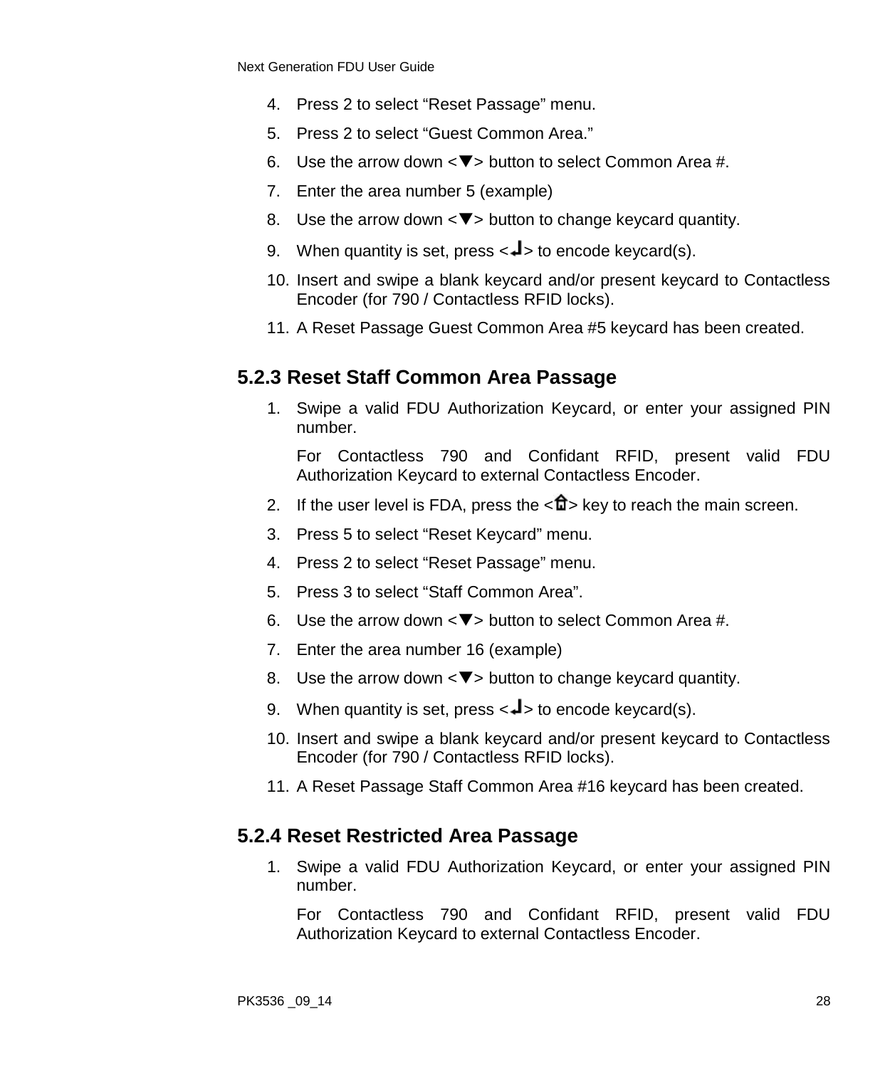4. Press 2 to select “Reset Passage” menu.
5. Press 2 to select “Guest Common Area.”
6. Use the arrow down <▼> button to select Common Area #.
7. Enter the area number 5 (example)
8. Use the arrow down <▼> button to change keycard quantity.
9. When quantity is set, press <↲> to encode keycard(s).
10. Insert and swipe a blank keycard and/or present keycard to Contactless Encoder (for 790 / Contactless RFID locks).
11. A Reset Passage Guest Common Area #5 keycard has been created.

### 5.2.3 Reset Staff Common Area Passage

1. Swipe a valid FDU Authorization Keycard, or enter your assigned PIN number.

   For Contactless 790 and Confidant RFID, present valid FDU Authorization Keycard to external Contactless Encoder.
2. If the user level is FDA, press the <⌂> key to reach the main screen.
3. Press 5 to select “Reset Keycard” menu.
4. Press 2 to select “Reset Passage” menu.
5. Press 3 to select “Staff Common Area”.
6. Use the arrow down <▼> button to select Common Area #.
7. Enter the area number 16 (example)
8. Use the arrow down <▼> button to change keycard quantity.
9. When quantity is set, press <↲> to encode keycard(s).
10. Insert and swipe a blank keycard and/or present keycard to Contactless Encoder (for 790 / Contactless RFID locks).
11. A Reset Passage Staff Common Area #16 keycard has been created.

### 5.2.4 Reset Restricted Area Passage

1. Swipe a valid FDU Authorization Keycard, or enter your assigned PIN number.

   For Contactless 790 and Confidant RFID, present valid FDU Authorization Keycard to external Contactless Encoder.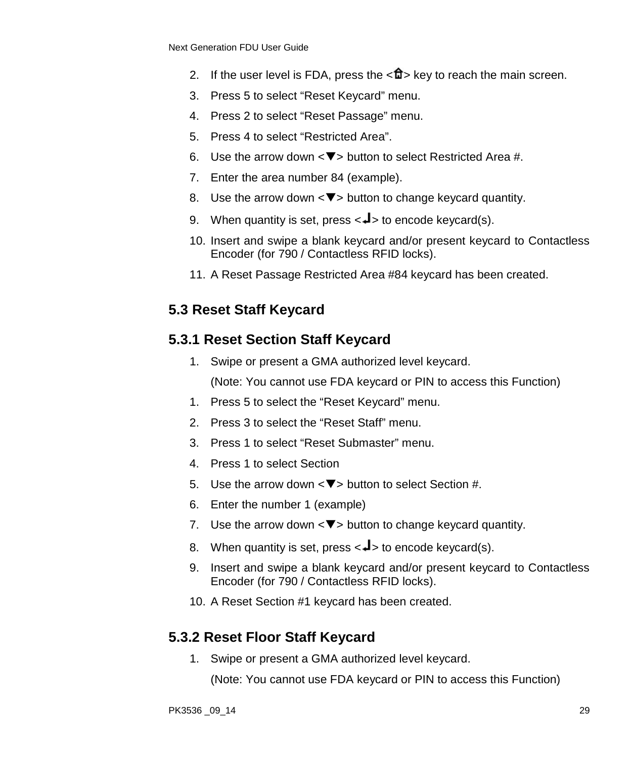2. If the user level is FDA, press the <⌂> key to reach the main screen.
3. Press 5 to select “Reset Keycard” menu.
4. Press 2 to select “Reset Passage” menu.
5. Press 4 to select “Restricted Area”.
6. Use the arrow down <▼> button to select Restricted Area #.
7. Enter the area number 84 (example).
8. Use the arrow down <▼> button to change keycard quantity.
9. When quantity is set, press <↵> to encode keycard(s).
10. Insert and swipe a blank keycard and/or present keycard to Contactless Encoder (for 790 / Contactless RFID locks).
11. A Reset Passage Restricted Area #84 keycard has been created.

## 5.3 Reset Staff Keycard

### 5.3.1 Reset Section Staff Keycard

1. Swipe or present a GMA authorized level keycard.

   (Note: You cannot use FDA keycard or PIN to access this Function)

1. Press 5 to select the “Reset Keycard” menu.
2. Press 3 to select the “Reset Staff” menu.
3. Press 1 to select “Reset Submaster” menu.
4. Press 1 to select Section
5. Use the arrow down <▼> button to select Section #.
6. Enter the number 1 (example)
7. Use the arrow down <▼> button to change keycard quantity.
8. When quantity is set, press <↵> to encode keycard(s).
9. Insert and swipe a blank keycard and/or present keycard to Contactless Encoder (for 790 / Contactless RFID locks).
10. A Reset Section #1 keycard has been created.

### 5.3.2 Reset Floor Staff Keycard

1. Swipe or present a GMA authorized level keycard.

   (Note: You cannot use FDA keycard or PIN to access this Function)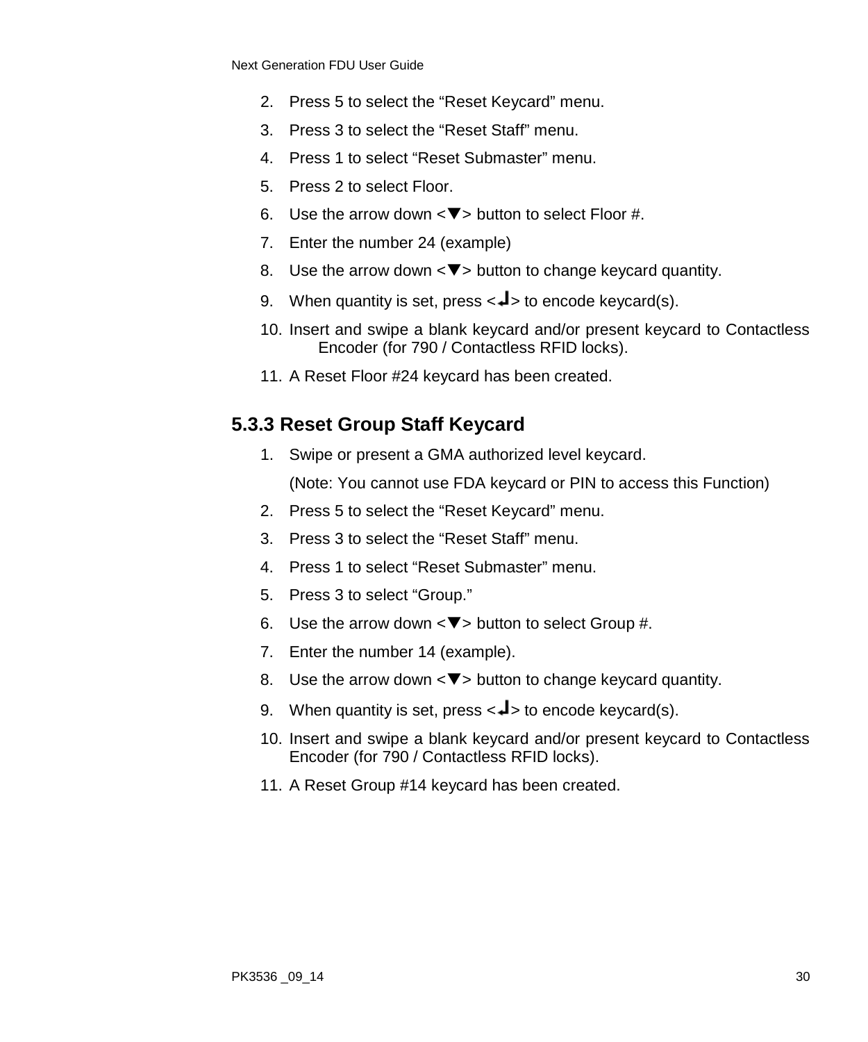2. Press 5 to select the “Reset Keycard” menu.
3. Press 3 to select the “Reset Staff” menu.
4. Press 1 to select “Reset Submaster” menu.
5. Press 2 to select Floor.
6. Use the arrow down <▼> button to select Floor #.
7. Enter the number 24 (example)
8. Use the arrow down <▼> button to change keycard quantity.
9. When quantity is set, press <↵> to encode keycard(s).
10. Insert and swipe a blank keycard and/or present keycard to Contactless Encoder (for 790 / Contactless RFID locks).
11. A Reset Floor #24 keycard has been created.

### 5.3.3 Reset Group Staff Keycard

1. Swipe or present a GMA authorized level keycard.

   (Note: You cannot use FDA keycard or PIN to access this Function)
2. Press 5 to select the “Reset Keycard” menu.
3. Press 3 to select the “Reset Staff” menu.
4. Press 1 to select “Reset Submaster” menu.
5. Press 3 to select “Group.”
6. Use the arrow down <▼> button to select Group #.
7. Enter the number 14 (example).
8. Use the arrow down <▼> button to change keycard quantity.
9. When quantity is set, press <↵> to encode keycard(s).
10. Insert and swipe a blank keycard and/or present keycard to Contactless Encoder (for 790 / Contactless RFID locks).
11. A Reset Group #14 keycard has been created.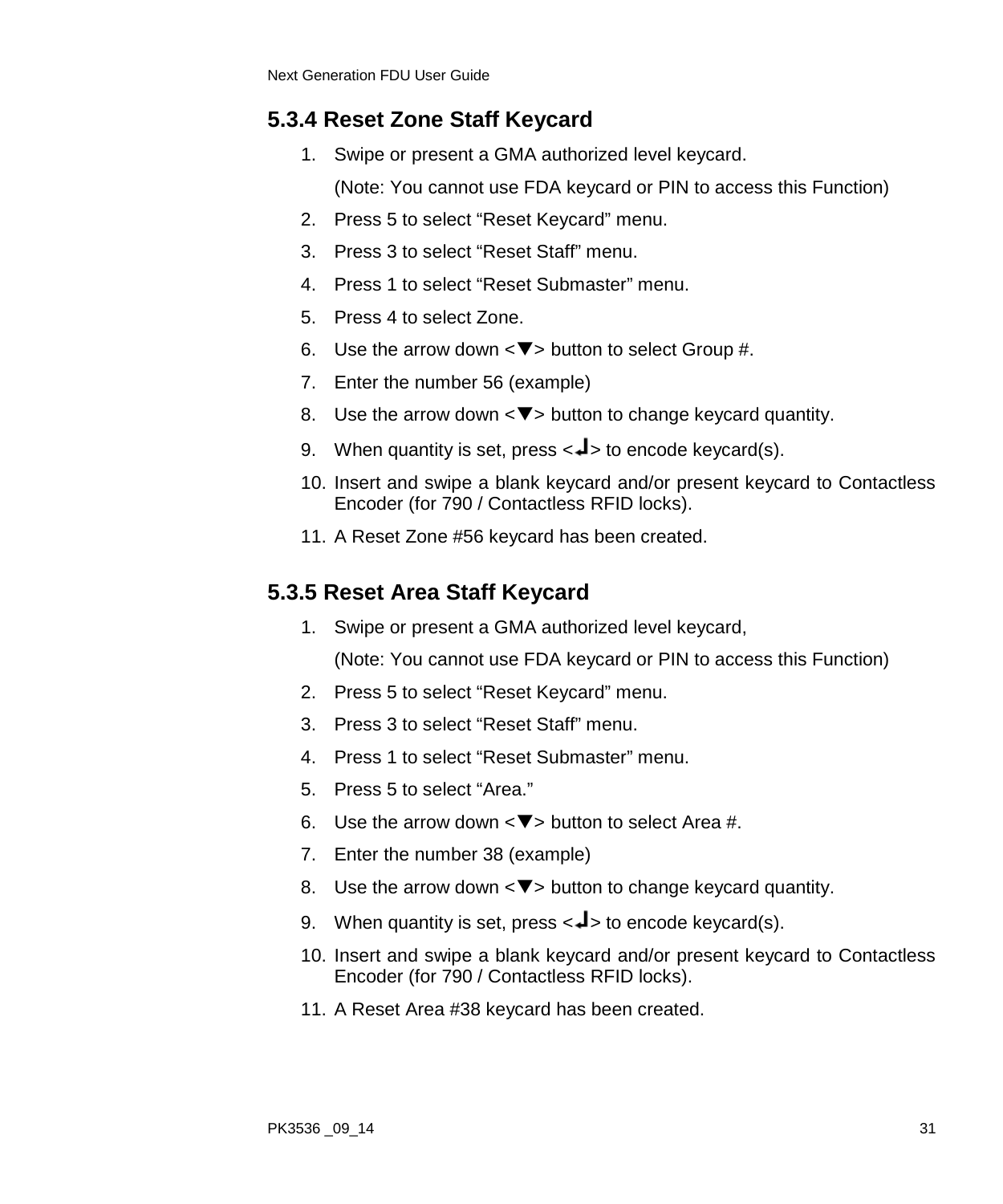### 5.3.4 Reset Zone Staff Keycard

1. Swipe or present a GMA authorized level keycard.

   (Note: You cannot use FDA keycard or PIN to access this Function)
2. Press 5 to select “Reset Keycard” menu.
3. Press 3 to select “Reset Staff” menu.
4. Press 1 to select “Reset Submaster” menu.
5. Press 4 to select Zone.
6. Use the arrow down <▼> button to select Group #.
7. Enter the number 56 (example)
8. Use the arrow down <▼> button to change keycard quantity.
9. When quantity is set, press <↵> to encode keycard(s).
10. Insert and swipe a blank keycard and/or present keycard to Contactless Encoder (for 790 / Contactless RFID locks).
11. A Reset Zone #56 keycard has been created.

### 5.3.5 Reset Area Staff Keycard

1. Swipe or present a GMA authorized level keycard,

   (Note: You cannot use FDA keycard or PIN to access this Function)
2. Press 5 to select “Reset Keycard” menu.
3. Press 3 to select “Reset Staff” menu.
4. Press 1 to select “Reset Submaster” menu.
5. Press 5 to select “Area.”
6. Use the arrow down <▼> button to select Area #.
7. Enter the number 38 (example)
8. Use the arrow down <▼> button to change keycard quantity.
9. When quantity is set, press <↵> to encode keycard(s).
10. Insert and swipe a blank keycard and/or present keycard to Contactless Encoder (for 790 / Contactless RFID locks).
11. A Reset Area #38 keycard has been created.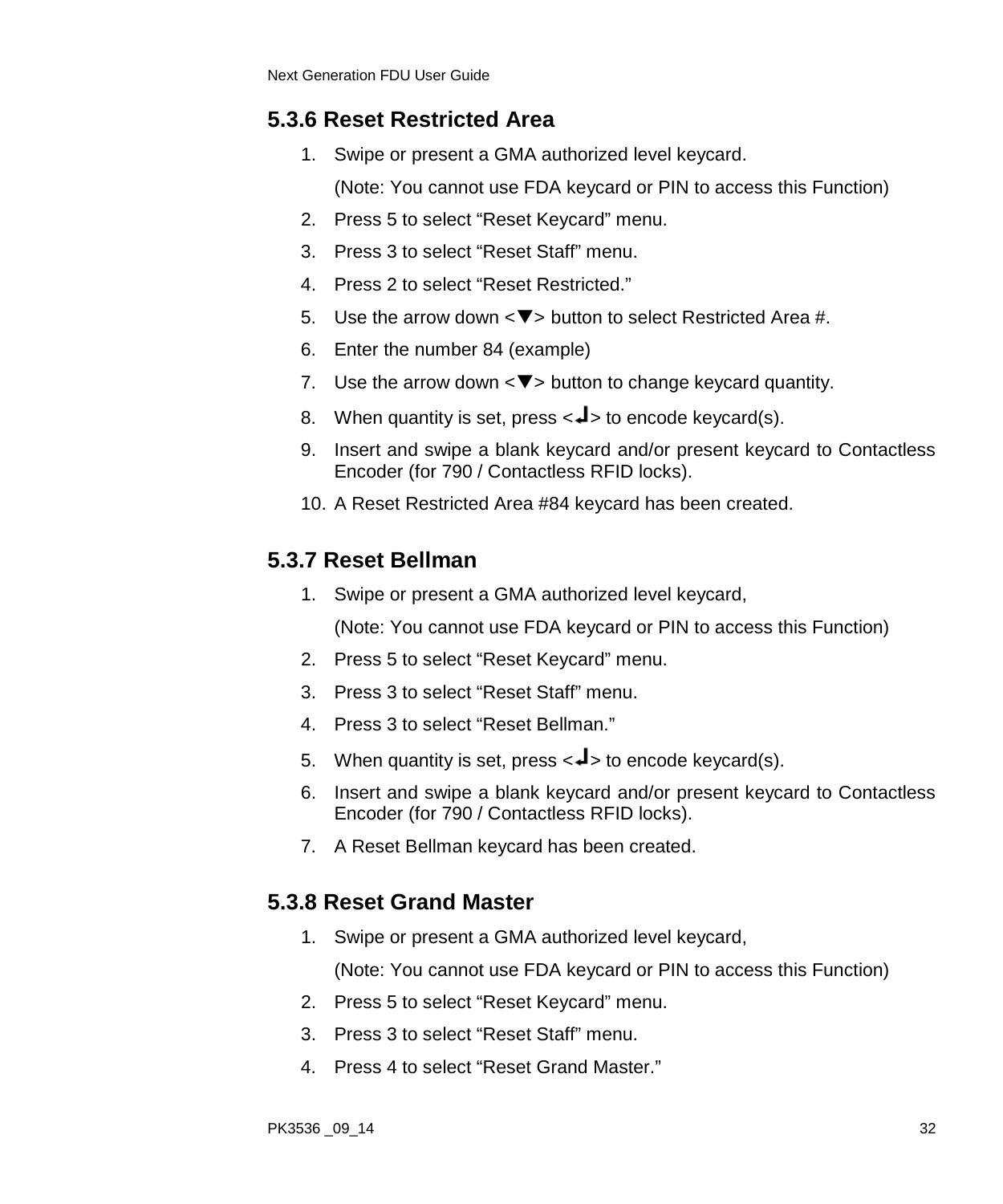### 5.3.6 Reset Restricted Area

1. Swipe or present a GMA authorized level keycard.

   (Note: You cannot use FDA keycard or PIN to access this Function)
2. Press 5 to select “Reset Keycard” menu.
3. Press 3 to select “Reset Staff” menu.
4. Press 2 to select “Reset Restricted.”
5. Use the arrow down <▼> button to select Restricted Area #.
6. Enter the number 84 (example)
7. Use the arrow down <▼> button to change keycard quantity.
8. When quantity is set, press <↵> to encode keycard(s).
9. Insert and swipe a blank keycard and/or present keycard to Contactless Encoder (for 790 / Contactless RFID locks).
10. A Reset Restricted Area #84 keycard has been created.

### 5.3.7 Reset Bellman

1. Swipe or present a GMA authorized level keycard,

   (Note: You cannot use FDA keycard or PIN to access this Function)
2. Press 5 to select “Reset Keycard” menu.
3. Press 3 to select “Reset Staff” menu.
4. Press 3 to select “Reset Bellman.”
5. When quantity is set, press <↵> to encode keycard(s).
6. Insert and swipe a blank keycard and/or present keycard to Contactless Encoder (for 790 / Contactless RFID locks).
7. A Reset Bellman keycard has been created.

### 5.3.8 Reset Grand Master

1. Swipe or present a GMA authorized level keycard,

   (Note: You cannot use FDA keycard or PIN to access this Function)
2. Press 5 to select “Reset Keycard” menu.
3. Press 3 to select “Reset Staff” menu.
4. Press 4 to select “Reset Grand Master.”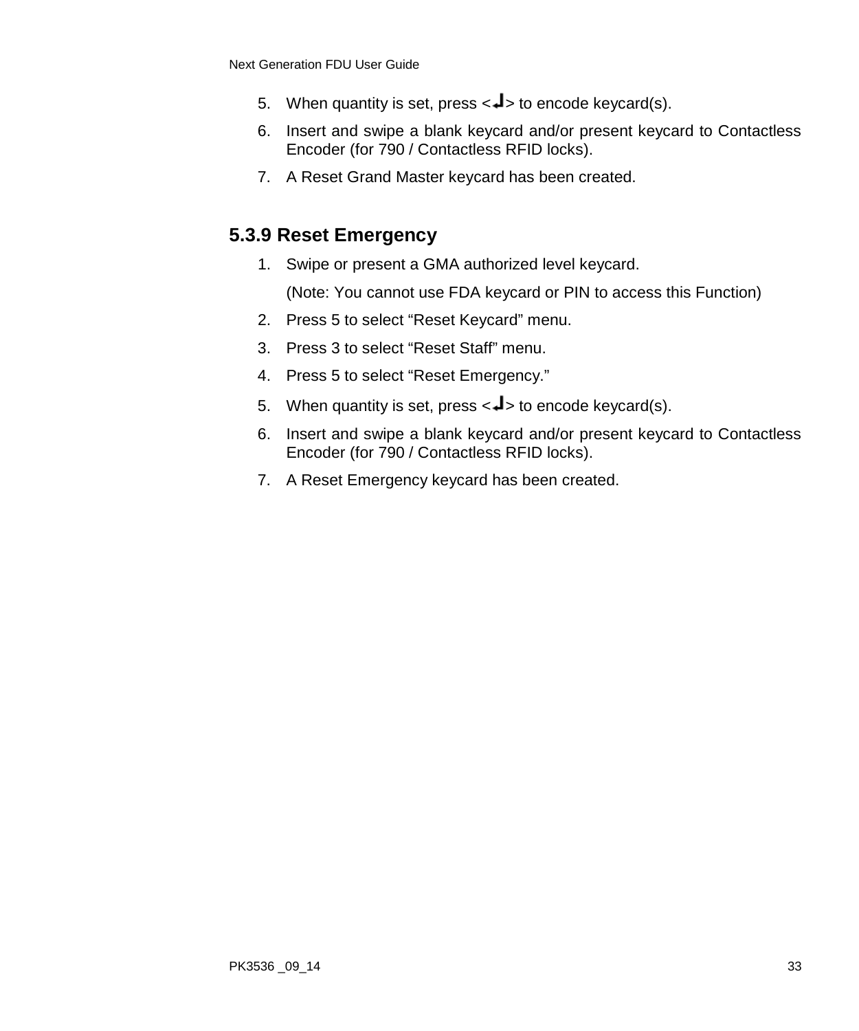5. When quantity is set, press <↵> to encode keycard(s).
6. Insert and swipe a blank keycard and/or present keycard to Contactless Encoder (for 790 / Contactless RFID locks).
7. A Reset Grand Master keycard has been created.

### 5.3.9 Reset Emergency

1. Swipe or present a GMA authorized level keycard.

   (Note: You cannot use FDA keycard or PIN to access this Function)
2. Press 5 to select “Reset Keycard” menu.
3. Press 3 to select “Reset Staff” menu.
4. Press 5 to select “Reset Emergency.”
5. When quantity is set, press <↵> to encode keycard(s).
6. Insert and swipe a blank keycard and/or present keycard to Contactless Encoder (for 790 / Contactless RFID locks).
7. A Reset Emergency keycard has been created.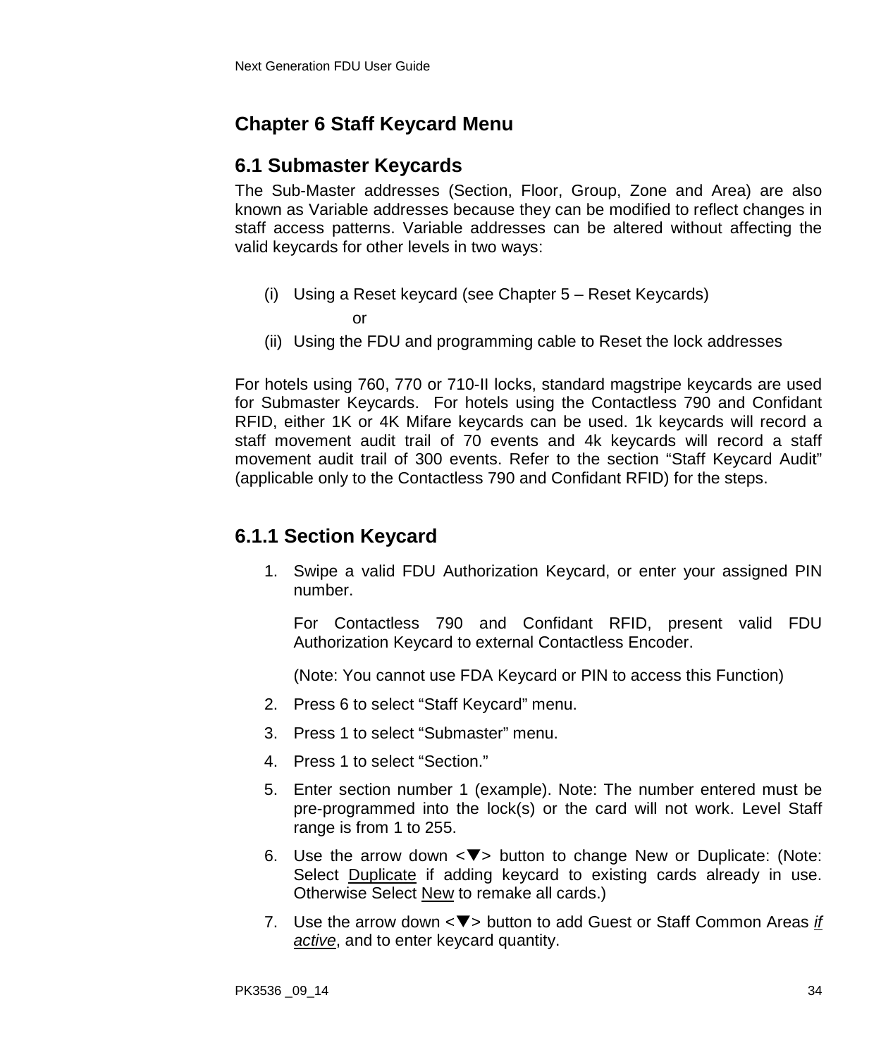# Chapter 6 Staff Keycard Menu

## 6.1 Submaster Keycards

The Sub-Master addresses (Section, Floor, Group, Zone and Area) are also known as Variable addresses because they can be modified to reflect changes in staff access patterns. Variable addresses can be altered without affecting the valid keycards for other levels in two ways:

(i) Using a Reset keycard (see Chapter 5 – Reset Keycards)

or

(ii) Using the FDU and programming cable to Reset the lock addresses

For hotels using 760, 770 or 710-II locks, standard magstripe keycards are used for Submaster Keycards. For hotels using the Contactless 790 and Confidant RFID, either 1K or 4K Mifare keycards can be used. 1k keycards will record a staff movement audit trail of 70 events and 4k keycards will record a staff movement audit trail of 300 events. Refer to the section "Staff Keycard Audit" (applicable only to the Contactless 790 and Confidant RFID) for the steps.

### 6.1.1 Section Keycard

1. Swipe a valid FDU Authorization Keycard, or enter your assigned PIN number.

   For Contactless 790 and Confidant RFID, present valid FDU Authorization Keycard to external Contactless Encoder.

   (Note: You cannot use FDA Keycard or PIN to access this Function)
2. Press 6 to select "Staff Keycard" menu.
3. Press 1 to select "Submaster" menu.
4. Press 1 to select "Section."
5. Enter section number 1 (example). Note: The number entered must be pre-programmed into the lock(s) or the card will not work. Level Staff range is from 1 to 255.
6. Use the arrow down <▼> button to change New or Duplicate: (Note: Select <u>Duplicate</u> if adding keycard to existing cards already in use. Otherwise Select <u>New</u> to remake all cards.)
7. Use the arrow down <▼> button to add Guest or Staff Common Areas <u>*if active*</u>, and to enter keycard quantity.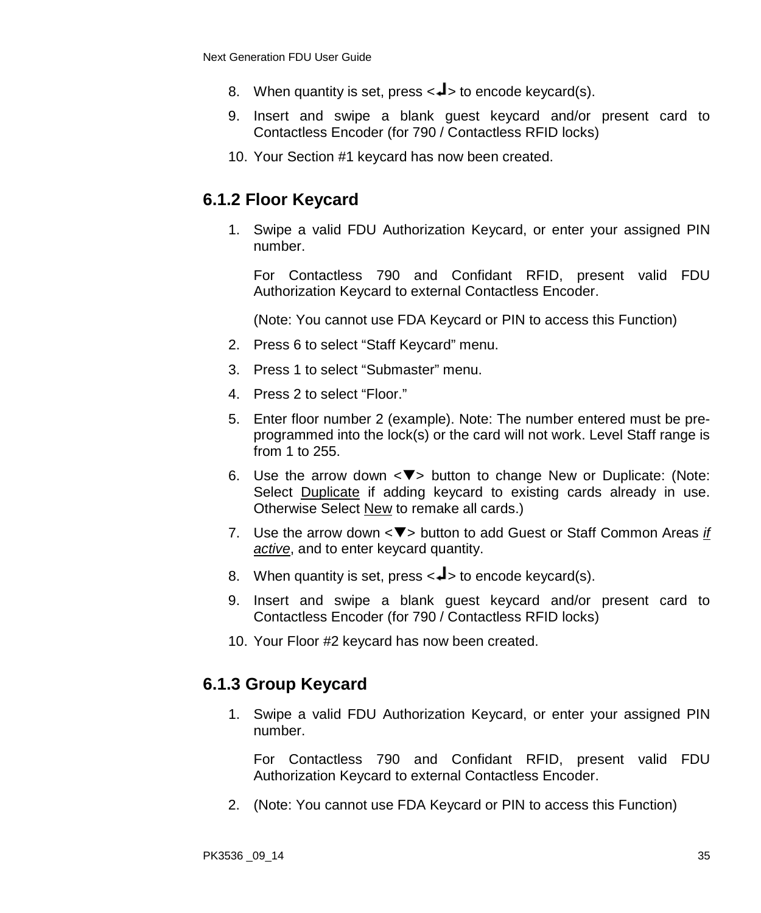8. When quantity is set, press <↵> to encode keycard(s).
9. Insert and swipe a blank guest keycard and/or present card to Contactless Encoder (for 790 / Contactless RFID locks)
10. Your Section #1 keycard has now been created.

### 6.1.2 Floor Keycard

1. Swipe a valid FDU Authorization Keycard, or enter your assigned PIN number.

   For Contactless 790 and Confidant RFID, present valid FDU Authorization Keycard to external Contactless Encoder.

   (Note: You cannot use FDA Keycard or PIN to access this Function)
2. Press 6 to select "Staff Keycard" menu.
3. Press 1 to select "Submaster" menu.
4. Press 2 to select "Floor."
5. Enter floor number 2 (example). Note: The number entered must be pre-programmed into the lock(s) or the card will not work. Level Staff range is from 1 to 255.
6. Use the arrow down <▼> button to change New or Duplicate: (Note: Select <u>Duplicate</u> if adding keycard to existing cards already in use. Otherwise Select <u>New</u> to remake all cards.)
7. Use the arrow down <▼> button to add Guest or Staff Common Areas <u>*if active*</u>, and to enter keycard quantity.
8. When quantity is set, press <↵> to encode keycard(s).
9. Insert and swipe a blank guest keycard and/or present card to Contactless Encoder (for 790 / Contactless RFID locks)
10. Your Floor #2 keycard has now been created.

### 6.1.3 Group Keycard

1. Swipe a valid FDU Authorization Keycard, or enter your assigned PIN number.

   For Contactless 790 and Confidant RFID, present valid FDU Authorization Keycard to external Contactless Encoder.
2. (Note: You cannot use FDA Keycard or PIN to access this Function)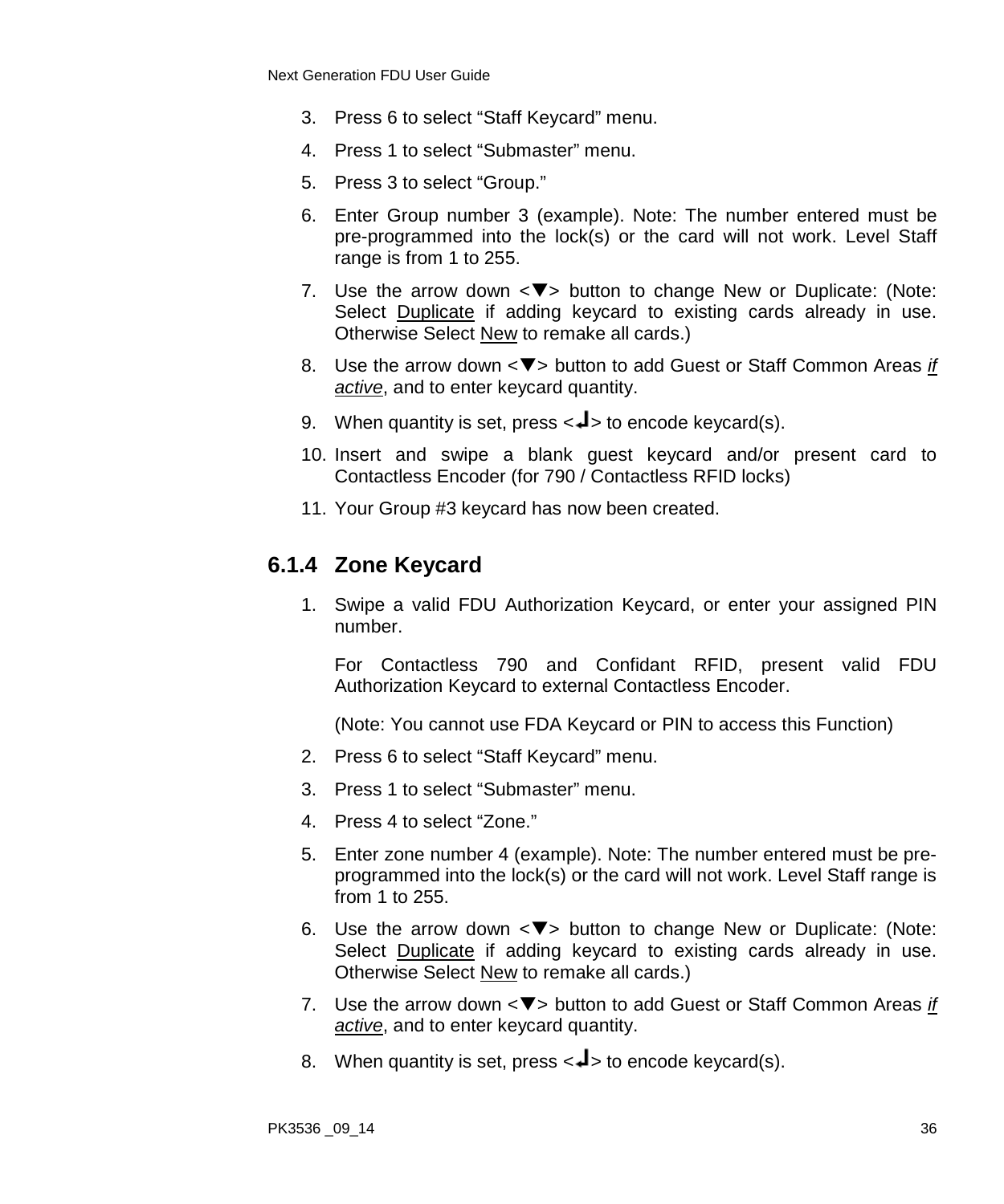3. Press 6 to select “Staff Keycard” menu.
4. Press 1 to select “Submaster” menu.
5. Press 3 to select “Group.”
6. Enter Group number 3 (example). Note: The number entered must be pre-programmed into the lock(s) or the card will not work. Level Staff range is from 1 to 255.
7. Use the arrow down <▼> button to change New or Duplicate: (Note: Select Duplicate if adding keycard to existing cards already in use. Otherwise Select New to remake all cards.)
8. Use the arrow down <▼> button to add Guest or Staff Common Areas *if active*, and to enter keycard quantity.
9. When quantity is set, press <↵> to encode keycard(s).
10. Insert and swipe a blank guest keycard and/or present card to Contactless Encoder (for 790 / Contactless RFID locks)
11. Your Group #3 keycard has now been created.

### 6.1.4 Zone Keycard

1. Swipe a valid FDU Authorization Keycard, or enter your assigned PIN number.

   For Contactless 790 and Confidant RFID, present valid FDU Authorization Keycard to external Contactless Encoder.

   (Note: You cannot use FDA Keycard or PIN to access this Function)
2. Press 6 to select “Staff Keycard” menu.
3. Press 1 to select “Submaster” menu.
4. Press 4 to select “Zone.”
5. Enter zone number 4 (example). Note: The number entered must be pre-programmed into the lock(s) or the card will not work. Level Staff range is from 1 to 255.
6. Use the arrow down <▼> button to change New or Duplicate: (Note: Select Duplicate if adding keycard to existing cards already in use. Otherwise Select New to remake all cards.)
7. Use the arrow down <▼> button to add Guest or Staff Common Areas *if active*, and to enter keycard quantity.
8. When quantity is set, press <↵> to encode keycard(s).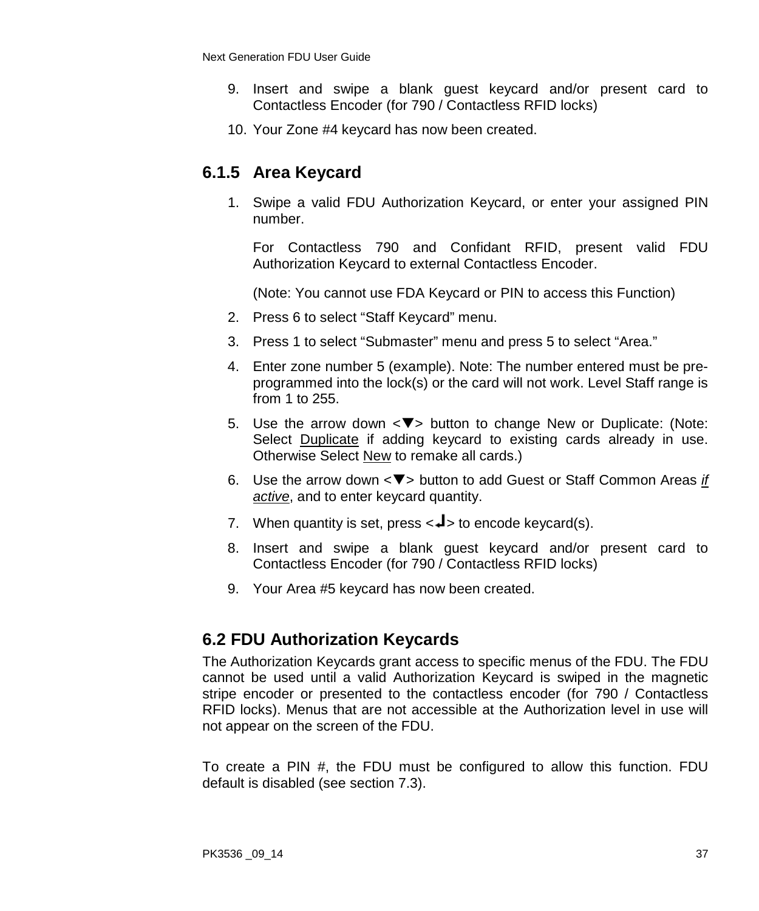9. Insert and swipe a blank guest keycard and/or present card to Contactless Encoder (for 790 / Contactless RFID locks)
10. Your Zone #4 keycard has now been created.

### 6.1.5 Area Keycard

1. Swipe a valid FDU Authorization Keycard, or enter your assigned PIN number.

   For Contactless 790 and Confidant RFID, present valid FDU Authorization Keycard to external Contactless Encoder.

   (Note: You cannot use FDA Keycard or PIN to access this Function)
2. Press 6 to select “Staff Keycard” menu.
3. Press 1 to select “Submaster” menu and press 5 to select “Area.”
4. Enter zone number 5 (example). Note: The number entered must be pre-programmed into the lock(s) or the card will not work. Level Staff range is from 1 to 255.
5. Use the arrow down <▼> button to change New or Duplicate: (Note: Select <u>Duplicate</u> if adding keycard to existing cards already in use. Otherwise Select <u>New</u> to remake all cards.)
6. Use the arrow down <▼> button to add Guest or Staff Common Areas <u>*if active*</u>, and to enter keycard quantity.
7. When quantity is set, press <↵> to encode keycard(s).
8. Insert and swipe a blank guest keycard and/or present card to Contactless Encoder (for 790 / Contactless RFID locks)
9. Your Area #5 keycard has now been created.

## 6.2 FDU Authorization Keycards

The Authorization Keycards grant access to specific menus of the FDU. The FDU cannot be used until a valid Authorization Keycard is swiped in the magnetic stripe encoder or presented to the contactless encoder (for 790 / Contactless RFID locks). Menus that are not accessible at the Authorization level in use will not appear on the screen of the FDU.

To create a PIN #, the FDU must be configured to allow this function. FDU default is disabled (see section 7.3).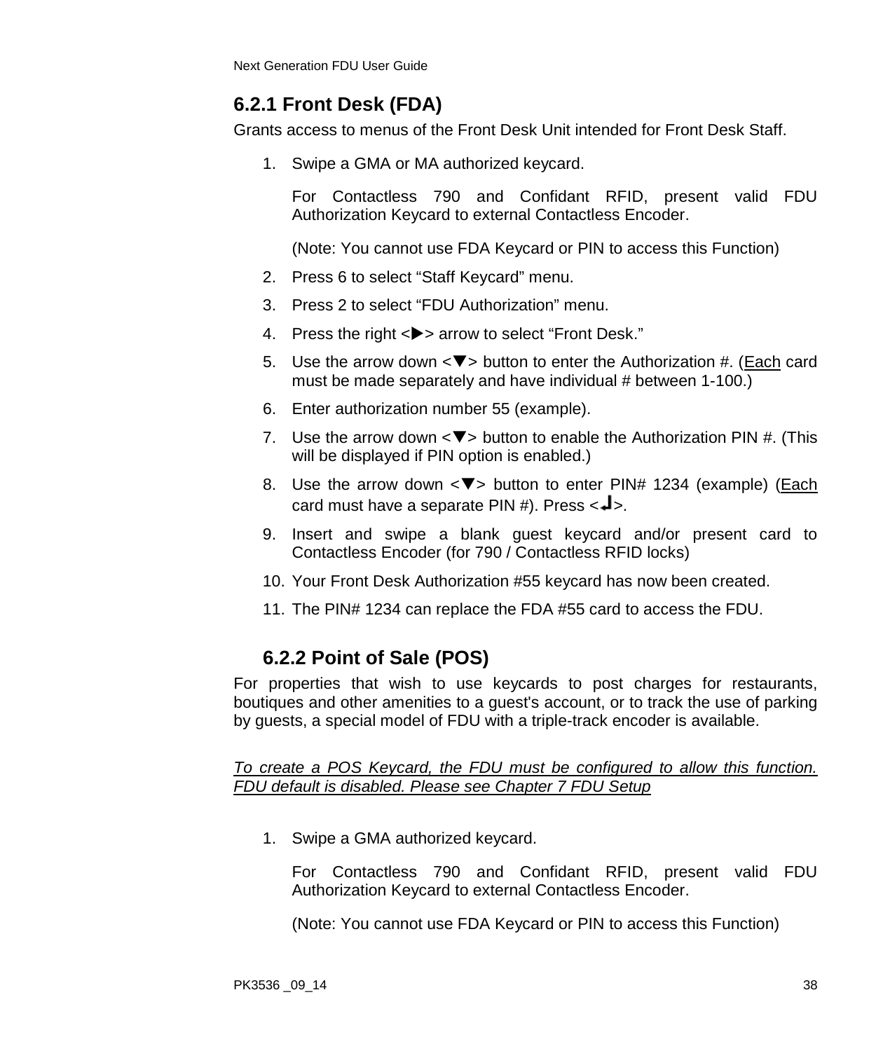### 6.2.1 Front Desk (FDA)

Grants access to menus of the Front Desk Unit intended for Front Desk Staff.

1. Swipe a GMA or MA authorized keycard.

   For Contactless 790 and Confidant RFID, present valid FDU Authorization Keycard to external Contactless Encoder.

   (Note: You cannot use FDA Keycard or PIN to access this Function)
2. Press 6 to select “Staff Keycard” menu.
3. Press 2 to select “FDU Authorization” menu.
4. Press the right <▶> arrow to select “Front Desk.”
5. Use the arrow down <▼> button to enter the Authorization #. (<u>Each</u> card must be made separately and have individual # between 1-100.)
6. Enter authorization number 55 (example).
7. Use the arrow down <▼> button to enable the Authorization PIN #. (This will be displayed if PIN option is enabled.)
8. Use the arrow down <▼> button to enter PIN# 1234 (example) (<u>Each</u> card must have a separate PIN #). Press <↵>.
9. Insert and swipe a blank guest keycard and/or present card to Contactless Encoder (for 790 / Contactless RFID locks)
10. Your Front Desk Authorization #55 keycard has now been created.
11. The PIN# 1234 can replace the FDA #55 card to access the FDU.

### 6.2.2 Point of Sale (POS)

For properties that wish to use keycards to post charges for restaurants, boutiques and other amenities to a guest's account, or to track the use of parking by guests, a special model of FDU with a triple-track encoder is available.

<u>*To create a POS Keycard, the FDU must be configured to allow this function. FDU default is disabled. Please see Chapter 7 FDU Setup*</u>

1. Swipe a GMA authorized keycard.

   For Contactless 790 and Confidant RFID, present valid FDU Authorization Keycard to external Contactless Encoder.

   (Note: You cannot use FDA Keycard or PIN to access this Function)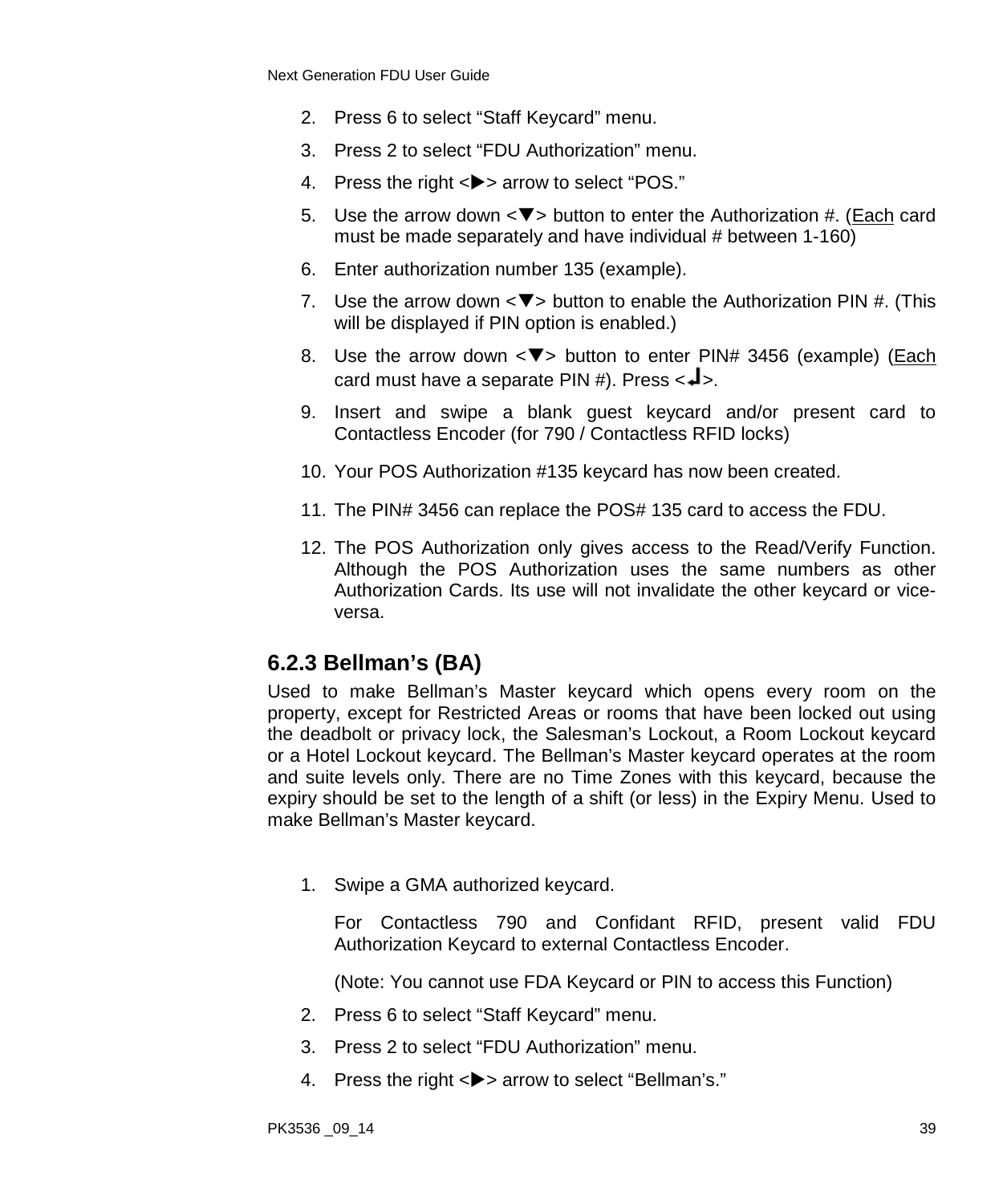2. Press 6 to select “Staff Keycard” menu.
3. Press 2 to select “FDU Authorization” menu.
4. Press the right <▶> arrow to select “POS.”
5. Use the arrow down <▼> button to enter the Authorization #. (Each card must be made separately and have individual # between 1-160)
6. Enter authorization number 135 (example).
7. Use the arrow down <▼> button to enable the Authorization PIN #. (This will be displayed if PIN option is enabled.)
8. Use the arrow down <▼> button to enter PIN# 3456 (example) (Each card must have a separate PIN #). Press <↵>.
9. Insert and swipe a blank guest keycard and/or present card to Contactless Encoder (for 790 / Contactless RFID locks)
10. Your POS Authorization #135 keycard has now been created.
11. The PIN# 3456 can replace the POS# 135 card to access the FDU.
12. The POS Authorization only gives access to the Read/Verify Function. Although the POS Authorization uses the same numbers as other Authorization Cards. Its use will not invalidate the other keycard or vice-versa.

### 6.2.3 Bellman’s (BA)

Used to make Bellman’s Master keycard which opens every room on the property, except for Restricted Areas or rooms that have been locked out using the deadbolt or privacy lock, the Salesman’s Lockout, a Room Lockout keycard or a Hotel Lockout keycard. The Bellman’s Master keycard operates at the room and suite levels only. There are no Time Zones with this keycard, because the expiry should be set to the length of a shift (or less) in the Expiry Menu. Used to make Bellman’s Master keycard.

1. Swipe a GMA authorized keycard.

   For Contactless 790 and Confidant RFID, present valid FDU Authorization Keycard to external Contactless Encoder.

   (Note: You cannot use FDA Keycard or PIN to access this Function)
2. Press 6 to select “Staff Keycard” menu.
3. Press 2 to select “FDU Authorization” menu.
4. Press the right <▶> arrow to select “Bellman’s.”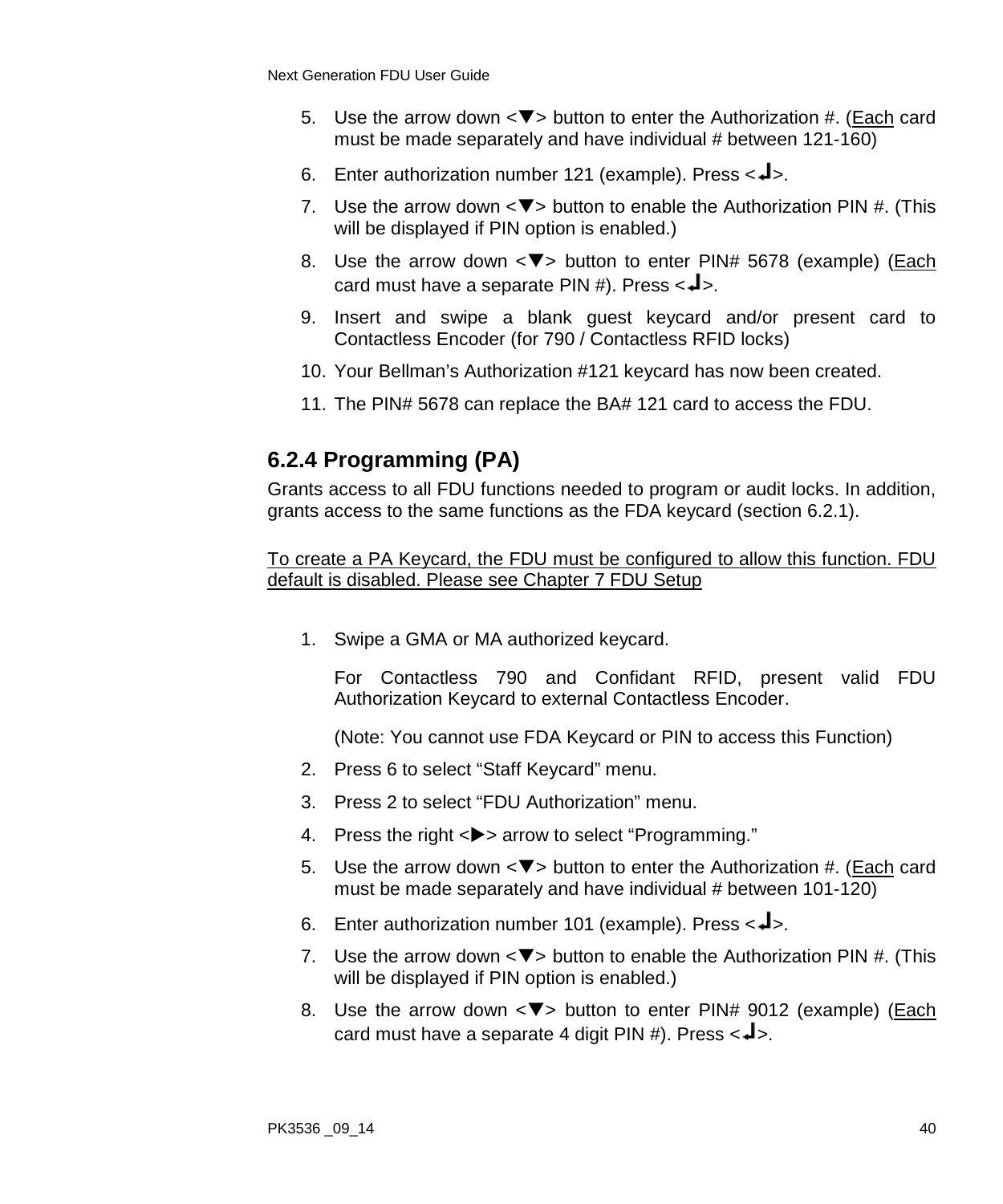5. Use the arrow down <▼> button to enter the Authorization #. (<u>Each</u> card must be made separately and have individual # between 121-160)
6. Enter authorization number 121 (example). Press <↵>.
7. Use the arrow down <▼> button to enable the Authorization PIN #. (This will be displayed if PIN option is enabled.)
8. Use the arrow down <▼> button to enter PIN# 5678 (example) (<u>Each</u> card must have a separate PIN #). Press <↵>.
9. Insert and swipe a blank guest keycard and/or present card to Contactless Encoder (for 790 / Contactless RFID locks)
10. Your Bellman's Authorization #121 keycard has now been created.
11. The PIN# 5678 can replace the BA# 121 card to access the FDU.

### 6.2.4 Programming (PA)

Grants access to all FDU functions needed to program or audit locks. In addition, grants access to the same functions as the FDA keycard (section 6.2.1).

<u>To create a PA Keycard, the FDU must be configured to allow this function. FDU default is disabled. Please see Chapter 7 FDU Setup</u>

1. Swipe a GMA or MA authorized keycard.

   For Contactless 790 and Confidant RFID, present valid FDU Authorization Keycard to external Contactless Encoder.

   (Note: You cannot use FDA Keycard or PIN to access this Function)
2. Press 6 to select "Staff Keycard" menu.
3. Press 2 to select "FDU Authorization" menu.
4. Press the right <▶> arrow to select "Programming."
5. Use the arrow down <▼> button to enter the Authorization #. (<u>Each</u> card must be made separately and have individual # between 101-120)
6. Enter authorization number 101 (example). Press <↵>.
7. Use the arrow down <▼> button to enable the Authorization PIN #. (This will be displayed if PIN option is enabled.)
8. Use the arrow down <▼> button to enter PIN# 9012 (example) (<u>Each</u> card must have a separate 4 digit PIN #). Press <↵>.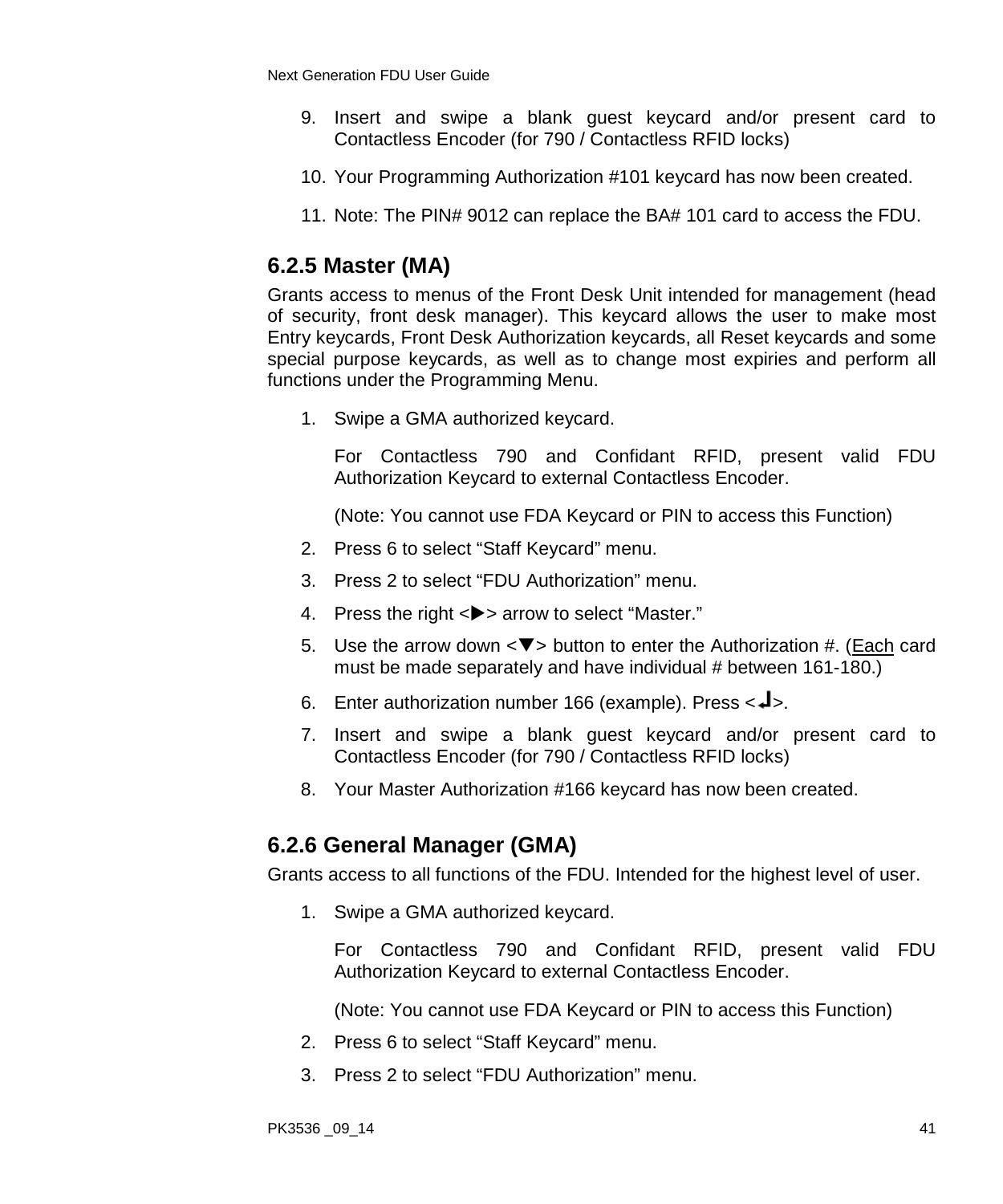9. Insert and swipe a blank guest keycard and/or present card to Contactless Encoder (for 790 / Contactless RFID locks)
10. Your Programming Authorization #101 keycard has now been created.
11. Note: The PIN# 9012 can replace the BA# 101 card to access the FDU.

### 6.2.5 Master (MA)

Grants access to menus of the Front Desk Unit intended for management (head of security, front desk manager). This keycard allows the user to make most Entry keycards, Front Desk Authorization keycards, all Reset keycards and some special purpose keycards, as well as to change most expiries and perform all functions under the Programming Menu.

1. Swipe a GMA authorized keycard.

   For Contactless 790 and Confidant RFID, present valid FDU Authorization Keycard to external Contactless Encoder.

   (Note: You cannot use FDA Keycard or PIN to access this Function)
2. Press 6 to select “Staff Keycard” menu.
3. Press 2 to select “FDU Authorization” menu.
4. Press the right <▶> arrow to select “Master.”
5. Use the arrow down <▼> button to enter the Authorization #. (Each card must be made separately and have individual # between 161-180.)
6. Enter authorization number 166 (example). Press <↵>.
7. Insert and swipe a blank guest keycard and/or present card to Contactless Encoder (for 790 / Contactless RFID locks)
8. Your Master Authorization #166 keycard has now been created.

### 6.2.6 General Manager (GMA)

Grants access to all functions of the FDU. Intended for the highest level of user.

1. Swipe a GMA authorized keycard.

   For Contactless 790 and Confidant RFID, present valid FDU Authorization Keycard to external Contactless Encoder.

   (Note: You cannot use FDA Keycard or PIN to access this Function)
2. Press 6 to select “Staff Keycard” menu.
3. Press 2 to select “FDU Authorization” menu.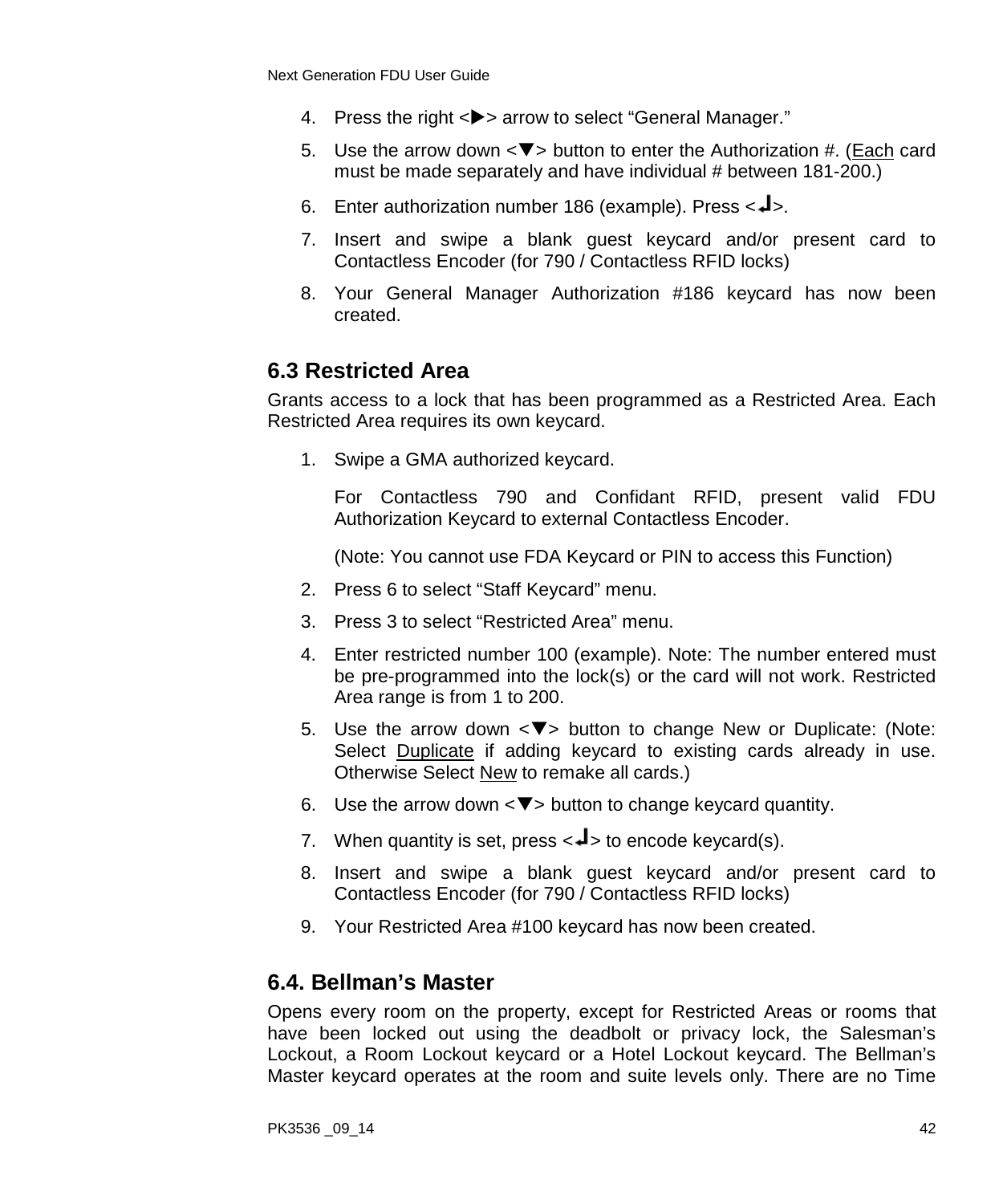4. Press the right <▶> arrow to select “General Manager.”
5. Use the arrow down <▼> button to enter the Authorization #. (<u>Each</u> card must be made separately and have individual # between 181-200.)
6. Enter authorization number 186 (example). Press <↵>.
7. Insert and swipe a blank guest keycard and/or present card to Contactless Encoder (for 790 / Contactless RFID locks)
8. Your General Manager Authorization #186 keycard has now been created.

## 6.3 Restricted Area

Grants access to a lock that has been programmed as a Restricted Area. Each Restricted Area requires its own keycard.

1. Swipe a GMA authorized keycard.

   For Contactless 790 and Confidant RFID, present valid FDU Authorization Keycard to external Contactless Encoder.

   (Note: You cannot use FDA Keycard or PIN to access this Function)
2. Press 6 to select “Staff Keycard” menu.
3. Press 3 to select “Restricted Area” menu.
4. Enter restricted number 100 (example). Note: The number entered must be pre-programmed into the lock(s) or the card will not work. Restricted Area range is from 1 to 200.
5. Use the arrow down <▼> button to change New or Duplicate: (Note: Select <u>Duplicate</u> if adding keycard to existing cards already in use. Otherwise Select <u>New</u> to remake all cards.)
6. Use the arrow down <▼> button to change keycard quantity.
7. When quantity is set, press <↵> to encode keycard(s).
8. Insert and swipe a blank guest keycard and/or present card to Contactless Encoder (for 790 / Contactless RFID locks)
9. Your Restricted Area #100 keycard has now been created.

## 6.4. Bellman’s Master

Opens every room on the property, except for Restricted Areas or rooms that have been locked out using the deadbolt or privacy lock, the Salesman’s Lockout, a Room Lockout keycard or a Hotel Lockout keycard. The Bellman’s Master keycard operates at the room and suite levels only. There are no Time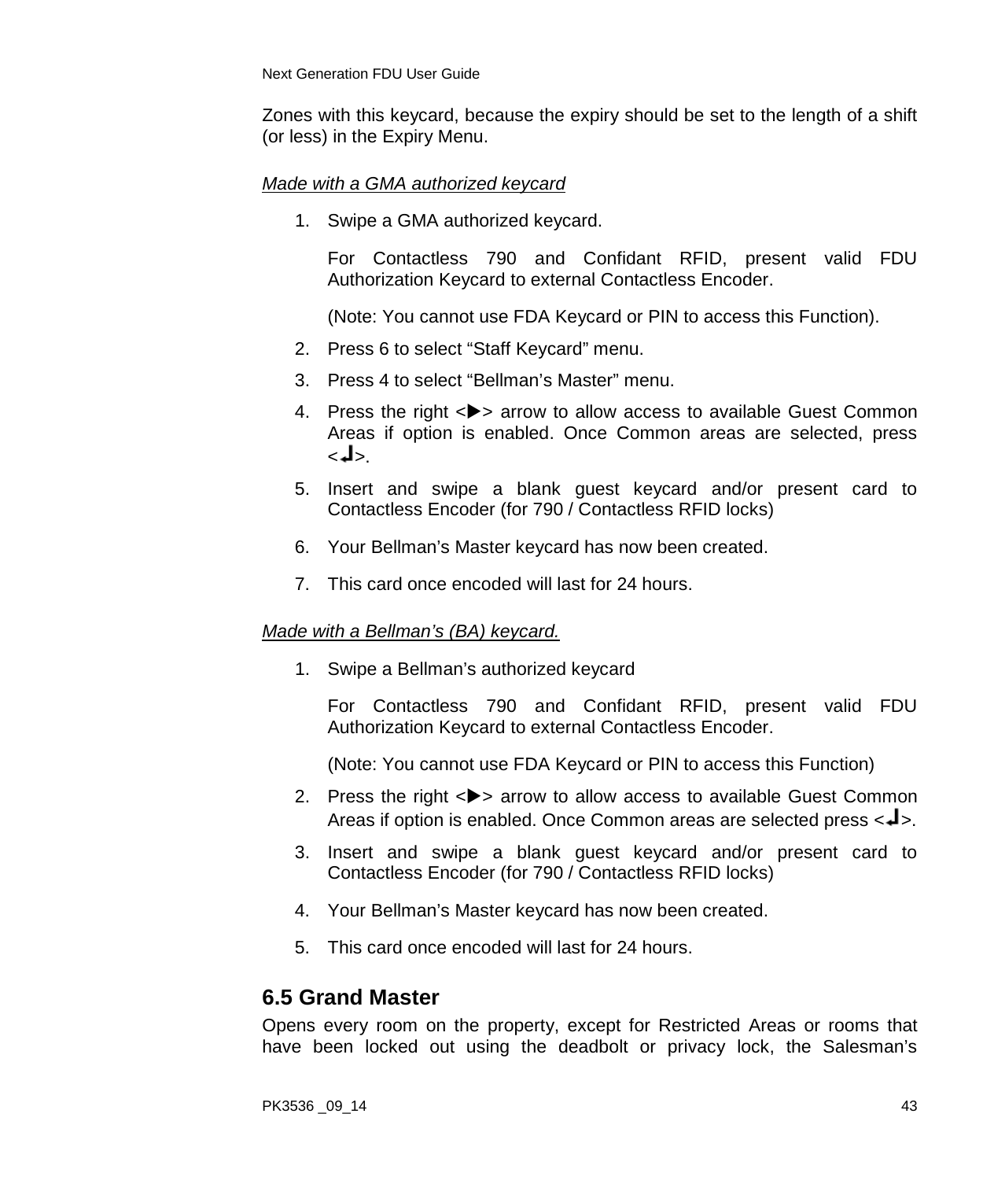Zones with this keycard, because the expiry should be set to the length of a shift (or less) in the Expiry Menu.

*Made with a GMA authorized keycard*

1. Swipe a GMA authorized keycard.

   For Contactless 790 and Confidant RFID, present valid FDU Authorization Keycard to external Contactless Encoder.

   (Note: You cannot use FDA Keycard or PIN to access this Function).
2. Press 6 to select "Staff Keycard" menu.
3. Press 4 to select "Bellman's Master" menu.
4. Press the right <▶> arrow to allow access to available Guest Common Areas if option is enabled. Once Common areas are selected, press <↵>.
5. Insert and swipe a blank guest keycard and/or present card to Contactless Encoder (for 790 / Contactless RFID locks)
6. Your Bellman's Master keycard has now been created.
7. This card once encoded will last for 24 hours.

*Made with a Bellman's (BA) keycard.*

1. Swipe a Bellman's authorized keycard

   For Contactless 790 and Confidant RFID, present valid FDU Authorization Keycard to external Contactless Encoder.

   (Note: You cannot use FDA Keycard or PIN to access this Function)
2. Press the right <▶> arrow to allow access to available Guest Common Areas if option is enabled. Once Common areas are selected press <↵>.
3. Insert and swipe a blank guest keycard and/or present card to Contactless Encoder (for 790 / Contactless RFID locks)
4. Your Bellman's Master keycard has now been created.
5. This card once encoded will last for 24 hours.

## 6.5 Grand Master

Opens every room on the property, except for Restricted Areas or rooms that have been locked out using the deadbolt or privacy lock, the Salesman's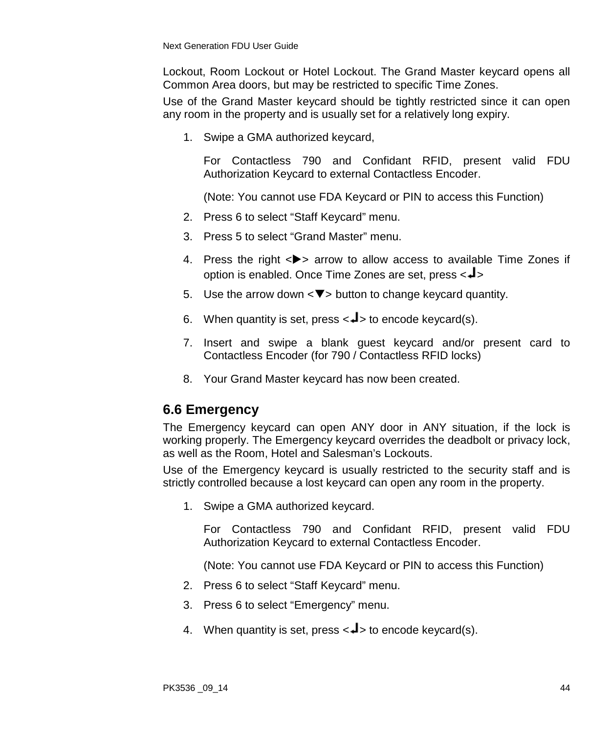Lockout, Room Lockout or Hotel Lockout. The Grand Master keycard opens all Common Area doors, but may be restricted to specific Time Zones.

Use of the Grand Master keycard should be tightly restricted since it can open any room in the property and is usually set for a relatively long expiry.

1. Swipe a GMA authorized keycard,

   For Contactless 790 and Confidant RFID, present valid FDU Authorization Keycard to external Contactless Encoder.

   (Note: You cannot use FDA Keycard or PIN to access this Function)

2. Press 6 to select “Staff Keycard” menu.
3. Press 5 to select “Grand Master” menu.
4. Press the right <▶> arrow to allow access to available Time Zones if option is enabled. Once Time Zones are set, press <↵>
5. Use the arrow down <▼> button to change keycard quantity.
6. When quantity is set, press <↵> to encode keycard(s).
7. Insert and swipe a blank guest keycard and/or present card to Contactless Encoder (for 790 / Contactless RFID locks)
8. Your Grand Master keycard has now been created.

## 6.6 Emergency

The Emergency keycard can open ANY door in ANY situation, if the lock is working properly. The Emergency keycard overrides the deadbolt or privacy lock, as well as the Room, Hotel and Salesman’s Lockouts.

Use of the Emergency keycard is usually restricted to the security staff and is strictly controlled because a lost keycard can open any room in the property.

1. Swipe a GMA authorized keycard.

   For Contactless 790 and Confidant RFID, present valid FDU Authorization Keycard to external Contactless Encoder.

   (Note: You cannot use FDA Keycard or PIN to access this Function)

2. Press 6 to select “Staff Keycard” menu.
3. Press 6 to select “Emergency” menu.
4. When quantity is set, press <↵> to encode keycard(s).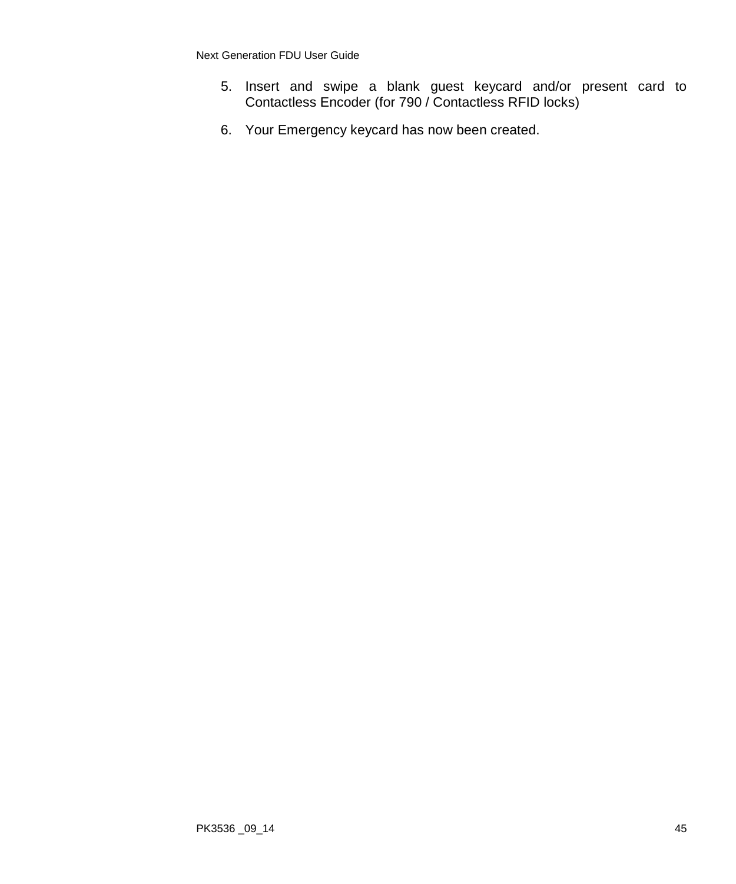5. Insert and swipe a blank guest keycard and/or present card to Contactless Encoder (for 790 / Contactless RFID locks)
6. Your Emergency keycard has now been created.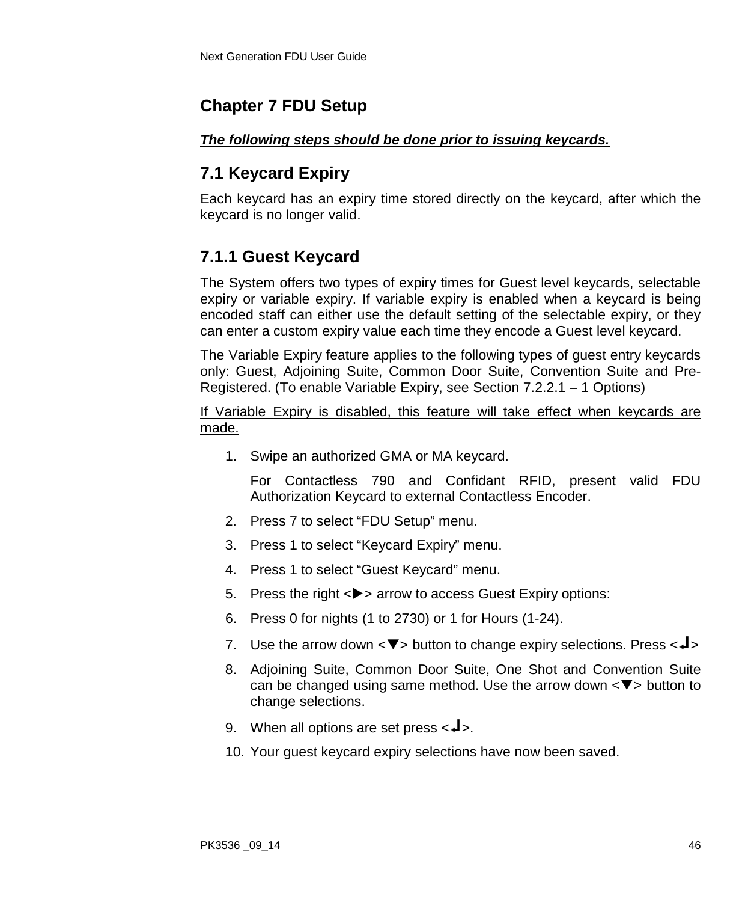# Chapter 7 FDU Setup

***The following steps should be done prior to issuing keycards.***

## 7.1 Keycard Expiry

Each keycard has an expiry time stored directly on the keycard, after which the keycard is no longer valid.

### 7.1.1 Guest Keycard

The System offers two types of expiry times for Guest level keycards, selectable expiry or variable expiry. If variable expiry is enabled when a keycard is being encoded staff can either use the default setting of the selectable expiry, or they can enter a custom expiry value each time they encode a Guest level keycard.

The Variable Expiry feature applies to the following types of guest entry keycards only: Guest, Adjoining Suite, Common Door Suite, Convention Suite and Pre-Registered. (To enable Variable Expiry, see Section 7.2.2.1 – 1 Options)

<u>If Variable Expiry is disabled, this feature will take effect when keycards are made.</u>

1. Swipe an authorized GMA or MA keycard.

   For Contactless 790 and Confidant RFID, present valid FDU Authorization Keycard to external Contactless Encoder.
2. Press 7 to select “FDU Setup” menu.
3. Press 1 to select “Keycard Expiry” menu.
4. Press 1 to select “Guest Keycard” menu.
5. Press the right <▶> arrow to access Guest Expiry options:
6. Press 0 for nights (1 to 2730) or 1 for Hours (1-24).
7. Use the arrow down <▼> button to change expiry selections. Press <↵>
8. Adjoining Suite, Common Door Suite, One Shot and Convention Suite can be changed using same method. Use the arrow down <▼> button to change selections.
9. When all options are set press <↵>.
10. Your guest keycard expiry selections have now been saved.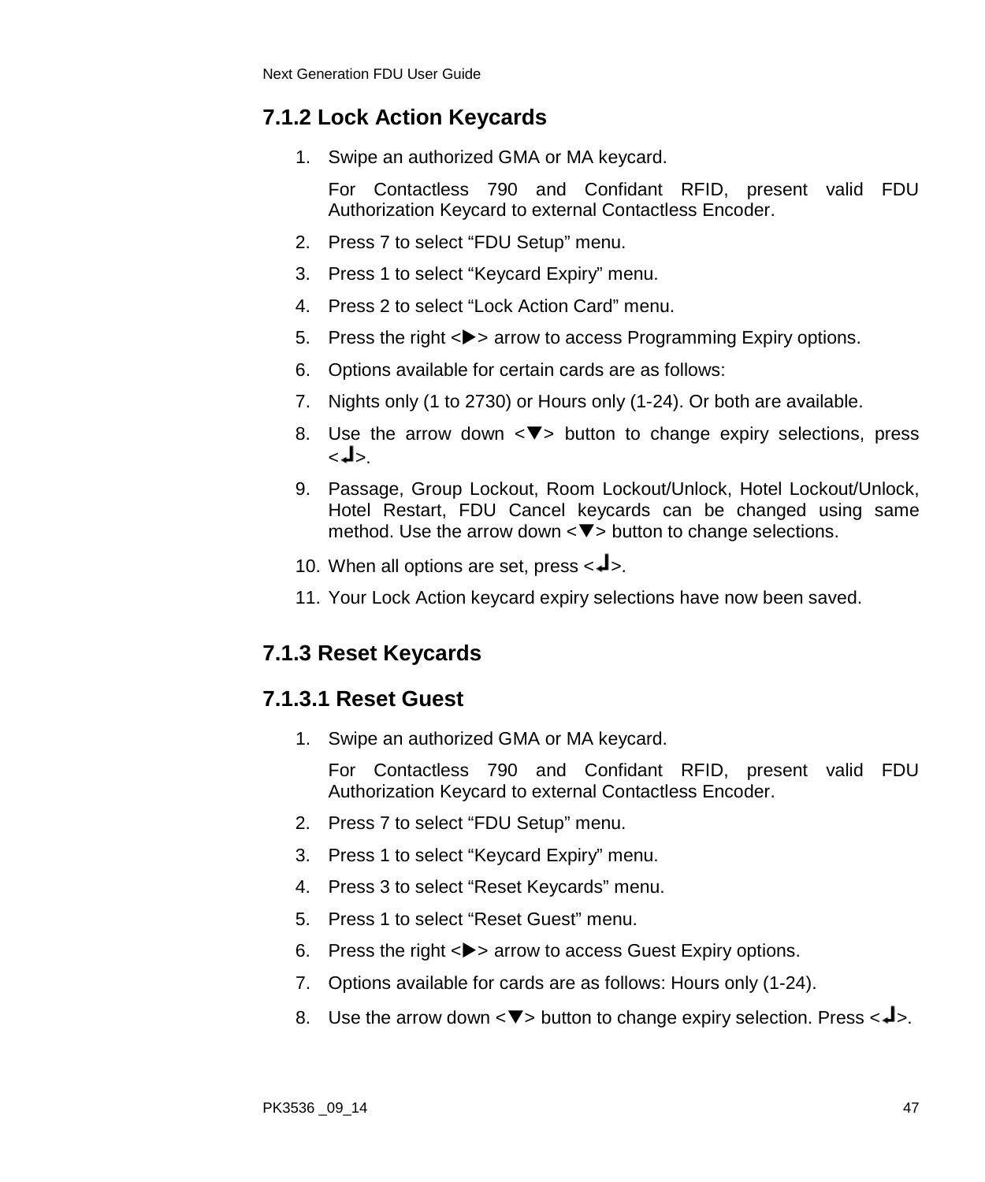### 7.1.2 Lock Action Keycards

1. Swipe an authorized GMA or MA keycard.

   For Contactless 790 and Confidant RFID, present valid FDU Authorization Keycard to external Contactless Encoder.

2. Press 7 to select “FDU Setup” menu.
3. Press 1 to select “Keycard Expiry” menu.
4. Press 2 to select “Lock Action Card” menu.
5. Press the right <▶> arrow to access Programming Expiry options.
6. Options available for certain cards are as follows:
7. Nights only (1 to 2730) or Hours only (1-24). Or both are available.
8. Use the arrow down <▼> button to change expiry selections, press <↵>.
9. Passage, Group Lockout, Room Lockout/Unlock, Hotel Lockout/Unlock, Hotel Restart, FDU Cancel keycards can be changed using same method. Use the arrow down <▼> button to change selections.
10. When all options are set, press <↵>.
11. Your Lock Action keycard expiry selections have now been saved.

### 7.1.3 Reset Keycards

#### 7.1.3.1 Reset Guest

1. Swipe an authorized GMA or MA keycard.

   For Contactless 790 and Confidant RFID, present valid FDU Authorization Keycard to external Contactless Encoder.

2. Press 7 to select “FDU Setup” menu.
3. Press 1 to select “Keycard Expiry” menu.
4. Press 3 to select “Reset Keycards” menu.
5. Press 1 to select “Reset Guest” menu.
6. Press the right <▶> arrow to access Guest Expiry options.
7. Options available for cards are as follows: Hours only (1-24).
8. Use the arrow down <▼> button to change expiry selection. Press <↵>.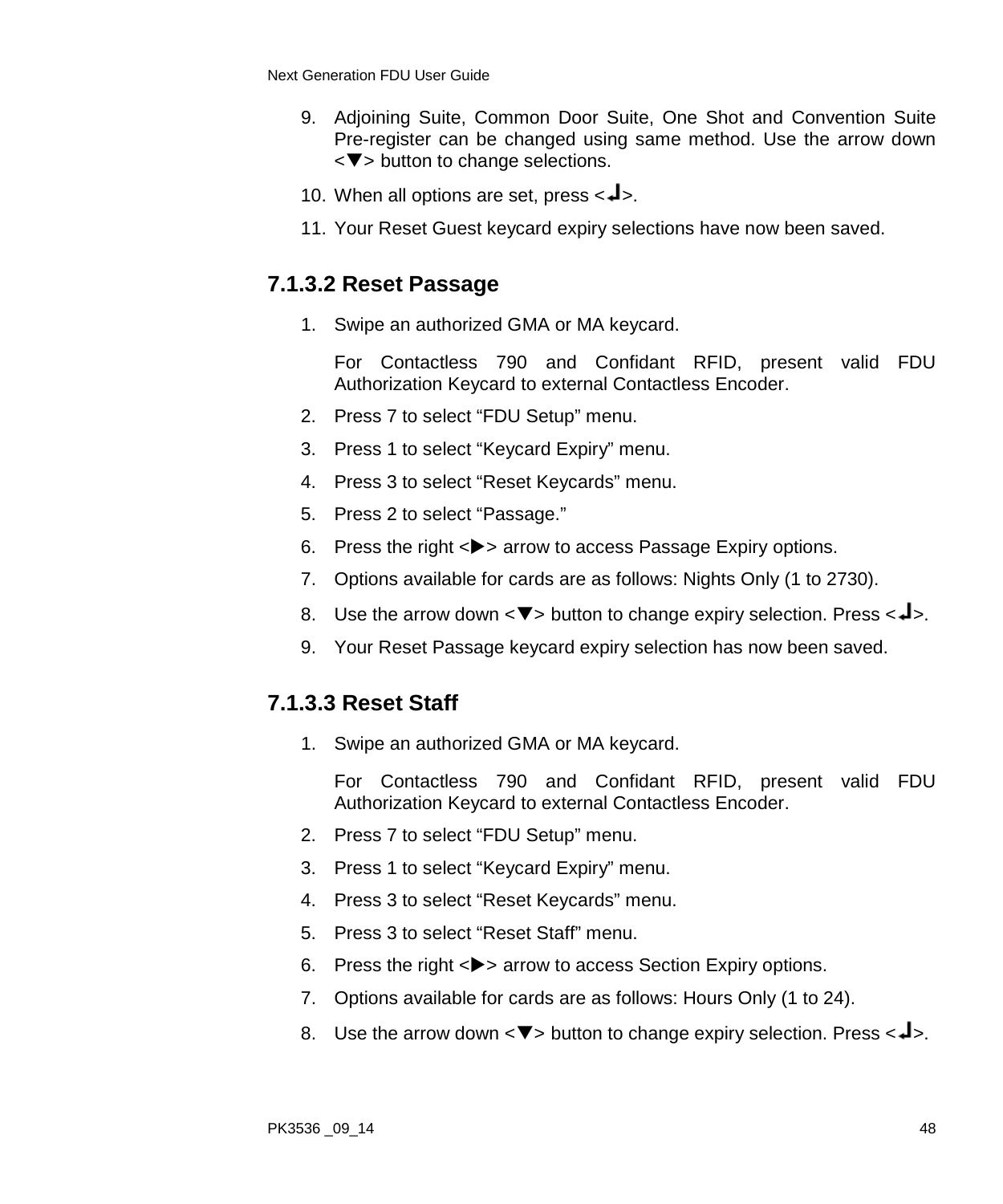9. Adjoining Suite, Common Door Suite, One Shot and Convention Suite Pre-register can be changed using same method. Use the arrow down <▼> button to change selections.
10. When all options are set, press <↵>.
11. Your Reset Guest keycard expiry selections have now been saved.

### 7.1.3.2 Reset Passage

1. Swipe an authorized GMA or MA keycard.

   For Contactless 790 and Confidant RFID, present valid FDU Authorization Keycard to external Contactless Encoder.
2. Press 7 to select “FDU Setup” menu.
3. Press 1 to select “Keycard Expiry” menu.
4. Press 3 to select “Reset Keycards” menu.
5. Press 2 to select “Passage.”
6. Press the right <▶> arrow to access Passage Expiry options.
7. Options available for cards are as follows: Nights Only (1 to 2730).
8. Use the arrow down <▼> button to change expiry selection. Press <↵>.
9. Your Reset Passage keycard expiry selection has now been saved.

### 7.1.3.3 Reset Staff

1. Swipe an authorized GMA or MA keycard.

   For Contactless 790 and Confidant RFID, present valid FDU Authorization Keycard to external Contactless Encoder.
2. Press 7 to select “FDU Setup” menu.
3. Press 1 to select “Keycard Expiry” menu.
4. Press 3 to select “Reset Keycards” menu.
5. Press 3 to select “Reset Staff” menu.
6. Press the right <▶> arrow to access Section Expiry options.
7. Options available for cards are as follows: Hours Only (1 to 24).
8. Use the arrow down <▼> button to change expiry selection. Press <↵>.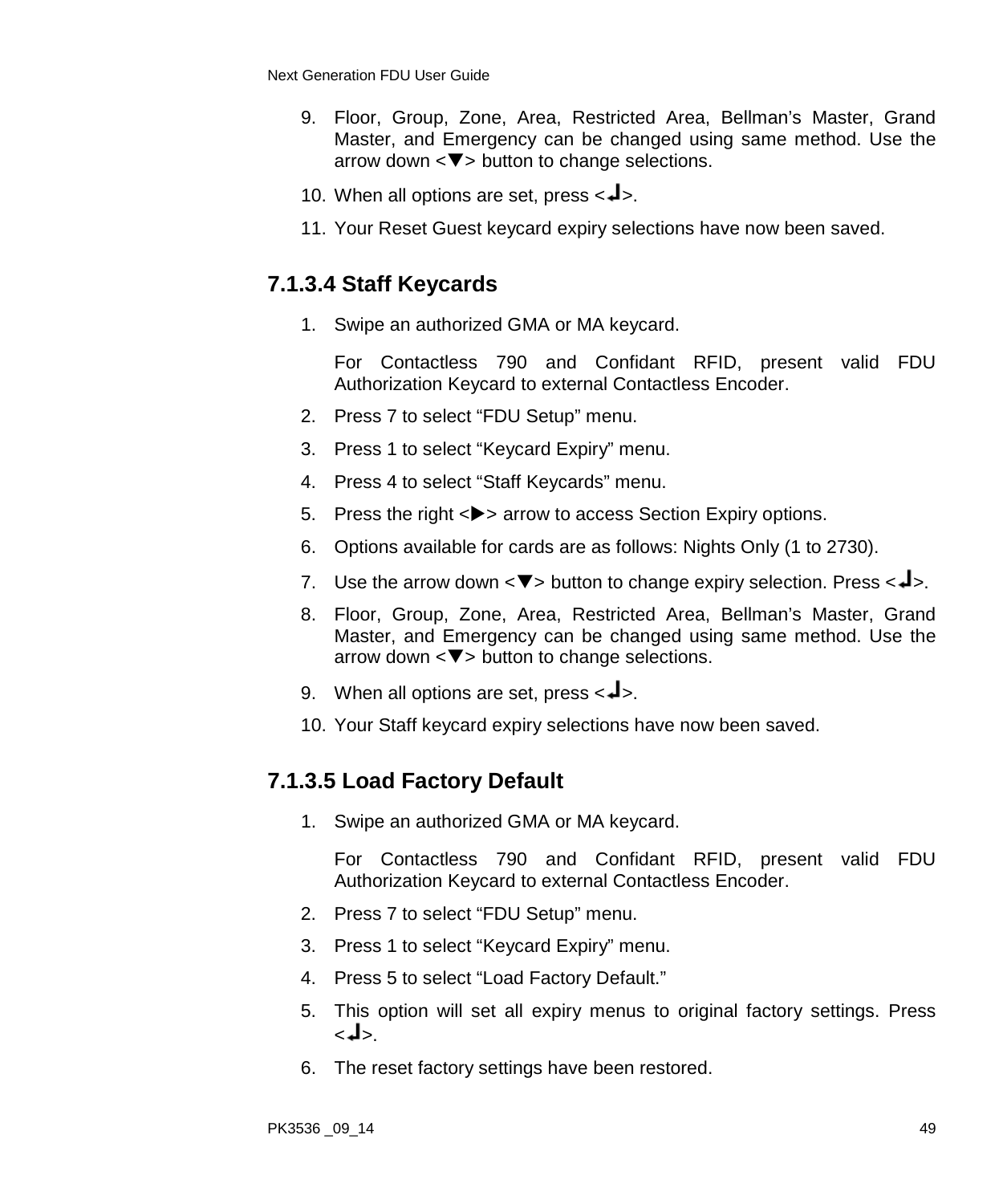9. Floor, Group, Zone, Area, Restricted Area, Bellman's Master, Grand Master, and Emergency can be changed using same method. Use the arrow down <▼> button to change selections.
10. When all options are set, press <↲>.
11. Your Reset Guest keycard expiry selections have now been saved.

### 7.1.3.4 Staff Keycards

1. Swipe an authorized GMA or MA keycard.

   For Contactless 790 and Confidant RFID, present valid FDU Authorization Keycard to external Contactless Encoder.
2. Press 7 to select "FDU Setup" menu.
3. Press 1 to select "Keycard Expiry" menu.
4. Press 4 to select "Staff Keycards" menu.
5. Press the right <▶> arrow to access Section Expiry options.
6. Options available for cards are as follows: Nights Only (1 to 2730).
7. Use the arrow down <▼> button to change expiry selection. Press <↲>.
8. Floor, Group, Zone, Area, Restricted Area, Bellman's Master, Grand Master, and Emergency can be changed using same method. Use the arrow down <▼> button to change selections.
9. When all options are set, press <↲>.
10. Your Staff keycard expiry selections have now been saved.

### 7.1.3.5 Load Factory Default

1. Swipe an authorized GMA or MA keycard.

   For Contactless 790 and Confidant RFID, present valid FDU Authorization Keycard to external Contactless Encoder.
2. Press 7 to select "FDU Setup" menu.
3. Press 1 to select "Keycard Expiry" menu.
4. Press 5 to select "Load Factory Default."
5. This option will set all expiry menus to original factory settings. Press <↲>.
6. The reset factory settings have been restored.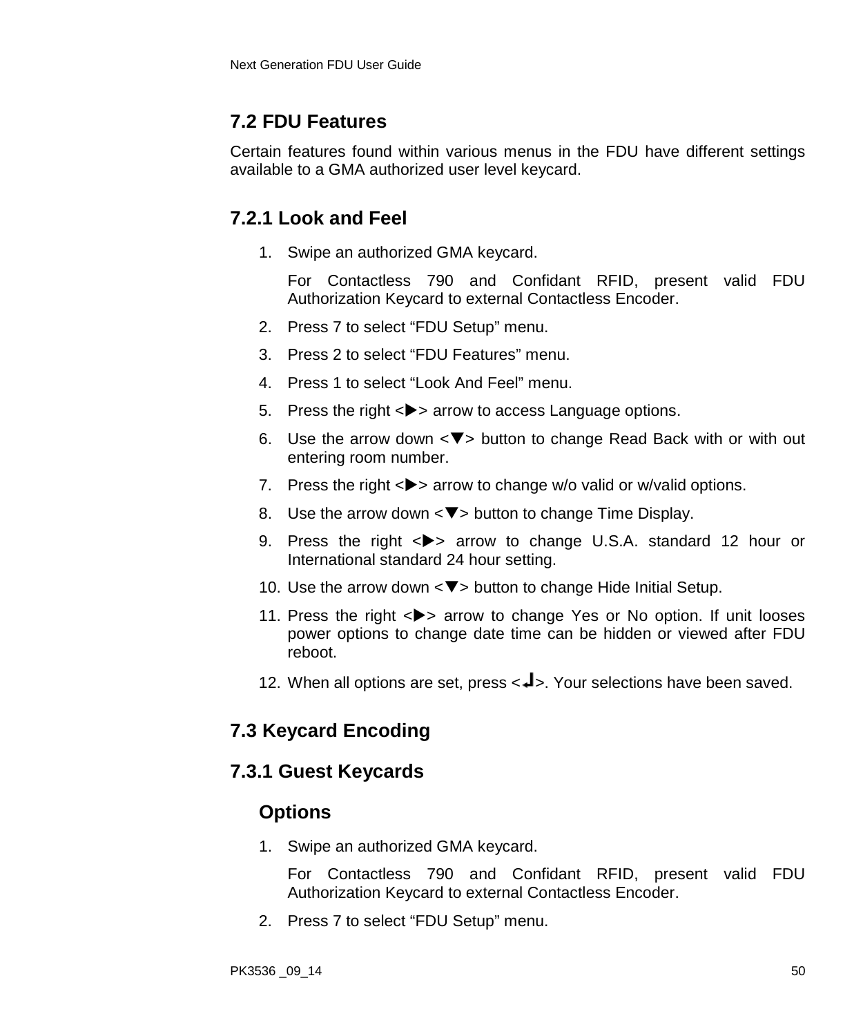## 7.2 FDU Features

Certain features found within various menus in the FDU have different settings available to a GMA authorized user level keycard.

### 7.2.1 Look and Feel

1. Swipe an authorized GMA keycard.

   For Contactless 790 and Confidant RFID, present valid FDU Authorization Keycard to external Contactless Encoder.
2. Press 7 to select “FDU Setup” menu.
3. Press 2 to select “FDU Features” menu.
4. Press 1 to select “Look And Feel” menu.
5. Press the right <▶> arrow to access Language options.
6. Use the arrow down <▼> button to change Read Back with or with out entering room number.
7. Press the right <▶> arrow to change w/o valid or w/valid options.
8. Use the arrow down <▼> button to change Time Display.
9. Press the right <▶> arrow to change U.S.A. standard 12 hour or International standard 24 hour setting.
10. Use the arrow down <▼> button to change Hide Initial Setup.
11. Press the right <▶> arrow to change Yes or No option. If unit looses power options to change date time can be hidden or viewed after FDU reboot.
12. When all options are set, press <↵>. Your selections have been saved.

## 7.3 Keycard Encoding

### 7.3.1 Guest Keycards

#### Options

1. Swipe an authorized GMA keycard.

   For Contactless 790 and Confidant RFID, present valid FDU Authorization Keycard to external Contactless Encoder.
2. Press 7 to select “FDU Setup” menu.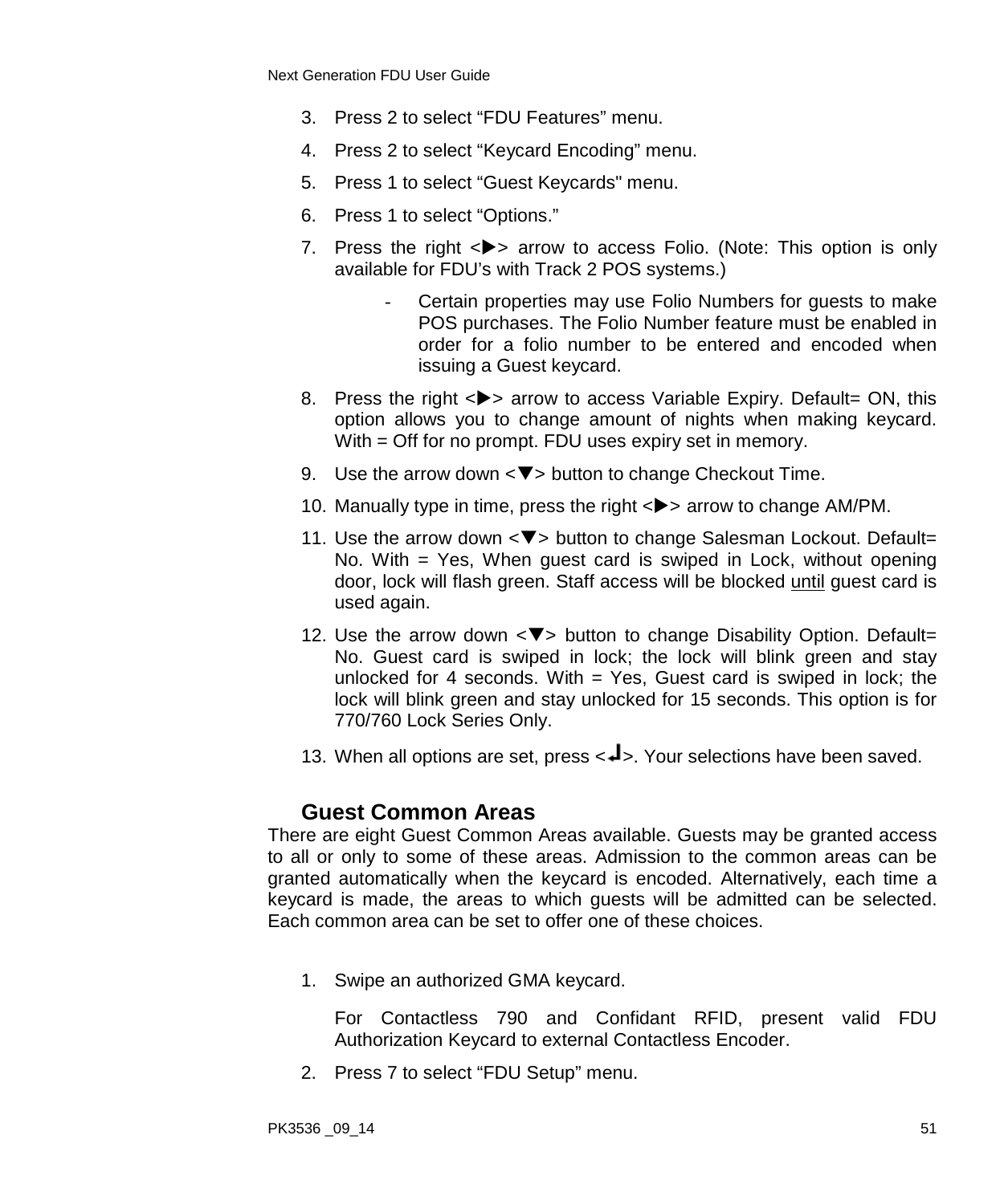3. Press 2 to select "FDU Features" menu.
4. Press 2 to select "Keycard Encoding" menu.
5. Press 1 to select "Guest Keycards" menu.
6. Press 1 to select "Options."
7. Press the right <▶> arrow to access Folio. (Note: This option is only available for FDU's with Track 2 POS systems.)
    - Certain properties may use Folio Numbers for guests to make POS purchases. The Folio Number feature must be enabled in order for a folio number to be entered and encoded when issuing a Guest keycard.
8. Press the right <▶> arrow to access Variable Expiry. Default= ON, this option allows you to change amount of nights when making keycard. With = Off for no prompt. FDU uses expiry set in memory.
9. Use the arrow down <▼> button to change Checkout Time.
10. Manually type in time, press the right <▶> arrow to change AM/PM.
11. Use the arrow down <▼> button to change Salesman Lockout. Default= No. With = Yes, When guest card is swiped in Lock, without opening door, lock will flash green. Staff access will be blocked until guest card is used again.
12. Use the arrow down <▼> button to change Disability Option. Default= No. Guest card is swiped in lock; the lock will blink green and stay unlocked for 4 seconds. With = Yes, Guest card is swiped in lock; the lock will blink green and stay unlocked for 15 seconds. This option is for 770/760 Lock Series Only.
13. When all options are set, press <↵>. Your selections have been saved.

## Guest Common Areas

There are eight Guest Common Areas available. Guests may be granted access to all or only to some of these areas. Admission to the common areas can be granted automatically when the keycard is encoded. Alternatively, each time a keycard is made, the areas to which guests will be admitted can be selected. Each common area can be set to offer one of these choices.

1. Swipe an authorized GMA keycard.

   For Contactless 790 and Confidant RFID, present valid FDU Authorization Keycard to external Contactless Encoder.

2. Press 7 to select "FDU Setup" menu.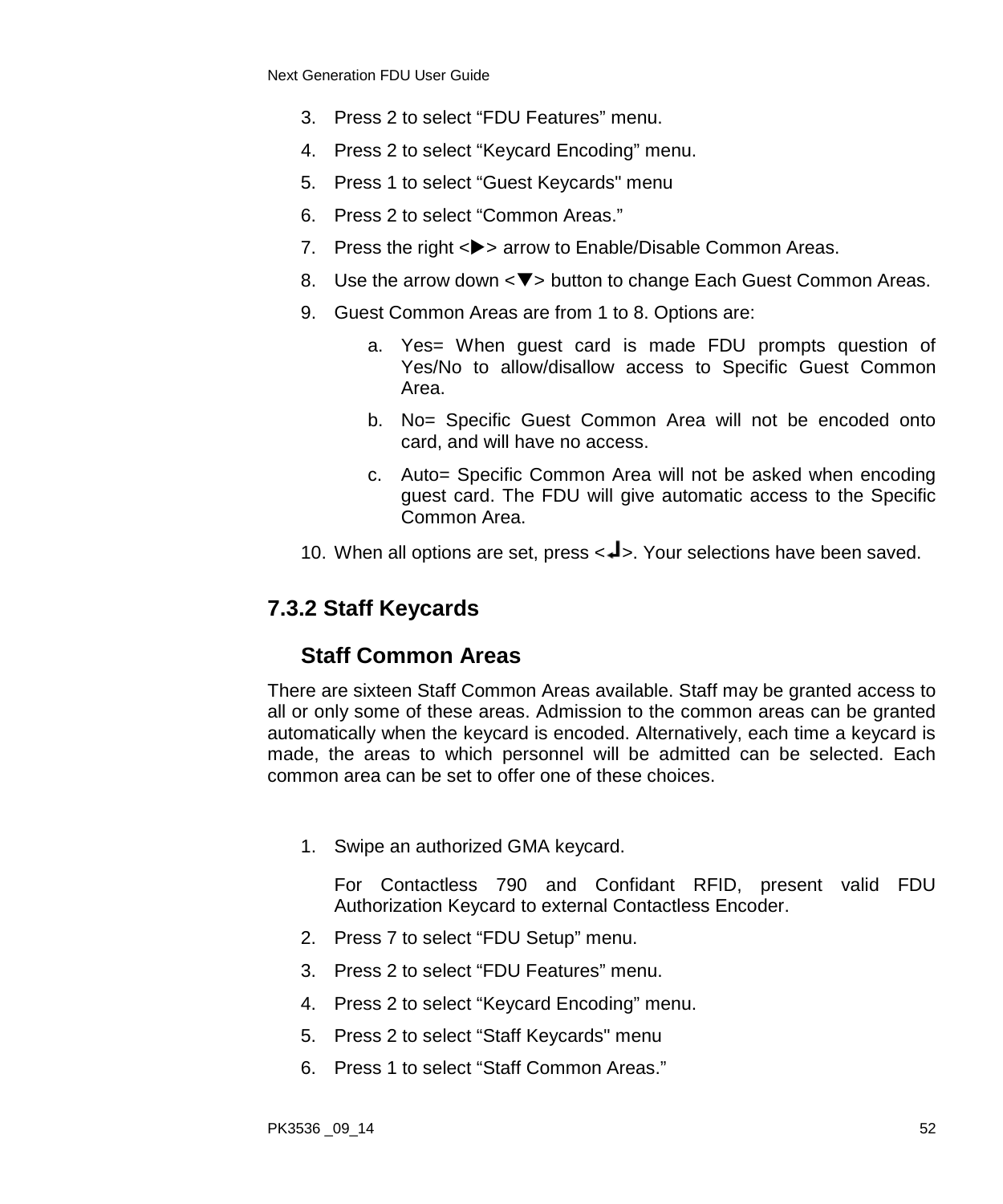3. Press 2 to select “FDU Features” menu.
4. Press 2 to select “Keycard Encoding” menu.
5. Press 1 to select “Guest Keycards" menu
6. Press 2 to select “Common Areas.”
7. Press the right <▶> arrow to Enable/Disable Common Areas.
8. Use the arrow down <▼> button to change Each Guest Common Areas.
9. Guest Common Areas are from 1 to 8. Options are:
   a. Yes= When guest card is made FDU prompts question of Yes/No to allow/disallow access to Specific Guest Common Area.
   b. No= Specific Guest Common Area will not be encoded onto card, and will have no access.
   c. Auto= Specific Common Area will not be asked when encoding guest card. The FDU will give automatic access to the Specific Common Area.
10. When all options are set, press <↵>. Your selections have been saved.

### 7.3.2 Staff Keycards

#### Staff Common Areas

There are sixteen Staff Common Areas available. Staff may be granted access to all or only some of these areas. Admission to the common areas can be granted automatically when the keycard is encoded. Alternatively, each time a keycard is made, the areas to which personnel will be admitted can be selected. Each common area can be set to offer one of these choices.

1. Swipe an authorized GMA keycard.

   For Contactless 790 and Confidant RFID, present valid FDU Authorization Keycard to external Contactless Encoder.
2. Press 7 to select “FDU Setup” menu.
3. Press 2 to select “FDU Features” menu.
4. Press 2 to select “Keycard Encoding” menu.
5. Press 2 to select “Staff Keycards" menu
6. Press 1 to select “Staff Common Areas.”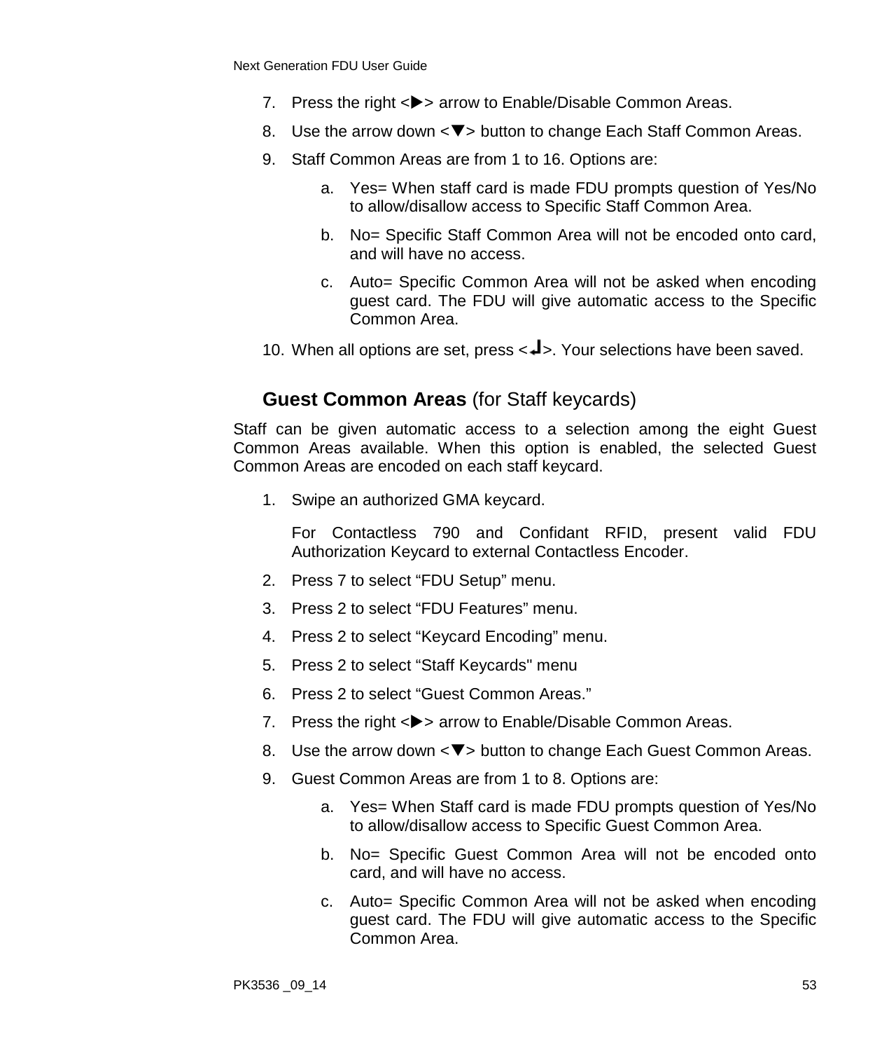7. Press the right <▶> arrow to Enable/Disable Common Areas.
8. Use the arrow down <▼> button to change Each Staff Common Areas.
9. Staff Common Areas are from 1 to 16. Options are:
    a. Yes= When staff card is made FDU prompts question of Yes/No to allow/disallow access to Specific Staff Common Area.
    b. No= Specific Staff Common Area will not be encoded onto card, and will have no access.
    c. Auto= Specific Common Area will not be asked when encoding guest card. The FDU will give automatic access to the Specific Common Area.
10. When all options are set, press <↵>. Your selections have been saved.

### **Guest Common Areas** (for Staff keycards)

Staff can be given automatic access to a selection among the eight Guest Common Areas available. When this option is enabled, the selected Guest Common Areas are encoded on each staff keycard.

1. Swipe an authorized GMA keycard.

   For Contactless 790 and Confidant RFID, present valid FDU Authorization Keycard to external Contactless Encoder.
2. Press 7 to select "FDU Setup" menu.
3. Press 2 to select "FDU Features" menu.
4. Press 2 to select "Keycard Encoding" menu.
5. Press 2 to select "Staff Keycards" menu
6. Press 2 to select "Guest Common Areas."
7. Press the right <▶> arrow to Enable/Disable Common Areas.
8. Use the arrow down <▼> button to change Each Guest Common Areas.
9. Guest Common Areas are from 1 to 8. Options are:
    a. Yes= When Staff card is made FDU prompts question of Yes/No to allow/disallow access to Specific Guest Common Area.
    b. No= Specific Guest Common Area will not be encoded onto card, and will have no access.
    c. Auto= Specific Common Area will not be asked when encoding guest card. The FDU will give automatic access to the Specific Common Area.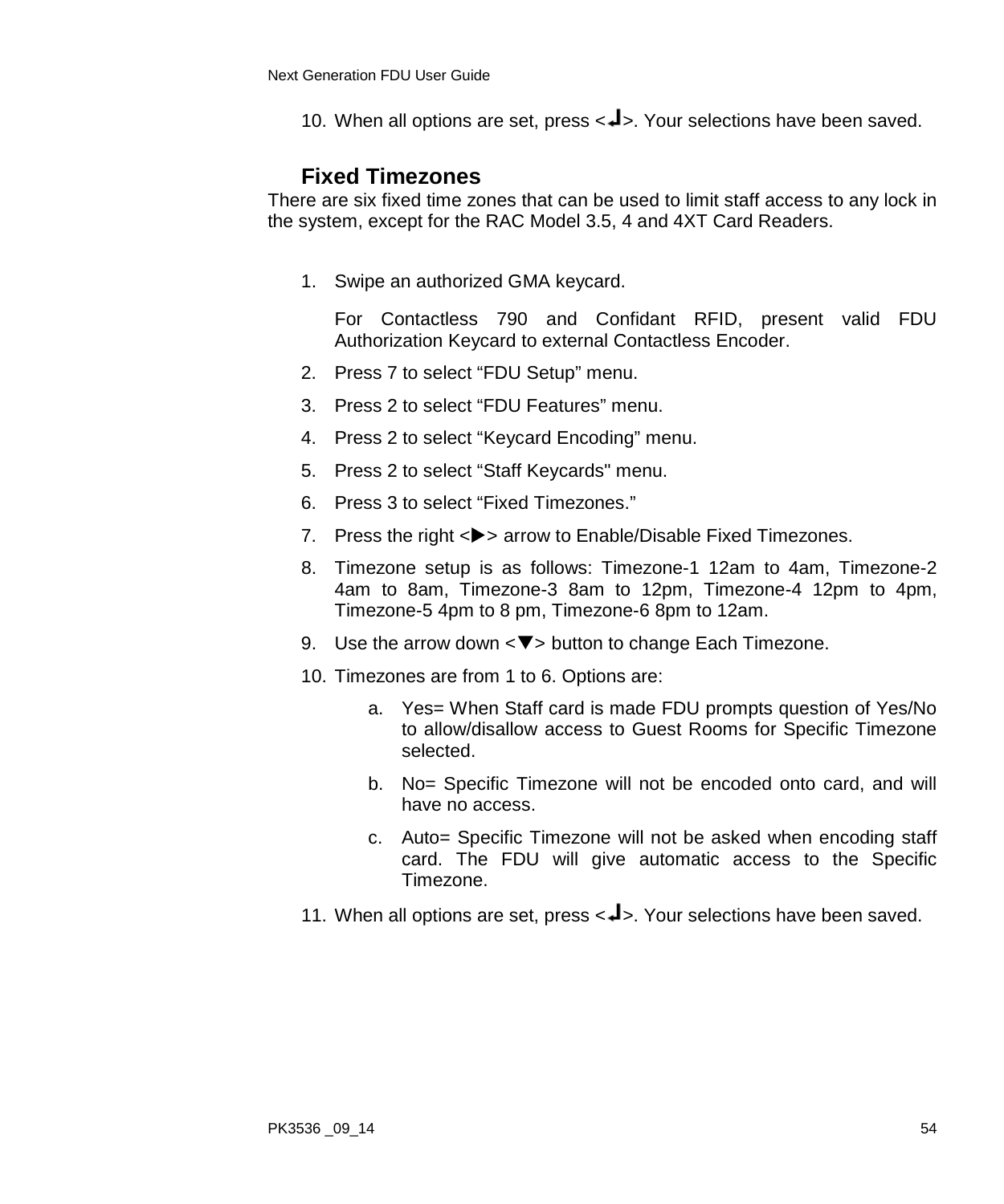10. When all options are set, press <↵>. Your selections have been saved.

### Fixed Timezones

There are six fixed time zones that can be used to limit staff access to any lock in the system, except for the RAC Model 3.5, 4 and 4XT Card Readers.

1. Swipe an authorized GMA keycard.

   For Contactless 790 and Confidant RFID, present valid FDU Authorization Keycard to external Contactless Encoder.
2. Press 7 to select “FDU Setup” menu.
3. Press 2 to select “FDU Features” menu.
4. Press 2 to select “Keycard Encoding” menu.
5. Press 2 to select “Staff Keycards" menu.
6. Press 3 to select “Fixed Timezones.”
7. Press the right <▶> arrow to Enable/Disable Fixed Timezones.
8. Timezone setup is as follows: Timezone-1 12am to 4am, Timezone-2 4am to 8am, Timezone-3 8am to 12pm, Timezone-4 12pm to 4pm, Timezone-5 4pm to 8 pm, Timezone-6 8pm to 12am.
9. Use the arrow down <▼> button to change Each Timezone.
10. Timezones are from 1 to 6. Options are:
    a. Yes= When Staff card is made FDU prompts question of Yes/No to allow/disallow access to Guest Rooms for Specific Timezone selected.
    b. No= Specific Timezone will not be encoded onto card, and will have no access.
    c. Auto= Specific Timezone will not be asked when encoding staff card. The FDU will give automatic access to the Specific Timezone.
11. When all options are set, press <↵>. Your selections have been saved.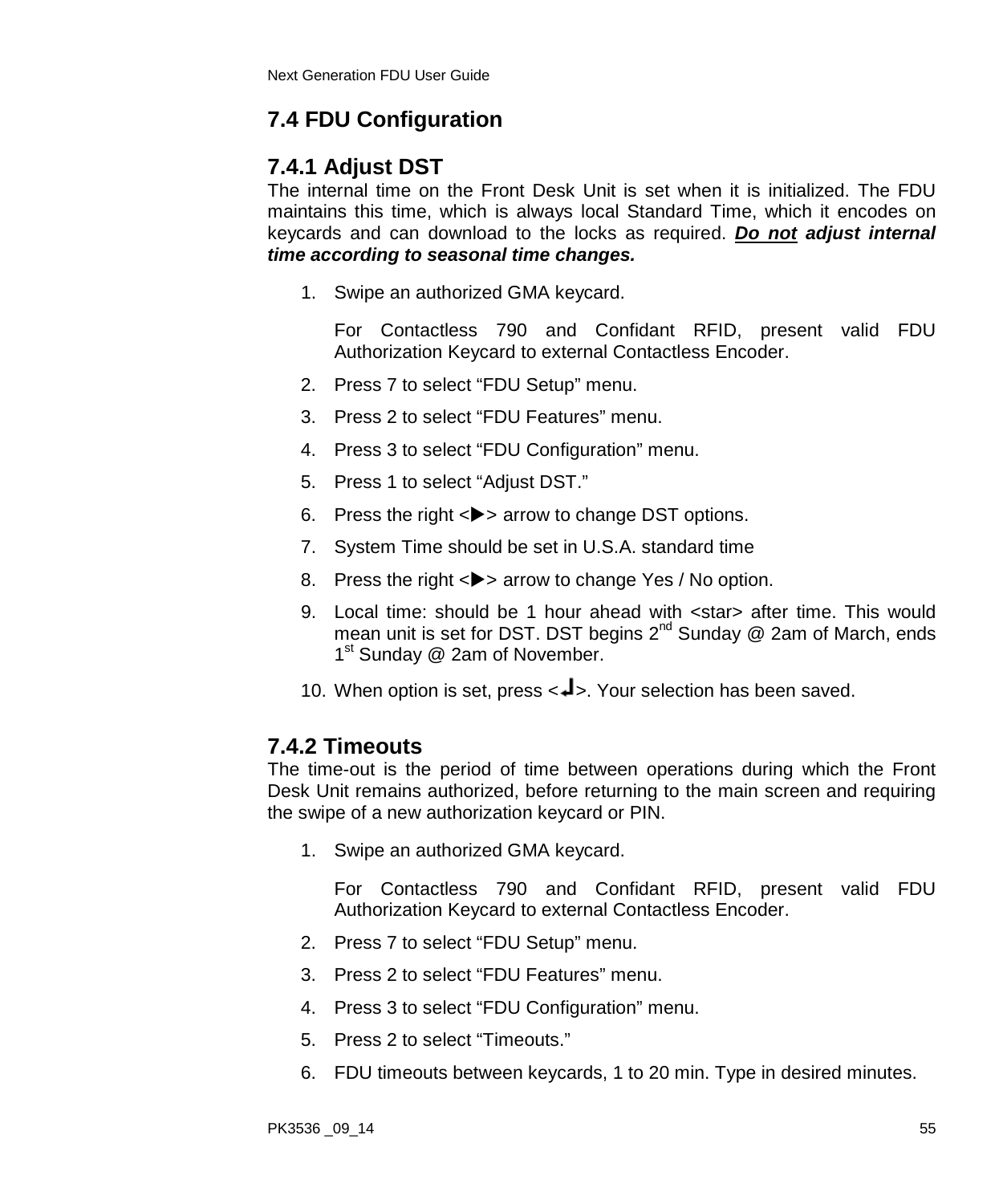## 7.4 FDU Configuration

### 7.4.1 Adjust DST

The internal time on the Front Desk Unit is set when it is initialized. The FDU maintains this time, which is always local Standard Time, which it encodes on keycards and can download to the locks as required. ***Do not* adjust internal time according to seasonal time changes.**

1. Swipe an authorized GMA keycard.

   For Contactless 790 and Confidant RFID, present valid FDU Authorization Keycard to external Contactless Encoder.
2. Press 7 to select “FDU Setup” menu.
3. Press 2 to select “FDU Features” menu.
4. Press 3 to select “FDU Configuration” menu.
5. Press 1 to select “Adjust DST.”
6. Press the right <▶> arrow to change DST options.
7. System Time should be set in U.S.A. standard time
8. Press the right <▶> arrow to change Yes / No option.
9. Local time: should be 1 hour ahead with <star> after time. This would mean unit is set for DST. DST begins 2nd Sunday @ 2am of March, ends 1st Sunday @ 2am of November.
10. When option is set, press <↵>. Your selection has been saved.

### 7.4.2 Timeouts

The time-out is the period of time between operations during which the Front Desk Unit remains authorized, before returning to the main screen and requiring the swipe of a new authorization keycard or PIN.

1. Swipe an authorized GMA keycard.

   For Contactless 790 and Confidant RFID, present valid FDU Authorization Keycard to external Contactless Encoder.
2. Press 7 to select “FDU Setup” menu.
3. Press 2 to select “FDU Features” menu.
4. Press 3 to select “FDU Configuration” menu.
5. Press 2 to select “Timeouts.”
6. FDU timeouts between keycards, 1 to 20 min. Type in desired minutes.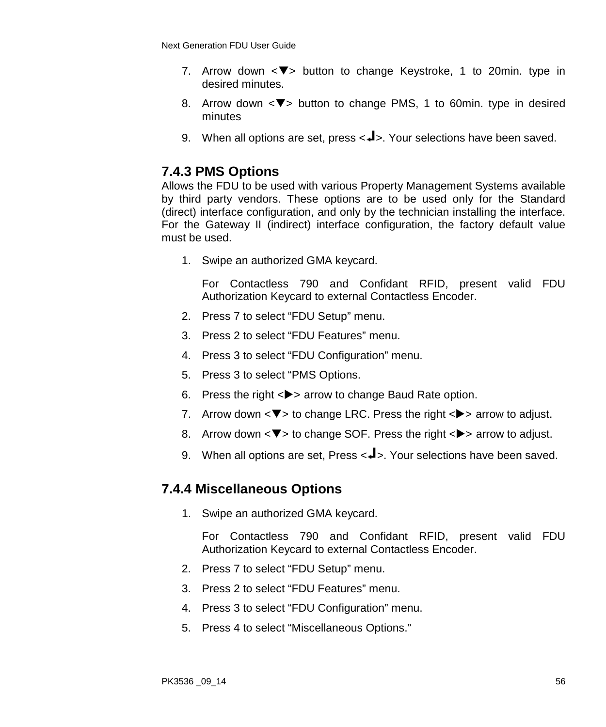7. Arrow down <▼> button to change Keystroke, 1 to 20min. type in desired minutes.
8. Arrow down <▼> button to change PMS, 1 to 60min. type in desired minutes
9. When all options are set, press <↵>. Your selections have been saved.

### 7.4.3 PMS Options

Allows the FDU to be used with various Property Management Systems available by third party vendors. These options are to be used only for the Standard (direct) interface configuration, and only by the technician installing the interface. For the Gateway II (indirect) interface configuration, the factory default value must be used.

1. Swipe an authorized GMA keycard.

   For Contactless 790 and Confidant RFID, present valid FDU Authorization Keycard to external Contactless Encoder.
2. Press 7 to select “FDU Setup” menu.
3. Press 2 to select “FDU Features” menu.
4. Press 3 to select “FDU Configuration” menu.
5. Press 3 to select “PMS Options.
6. Press the right <▶> arrow to change Baud Rate option.
7. Arrow down <▼> to change LRC. Press the right <▶> arrow to adjust.
8. Arrow down <▼> to change SOF. Press the right <▶> arrow to adjust.
9. When all options are set, Press <↵>. Your selections have been saved.

### 7.4.4 Miscellaneous Options

1. Swipe an authorized GMA keycard.

   For Contactless 790 and Confidant RFID, present valid FDU Authorization Keycard to external Contactless Encoder.
2. Press 7 to select “FDU Setup” menu.
3. Press 2 to select “FDU Features” menu.
4. Press 3 to select “FDU Configuration” menu.
5. Press 4 to select “Miscellaneous Options.”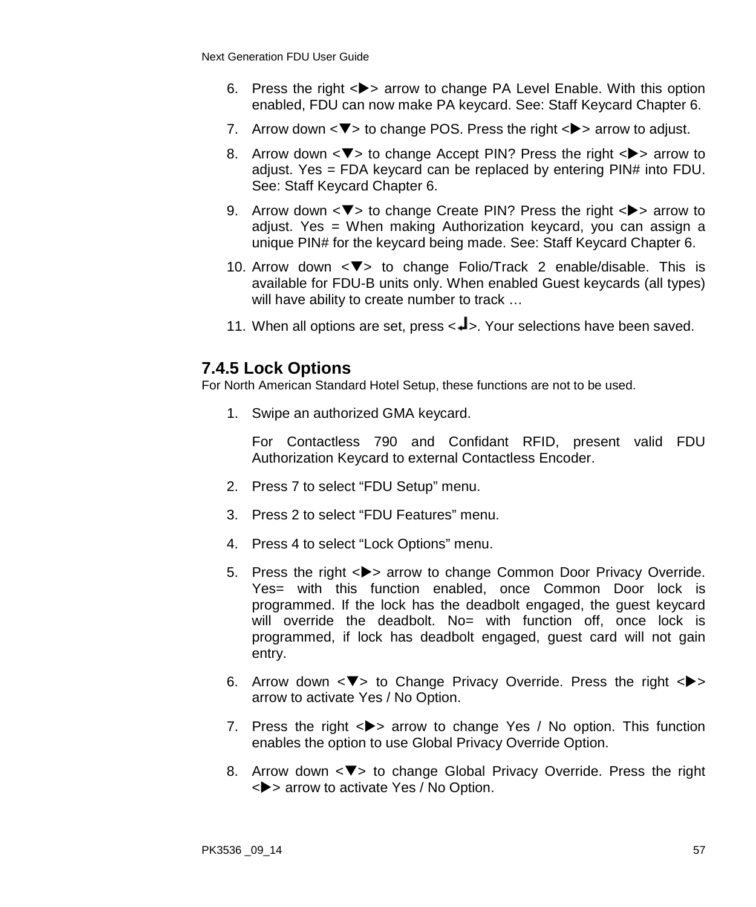6. Press the right <▶> arrow to change PA Level Enable. With this option enabled, FDU can now make PA keycard. See: Staff Keycard Chapter 6.
7. Arrow down <▼> to change POS. Press the right <▶> arrow to adjust.
8. Arrow down <▼> to change Accept PIN? Press the right <▶> arrow to adjust. Yes = FDA keycard can be replaced by entering PIN# into FDU. See: Staff Keycard Chapter 6.
9. Arrow down <▼> to change Create PIN? Press the right <▶> arrow to adjust. Yes = When making Authorization keycard, you can assign a unique PIN# for the keycard being made. See: Staff Keycard Chapter 6.
10. Arrow down <▼> to change Folio/Track 2 enable/disable. This is available for FDU-B units only. When enabled Guest keycards (all types) will have ability to create number to track …
11. When all options are set, press <↵>. Your selections have been saved.

### 7.4.5 Lock Options

For North American Standard Hotel Setup, these functions are not to be used.

1. Swipe an authorized GMA keycard.

   For Contactless 790 and Confidant RFID, present valid FDU Authorization Keycard to external Contactless Encoder.

2. Press 7 to select "FDU Setup" menu.
3. Press 2 to select "FDU Features" menu.
4. Press 4 to select "Lock Options" menu.
5. Press the right <▶> arrow to change Common Door Privacy Override. Yes= with this function enabled, once Common Door lock is programmed. If the lock has the deadbolt engaged, the guest keycard will override the deadbolt. No= with function off, once lock is programmed, if lock has deadbolt engaged, guest card will not gain entry.
6. Arrow down <▼> to Change Privacy Override. Press the right <▶> arrow to activate Yes / No Option.
7. Press the right <▶> arrow to change Yes / No option. This function enables the option to use Global Privacy Override Option.
8. Arrow down <▼> to change Global Privacy Override. Press the right <▶> arrow to activate Yes / No Option.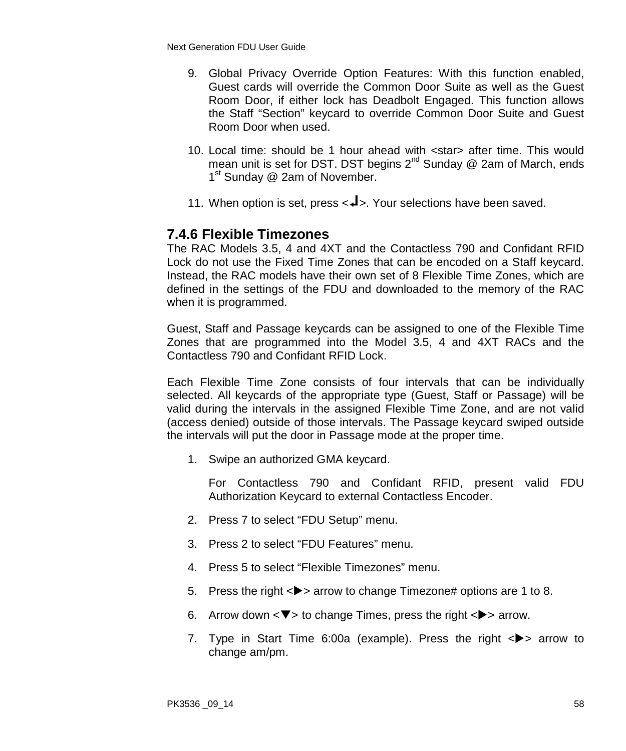9. Global Privacy Override Option Features: With this function enabled, Guest cards will override the Common Door Suite as well as the Guest Room Door, if either lock has Deadbolt Engaged. This function allows the Staff “Section” keycard to override Common Door Suite and Guest Room Door when used.

10. Local time: should be 1 hour ahead with <star> after time. This would mean unit is set for DST. DST begins 2nd Sunday @ 2am of March, ends 1st Sunday @ 2am of November.

11. When option is set, press <↵>. Your selections have been saved.

### 7.4.6 Flexible Timezones

The RAC Models 3.5, 4 and 4XT and the Contactless 790 and Confidant RFID Lock do not use the Fixed Time Zones that can be encoded on a Staff keycard. Instead, the RAC models have their own set of 8 Flexible Time Zones, which are defined in the settings of the FDU and downloaded to the memory of the RAC when it is programmed.

Guest, Staff and Passage keycards can be assigned to one of the Flexible Time Zones that are programmed into the Model 3.5, 4 and 4XT RACs and the Contactless 790 and Confidant RFID Lock.

Each Flexible Time Zone consists of four intervals that can be individually selected. All keycards of the appropriate type (Guest, Staff or Passage) will be valid during the intervals in the assigned Flexible Time Zone, and are not valid (access denied) outside of those intervals. The Passage keycard swiped outside the intervals will put the door in Passage mode at the proper time.

1. Swipe an authorized GMA keycard.

   For Contactless 790 and Confidant RFID, present valid FDU Authorization Keycard to external Contactless Encoder.

2. Press 7 to select “FDU Setup” menu.

3. Press 2 to select “FDU Features” menu.

4. Press 5 to select “Flexible Timezones” menu.

5. Press the right <▶> arrow to change Timezone# options are 1 to 8.

6. Arrow down <▼> to change Times, press the right <▶> arrow.

7. Type in Start Time 6:00a (example). Press the right <▶> arrow to change am/pm.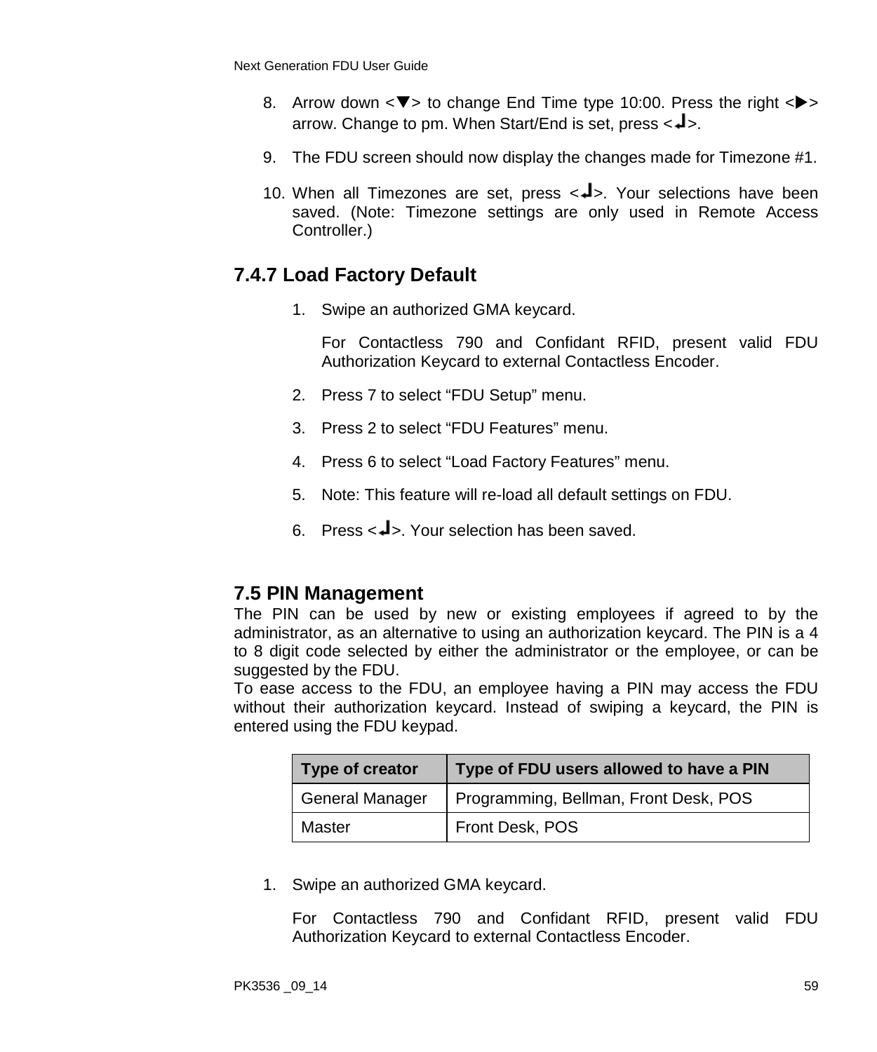8. Arrow down <▼> to change End Time type 10:00. Press the right <▶> arrow. Change to pm. When Start/End is set, press <↵>.

9. The FDU screen should now display the changes made for Timezone #1.

10. When all Timezones are set, press <↵>. Your selections have been saved. (Note: Timezone settings are only used in Remote Access Controller.)

### 7.4.7 Load Factory Default

1. Swipe an authorized GMA keycard.

   For Contactless 790 and Confidant RFID, present valid FDU Authorization Keycard to external Contactless Encoder.

2. Press 7 to select “FDU Setup” menu.

3. Press 2 to select “FDU Features” menu.

4. Press 6 to select “Load Factory Features” menu.

5. Note: This feature will re-load all default settings on FDU.

6. Press <↵>. Your selection has been saved.

## 7.5 PIN Management

The PIN can be used by new or existing employees if agreed to by the administrator, as an alternative to using an authorization keycard. The PIN is a 4 to 8 digit code selected by either the administrator or the employee, or can be suggested by the FDU.

To ease access to the FDU, an employee having a PIN may access the FDU without their authorization keycard. Instead of swiping a keycard, the PIN is entered using the FDU keypad.

| Type of creator | Type of FDU users allowed to have a PIN |
|---|---|
| General Manager | Programming, Bellman, Front Desk, POS |
| Master | Front Desk, POS |

1. Swipe an authorized GMA keycard.

   For Contactless 790 and Confidant RFID, present valid FDU Authorization Keycard to external Contactless Encoder.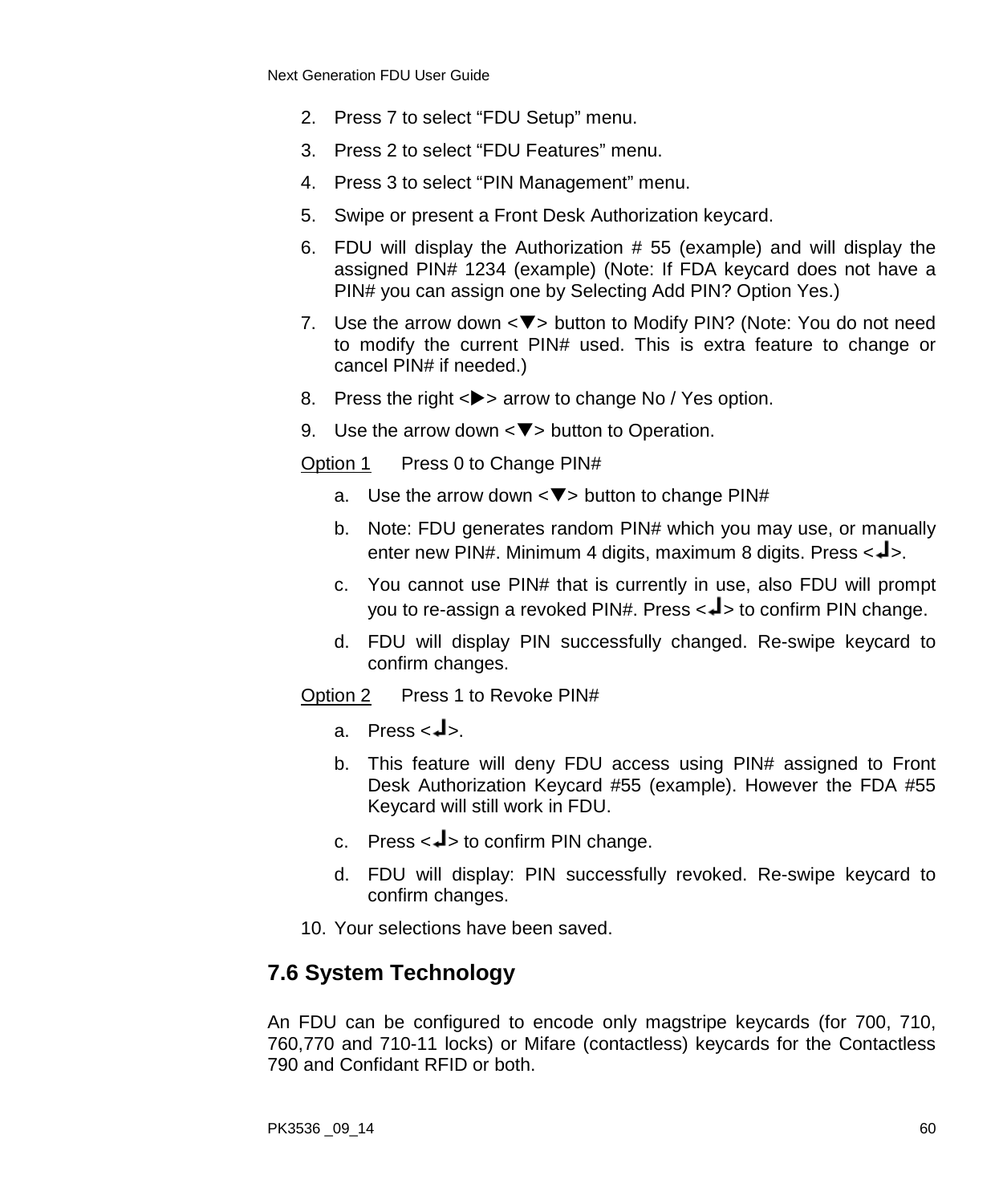2. Press 7 to select “FDU Setup” menu.
3. Press 2 to select “FDU Features” menu.
4. Press 3 to select “PIN Management” menu.
5. Swipe or present a Front Desk Authorization keycard.
6. FDU will display the Authorization # 55 (example) and will display the assigned PIN# 1234 (example) (Note: If FDA keycard does not have a PIN# you can assign one by Selecting Add PIN? Option Yes.)
7. Use the arrow down <▼> button to Modify PIN? (Note: You do not need to modify the current PIN# used. This is extra feature to change or cancel PIN# if needed.)
8. Press the right <▶> arrow to change No / Yes option.
9. Use the arrow down <▼> button to Operation.

<u>Option 1</u> Press 0 to Change PIN#

a. Use the arrow down <▼> button to change PIN#
b. Note: FDU generates random PIN# which you may use, or manually enter new PIN#. Minimum 4 digits, maximum 8 digits. Press <↵>.
c. You cannot use PIN# that is currently in use, also FDU will prompt you to re-assign a revoked PIN#. Press <↵> to confirm PIN change.
d. FDU will display PIN successfully changed. Re-swipe keycard to confirm changes.

<u>Option 2</u> Press 1 to Revoke PIN#

a. Press <↵>.
b. This feature will deny FDU access using PIN# assigned to Front Desk Authorization Keycard #55 (example). However the FDA #55 Keycard will still work in FDU.
c. Press <↵> to confirm PIN change.
d. FDU will display: PIN successfully revoked. Re-swipe keycard to confirm changes.

10. Your selections have been saved.

## 7.6 System Technology

An FDU can be configured to encode only magstripe keycards (for 700, 710, 760,770 and 710-11 locks) or Mifare (contactless) keycards for the Contactless 790 and Confidant RFID or both.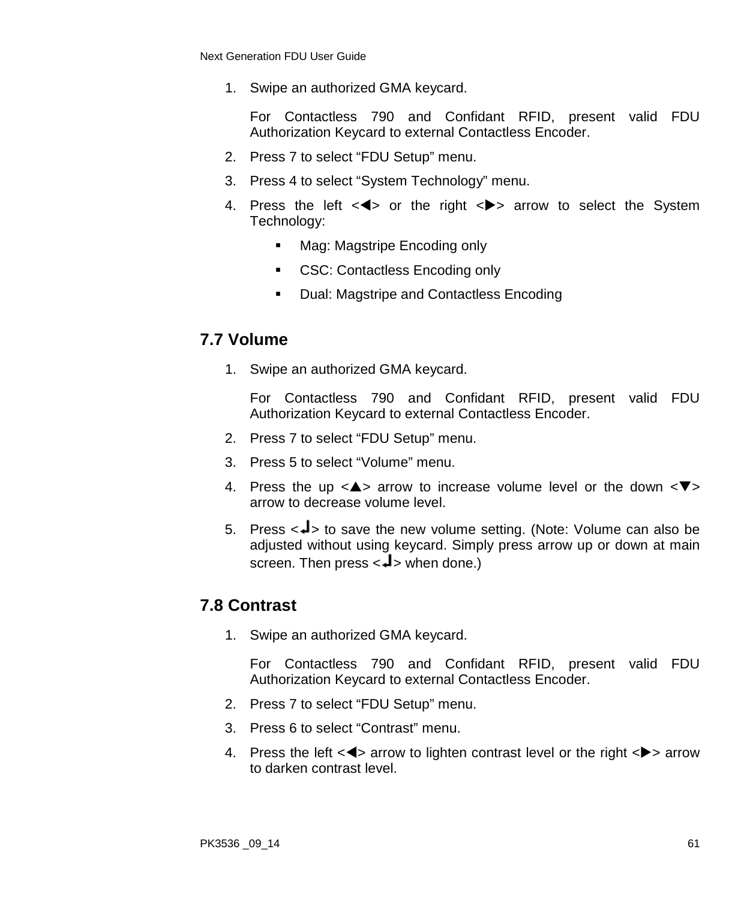1. Swipe an authorized GMA keycard.

   For Contactless 790 and Confidant RFID, present valid FDU Authorization Keycard to external Contactless Encoder.

2. Press 7 to select “FDU Setup” menu.
3. Press 4 to select “System Technology” menu.
4. Press the left <◀> or the right <▶> arrow to select the System Technology:
   - Mag: Magstripe Encoding only
   - CSC: Contactless Encoding only
   - Dual: Magstripe and Contactless Encoding

## 7.7 Volume

1. Swipe an authorized GMA keycard.

   For Contactless 790 and Confidant RFID, present valid FDU Authorization Keycard to external Contactless Encoder.

2. Press 7 to select “FDU Setup” menu.
3. Press 5 to select “Volume” menu.
4. Press the up <▲> arrow to increase volume level or the down <▼> arrow to decrease volume level.
5. Press <↵> to save the new volume setting. (Note: Volume can also be adjusted without using keycard. Simply press arrow up or down at main screen. Then press <↵> when done.)

## 7.8 Contrast

1. Swipe an authorized GMA keycard.

   For Contactless 790 and Confidant RFID, present valid FDU Authorization Keycard to external Contactless Encoder.

2. Press 7 to select “FDU Setup” menu.
3. Press 6 to select “Contrast” menu.
4. Press the left <◀> arrow to lighten contrast level or the right <▶> arrow to darken contrast level.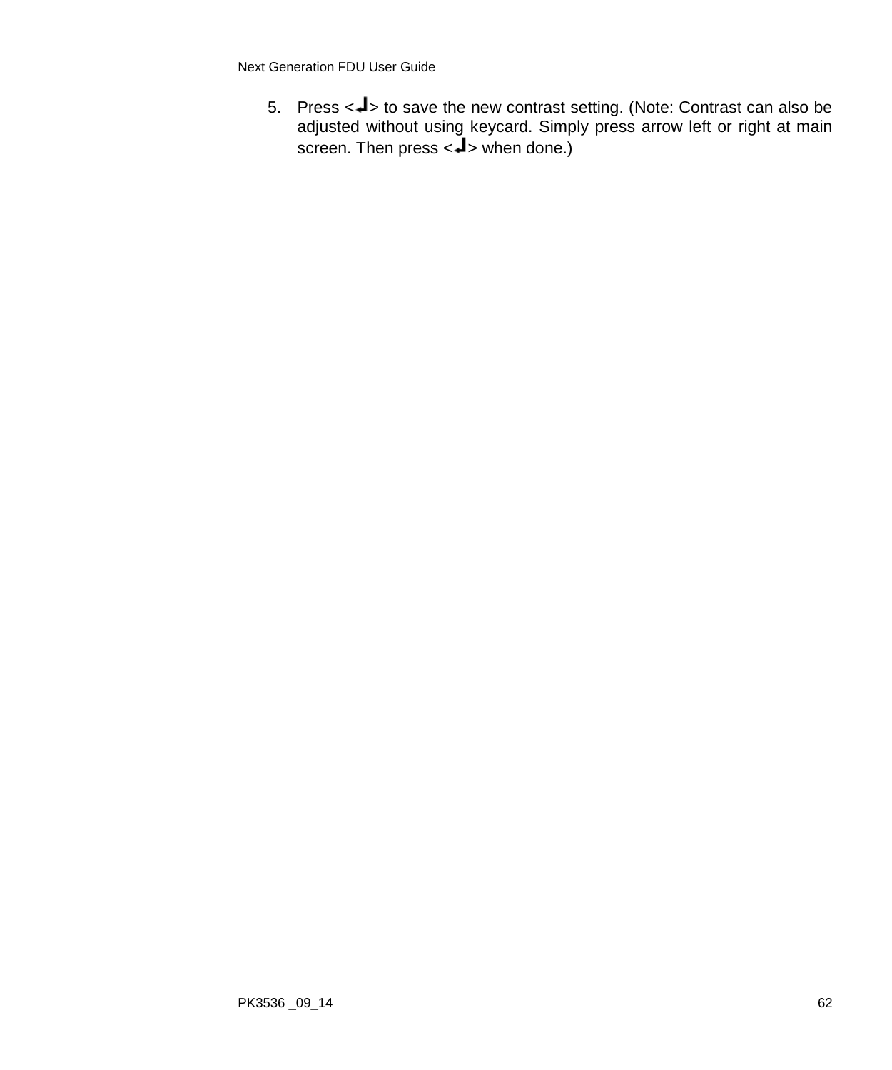5. Press <↵> to save the new contrast setting. (Note: Contrast can also be adjusted without using keycard. Simply press arrow left or right at main screen. Then press <↵> when done.)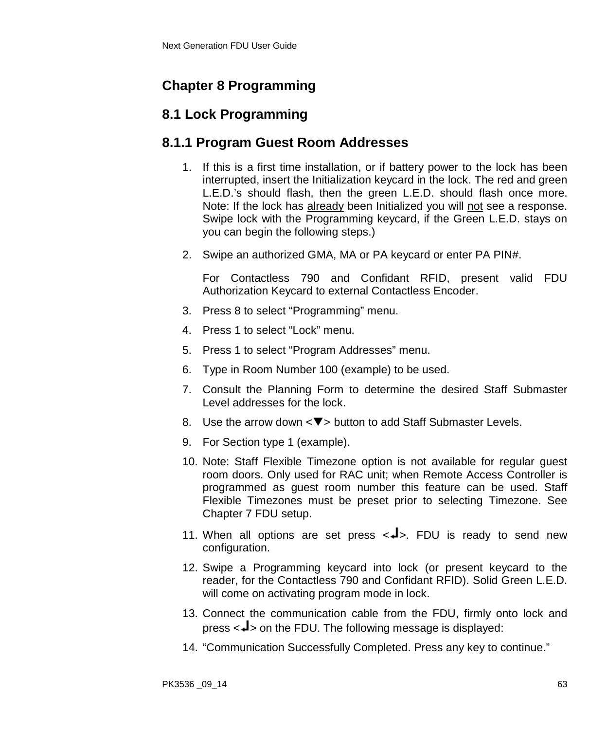# Chapter 8 Programming

## 8.1 Lock Programming

### 8.1.1 Program Guest Room Addresses

1. If this is a first time installation, or if battery power to the lock has been interrupted, insert the Initialization keycard in the lock. The red and green L.E.D.'s should flash, then the green L.E.D. should flash once more. Note: If the lock has already been Initialized you will not see a response. Swipe lock with the Programming keycard, if the Green L.E.D. stays on you can begin the following steps.)
2. Swipe an authorized GMA, MA or PA keycard or enter PA PIN#.

   For Contactless 790 and Confidant RFID, present valid FDU Authorization Keycard to external Contactless Encoder.
3. Press 8 to select "Programming" menu.
4. Press 1 to select "Lock" menu.
5. Press 1 to select "Program Addresses" menu.
6. Type in Room Number 100 (example) to be used.
7. Consult the Planning Form to determine the desired Staff Submaster Level addresses for the lock.
8. Use the arrow down <▼> button to add Staff Submaster Levels.
9. For Section type 1 (example).
10. Note: Staff Flexible Timezone option is not available for regular guest room doors. Only used for RAC unit; when Remote Access Controller is programmed as guest room number this feature can be used. Staff Flexible Timezones must be preset prior to selecting Timezone. See Chapter 7 FDU setup.
11. When all options are set press <↵>. FDU is ready to send new configuration.
12. Swipe a Programming keycard into lock (or present keycard to the reader, for the Contactless 790 and Confidant RFID). Solid Green L.E.D. will come on activating program mode in lock.
13. Connect the communication cable from the FDU, firmly onto lock and press <↵> on the FDU. The following message is displayed:
14. "Communication Successfully Completed. Press any key to continue."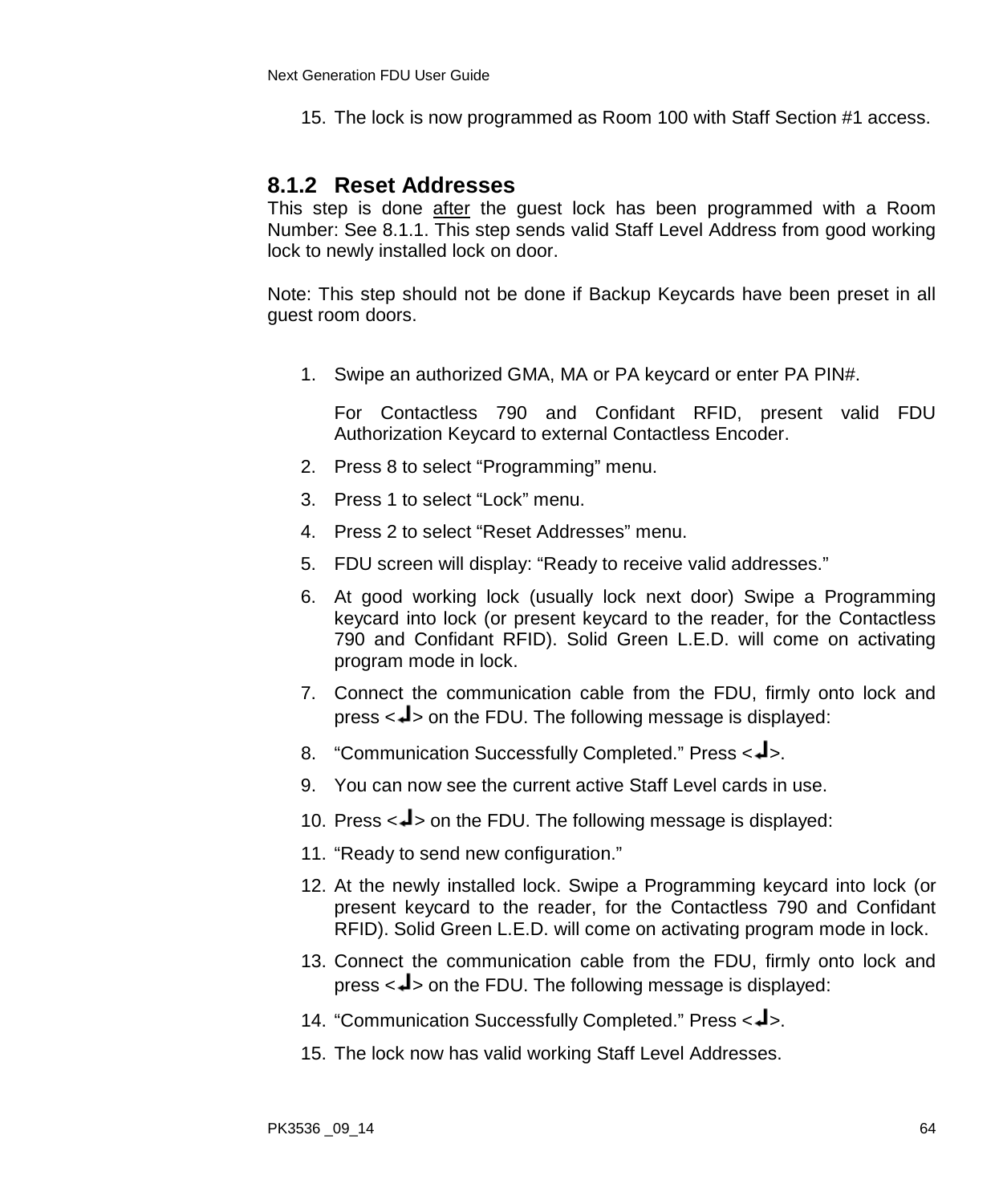15. The lock is now programmed as Room 100 with Staff Section #1 access.

### 8.1.2 Reset Addresses

This step is done <u>after</u> the guest lock has been programmed with a Room Number: See 8.1.1. This step sends valid Staff Level Address from good working lock to newly installed lock on door.

Note: This step should not be done if Backup Keycards have been preset in all guest room doors.

1. Swipe an authorized GMA, MA or PA keycard or enter PA PIN#.

   For Contactless 790 and Confidant RFID, present valid FDU Authorization Keycard to external Contactless Encoder.
2. Press 8 to select "Programming" menu.
3. Press 1 to select "Lock" menu.
4. Press 2 to select "Reset Addresses" menu.
5. FDU screen will display: "Ready to receive valid addresses."
6. At good working lock (usually lock next door) Swipe a Programming keycard into lock (or present keycard to the reader, for the Contactless 790 and Confidant RFID). Solid Green L.E.D. will come on activating program mode in lock.
7. Connect the communication cable from the FDU, firmly onto lock and press <↵> on the FDU. The following message is displayed:
8. "Communication Successfully Completed." Press <↵>.
9. You can now see the current active Staff Level cards in use.
10. Press <↵> on the FDU. The following message is displayed:
11. "Ready to send new configuration."
12. At the newly installed lock. Swipe a Programming keycard into lock (or present keycard to the reader, for the Contactless 790 and Confidant RFID). Solid Green L.E.D. will come on activating program mode in lock.
13. Connect the communication cable from the FDU, firmly onto lock and press <↵> on the FDU. The following message is displayed:
14. "Communication Successfully Completed." Press <↵>.
15. The lock now has valid working Staff Level Addresses.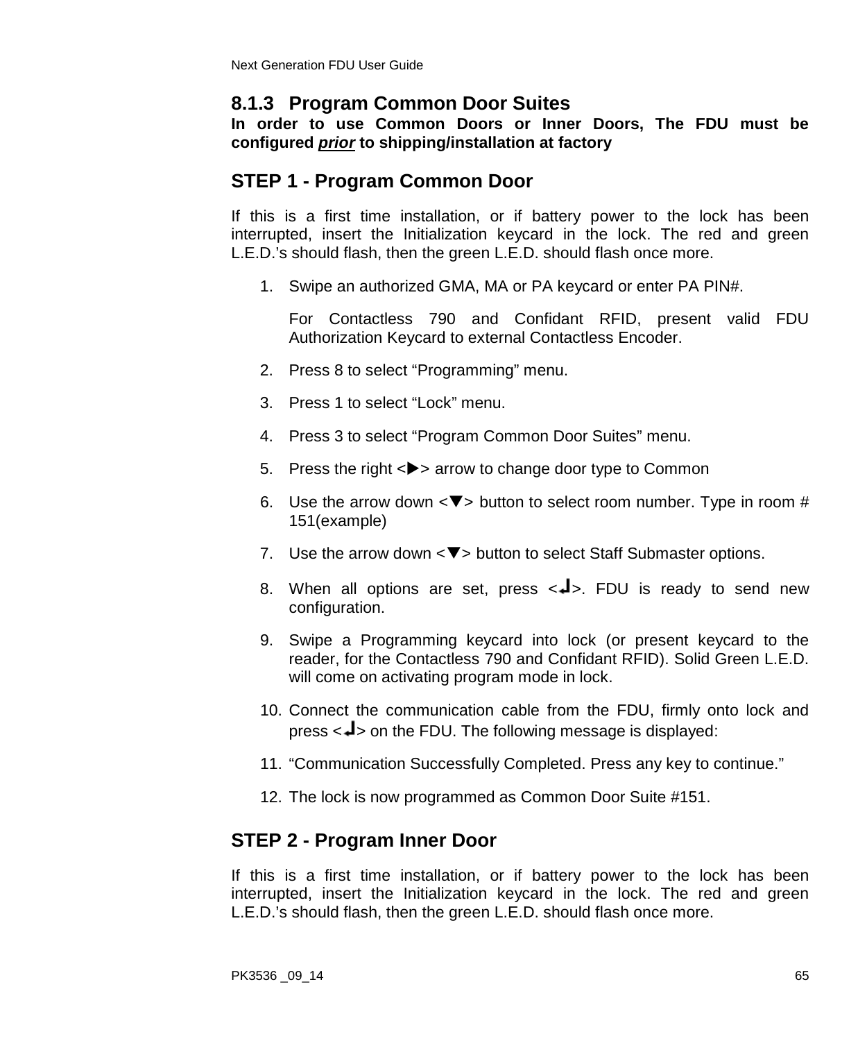### 8.1.3 Program Common Door Suites

**In order to use Common Doors or Inner Doors, The FDU must be configured *prior* to shipping/installation at factory**

## STEP 1 - Program Common Door

If this is a first time installation, or if battery power to the lock has been interrupted, insert the Initialization keycard in the lock. The red and green L.E.D.'s should flash, then the green L.E.D. should flash once more.

1. Swipe an authorized GMA, MA or PA keycard or enter PA PIN#.

   For Contactless 790 and Confidant RFID, present valid FDU Authorization Keycard to external Contactless Encoder.

2. Press 8 to select "Programming" menu.
3. Press 1 to select "Lock" menu.
4. Press 3 to select "Program Common Door Suites" menu.
5. Press the right <▶> arrow to change door type to Common
6. Use the arrow down <▼> button to select room number. Type in room # 151(example)
7. Use the arrow down <▼> button to select Staff Submaster options.
8. When all options are set, press <↵>. FDU is ready to send new configuration.
9. Swipe a Programming keycard into lock (or present keycard to the reader, for the Contactless 790 and Confidant RFID). Solid Green L.E.D. will come on activating program mode in lock.
10. Connect the communication cable from the FDU, firmly onto lock and press <↵> on the FDU. The following message is displayed:
11. "Communication Successfully Completed. Press any key to continue."
12. The lock is now programmed as Common Door Suite #151.

## STEP 2 - Program Inner Door

If this is a first time installation, or if battery power to the lock has been interrupted, insert the Initialization keycard in the lock. The red and green L.E.D.'s should flash, then the green L.E.D. should flash once more.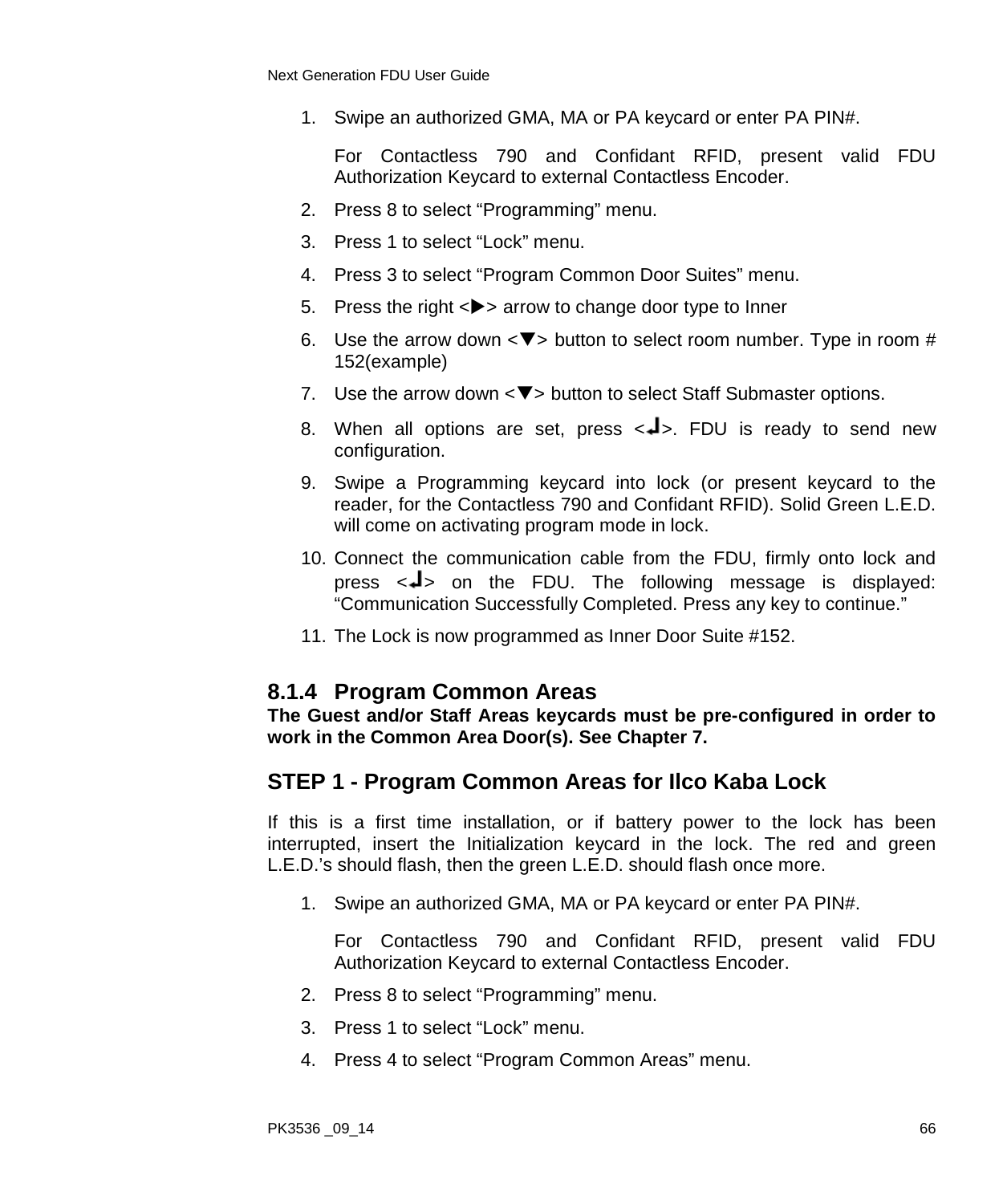1. Swipe an authorized GMA, MA or PA keycard or enter PA PIN#.

   For Contactless 790 and Confidant RFID, present valid FDU Authorization Keycard to external Contactless Encoder.

2. Press 8 to select "Programming" menu.
3. Press 1 to select "Lock" menu.
4. Press 3 to select "Program Common Door Suites" menu.
5. Press the right <▶> arrow to change door type to Inner
6. Use the arrow down <▼> button to select room number. Type in room # 152(example)
7. Use the arrow down <▼> button to select Staff Submaster options.
8. When all options are set, press <↵>. FDU is ready to send new configuration.
9. Swipe a Programming keycard into lock (or present keycard to the reader, for the Contactless 790 and Confidant RFID). Solid Green L.E.D. will come on activating program mode in lock.
10. Connect the communication cable from the FDU, firmly onto lock and press <↵> on the FDU. The following message is displayed: "Communication Successfully Completed. Press any key to continue."
11. The Lock is now programmed as Inner Door Suite #152.

### 8.1.4 Program Common Areas

**The Guest and/or Staff Areas keycards must be pre-configured in order to work in the Common Area Door(s). See Chapter 7.**

## STEP 1 - Program Common Areas for Ilco Kaba Lock

If this is a first time installation, or if battery power to the lock has been interrupted, insert the Initialization keycard in the lock. The red and green L.E.D.'s should flash, then the green L.E.D. should flash once more.

1. Swipe an authorized GMA, MA or PA keycard or enter PA PIN#.

   For Contactless 790 and Confidant RFID, present valid FDU Authorization Keycard to external Contactless Encoder.

2. Press 8 to select "Programming" menu.
3. Press 1 to select "Lock" menu.
4. Press 4 to select "Program Common Areas" menu.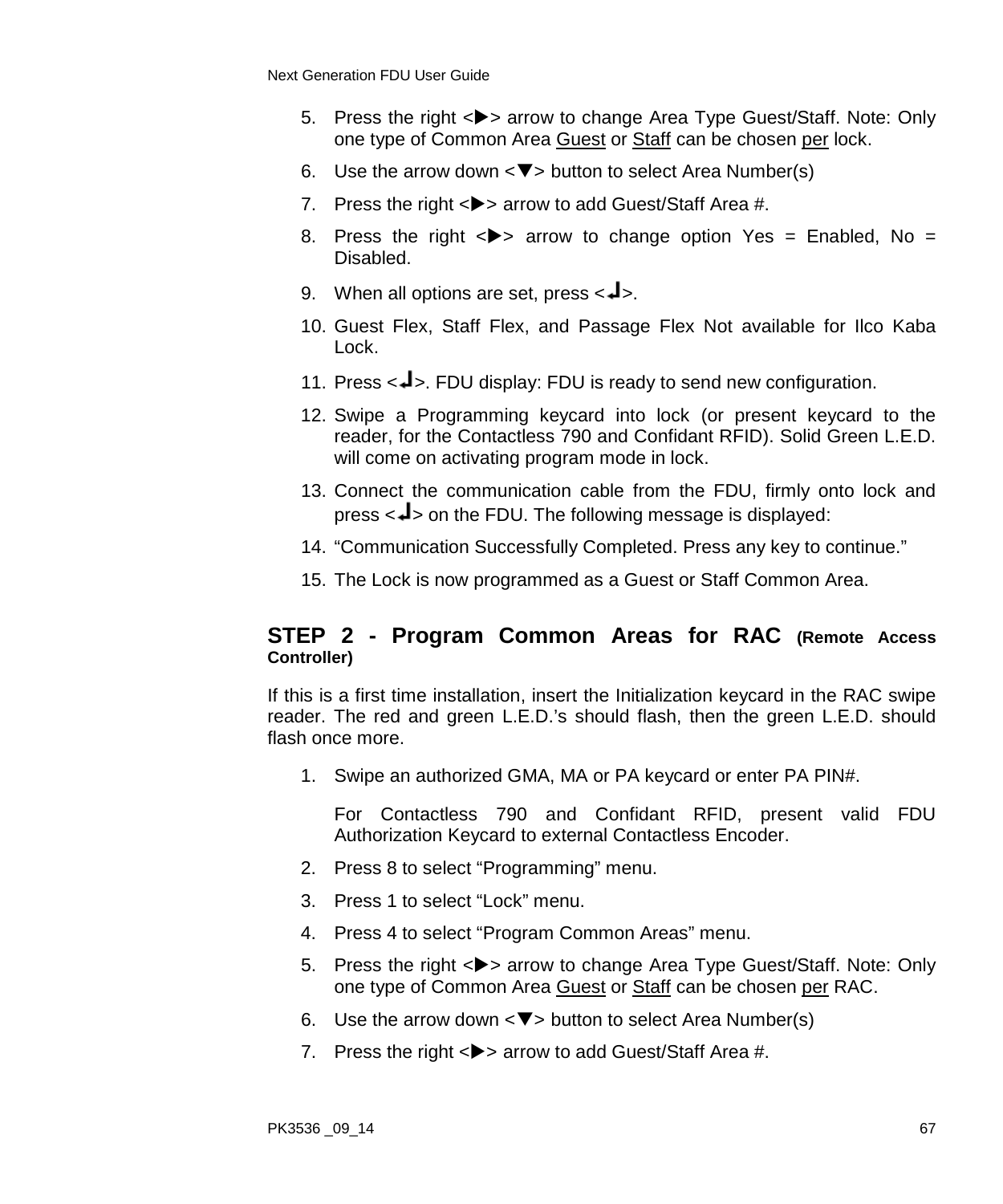5. Press the right <▶> arrow to change Area Type Guest/Staff. Note: Only one type of Common Area <u>Guest</u> or <u>Staff</u> can be chosen <u>per</u> lock.
6. Use the arrow down <▼> button to select Area Number(s)
7. Press the right <▶> arrow to add Guest/Staff Area #.
8. Press the right <▶> arrow to change option Yes = Enabled, No = Disabled.
9. When all options are set, press <↵>.
10. Guest Flex, Staff Flex, and Passage Flex Not available for Ilco Kaba Lock.
11. Press <↵>. FDU display: FDU is ready to send new configuration.
12. Swipe a Programming keycard into lock (or present keycard to the reader, for the Contactless 790 and Confidant RFID). Solid Green L.E.D. will come on activating program mode in lock.
13. Connect the communication cable from the FDU, firmly onto lock and press <↵> on the FDU. The following message is displayed:
14. "Communication Successfully Completed. Press any key to continue."
15. The Lock is now programmed as a Guest or Staff Common Area.

## STEP 2 - Program Common Areas for RAC (Remote Access Controller)

If this is a first time installation, insert the Initialization keycard in the RAC swipe reader. The red and green L.E.D.'s should flash, then the green L.E.D. should flash once more.

1. Swipe an authorized GMA, MA or PA keycard or enter PA PIN#.

   For Contactless 790 and Confidant RFID, present valid FDU Authorization Keycard to external Contactless Encoder.
2. Press 8 to select "Programming" menu.
3. Press 1 to select "Lock" menu.
4. Press 4 to select "Program Common Areas" menu.
5. Press the right <▶> arrow to change Area Type Guest/Staff. Note: Only one type of Common Area <u>Guest</u> or <u>Staff</u> can be chosen <u>per</u> RAC.
6. Use the arrow down <▼> button to select Area Number(s)
7. Press the right <▶> arrow to add Guest/Staff Area #.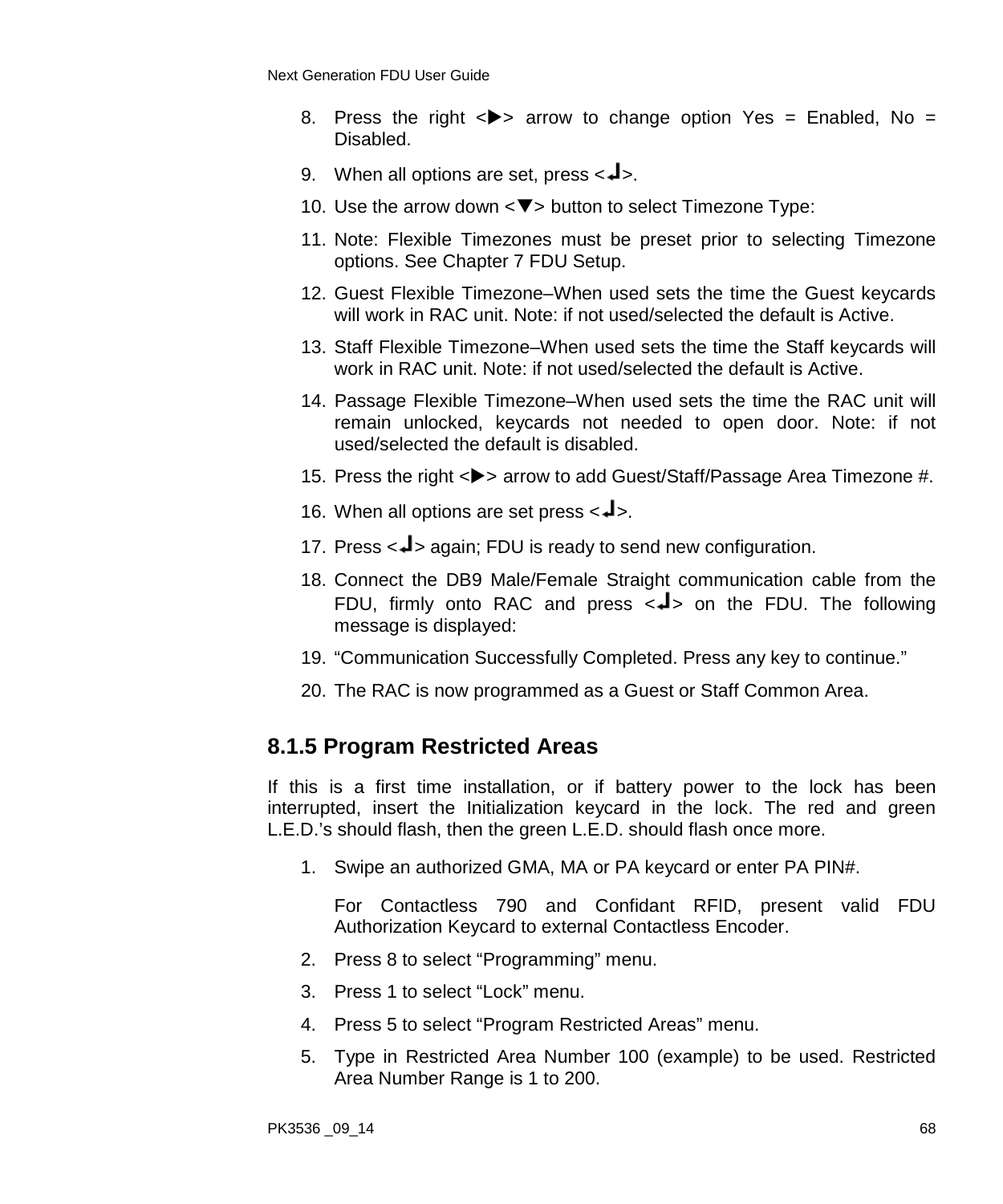8. Press the right <▶> arrow to change option Yes = Enabled, No = Disabled.
9. When all options are set, press <↵>.
10. Use the arrow down <▼> button to select Timezone Type:
11. Note: Flexible Timezones must be preset prior to selecting Timezone options. See Chapter 7 FDU Setup.
12. Guest Flexible Timezone–When used sets the time the Guest keycards will work in RAC unit. Note: if not used/selected the default is Active.
13. Staff Flexible Timezone–When used sets the time the Staff keycards will work in RAC unit. Note: if not used/selected the default is Active.
14. Passage Flexible Timezone–When used sets the time the RAC unit will remain unlocked, keycards not needed to open door. Note: if not used/selected the default is disabled.
15. Press the right <▶> arrow to add Guest/Staff/Passage Area Timezone #.
16. When all options are set press <↵>.
17. Press <↵> again; FDU is ready to send new configuration.
18. Connect the DB9 Male/Female Straight communication cable from the FDU, firmly onto RAC and press <↵> on the FDU. The following message is displayed:
19. "Communication Successfully Completed. Press any key to continue."
20. The RAC is now programmed as a Guest or Staff Common Area.

### 8.1.5 Program Restricted Areas

If this is a first time installation, or if battery power to the lock has been interrupted, insert the Initialization keycard in the lock. The red and green L.E.D.'s should flash, then the green L.E.D. should flash once more.

1. Swipe an authorized GMA, MA or PA keycard or enter PA PIN#.

   For Contactless 790 and Confidant RFID, present valid FDU Authorization Keycard to external Contactless Encoder.
2. Press 8 to select "Programming" menu.
3. Press 1 to select "Lock" menu.
4. Press 5 to select "Program Restricted Areas" menu.
5. Type in Restricted Area Number 100 (example) to be used. Restricted Area Number Range is 1 to 200.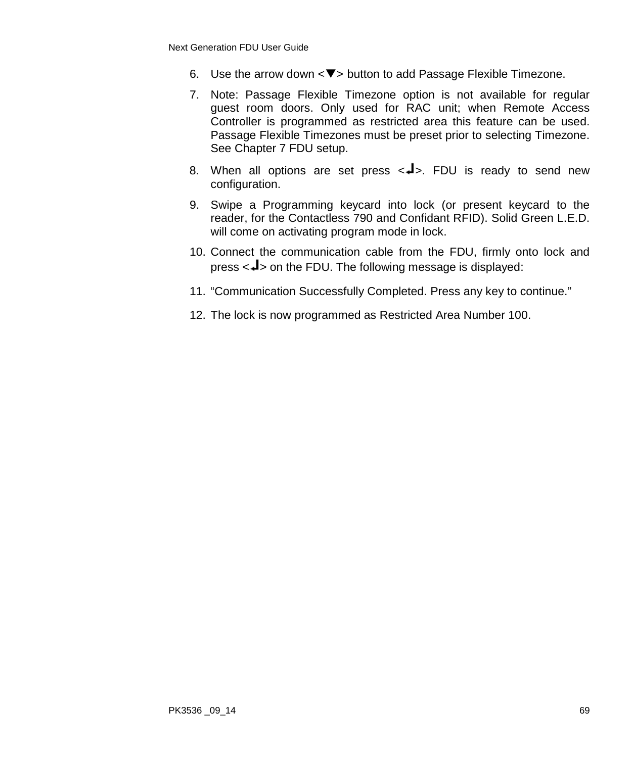6. Use the arrow down <▼> button to add Passage Flexible Timezone.
7. Note: Passage Flexible Timezone option is not available for regular guest room doors. Only used for RAC unit; when Remote Access Controller is programmed as restricted area this feature can be used. Passage Flexible Timezones must be preset prior to selecting Timezone. See Chapter 7 FDU setup.
8. When all options are set press <↵>. FDU is ready to send new configuration.
9. Swipe a Programming keycard into lock (or present keycard to the reader, for the Contactless 790 and Confidant RFID). Solid Green L.E.D. will come on activating program mode in lock.
10. Connect the communication cable from the FDU, firmly onto lock and press <↵> on the FDU. The following message is displayed:
11. "Communication Successfully Completed. Press any key to continue."
12. The lock is now programmed as Restricted Area Number 100.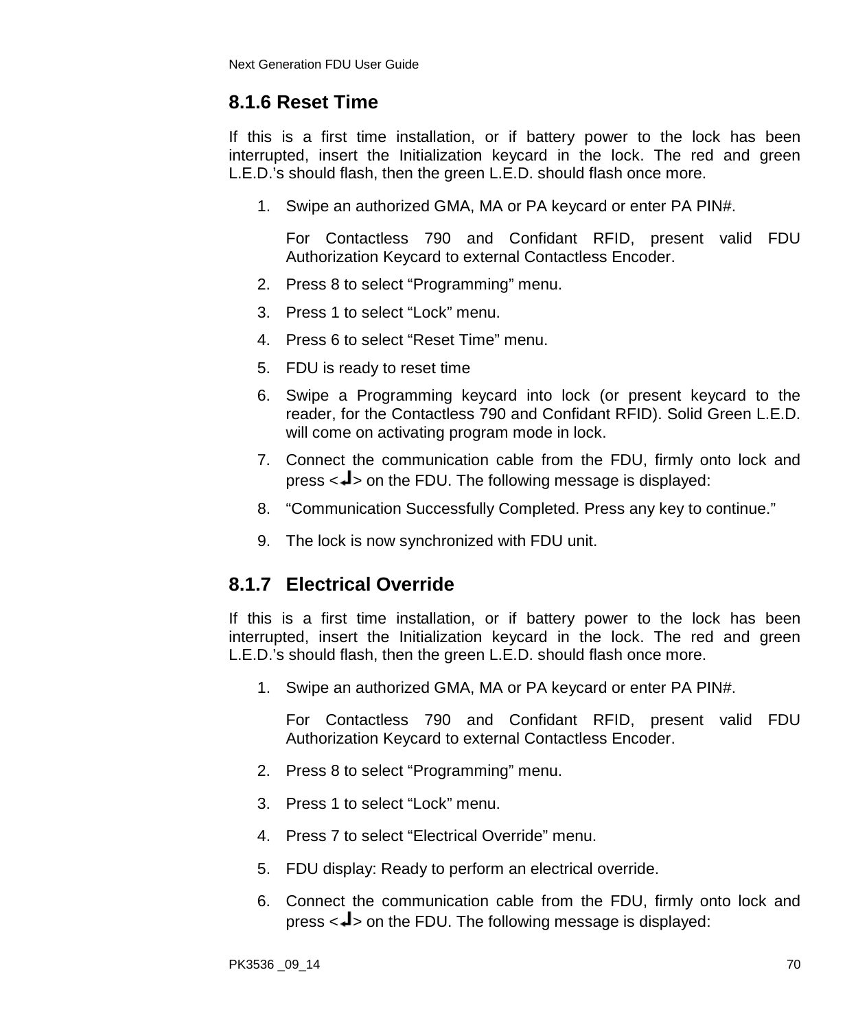### 8.1.6 Reset Time

If this is a first time installation, or if battery power to the lock has been interrupted, insert the Initialization keycard in the lock. The red and green L.E.D.'s should flash, then the green L.E.D. should flash once more.

1. Swipe an authorized GMA, MA or PA keycard or enter PA PIN#.

   For Contactless 790 and Confidant RFID, present valid FDU Authorization Keycard to external Contactless Encoder.

2. Press 8 to select "Programming" menu.
3. Press 1 to select "Lock" menu.
4. Press 6 to select "Reset Time" menu.
5. FDU is ready to reset time
6. Swipe a Programming keycard into lock (or present keycard to the reader, for the Contactless 790 and Confidant RFID). Solid Green L.E.D. will come on activating program mode in lock.
7. Connect the communication cable from the FDU, firmly onto lock and press <↵> on the FDU. The following message is displayed:
8. "Communication Successfully Completed. Press any key to continue."
9. The lock is now synchronized with FDU unit.

### 8.1.7 Electrical Override

If this is a first time installation, or if battery power to the lock has been interrupted, insert the Initialization keycard in the lock. The red and green L.E.D.'s should flash, then the green L.E.D. should flash once more.

1. Swipe an authorized GMA, MA or PA keycard or enter PA PIN#.

   For Contactless 790 and Confidant RFID, present valid FDU Authorization Keycard to external Contactless Encoder.

2. Press 8 to select "Programming" menu.
3. Press 1 to select "Lock" menu.
4. Press 7 to select "Electrical Override" menu.
5. FDU display: Ready to perform an electrical override.
6. Connect the communication cable from the FDU, firmly onto lock and press <↵> on the FDU. The following message is displayed: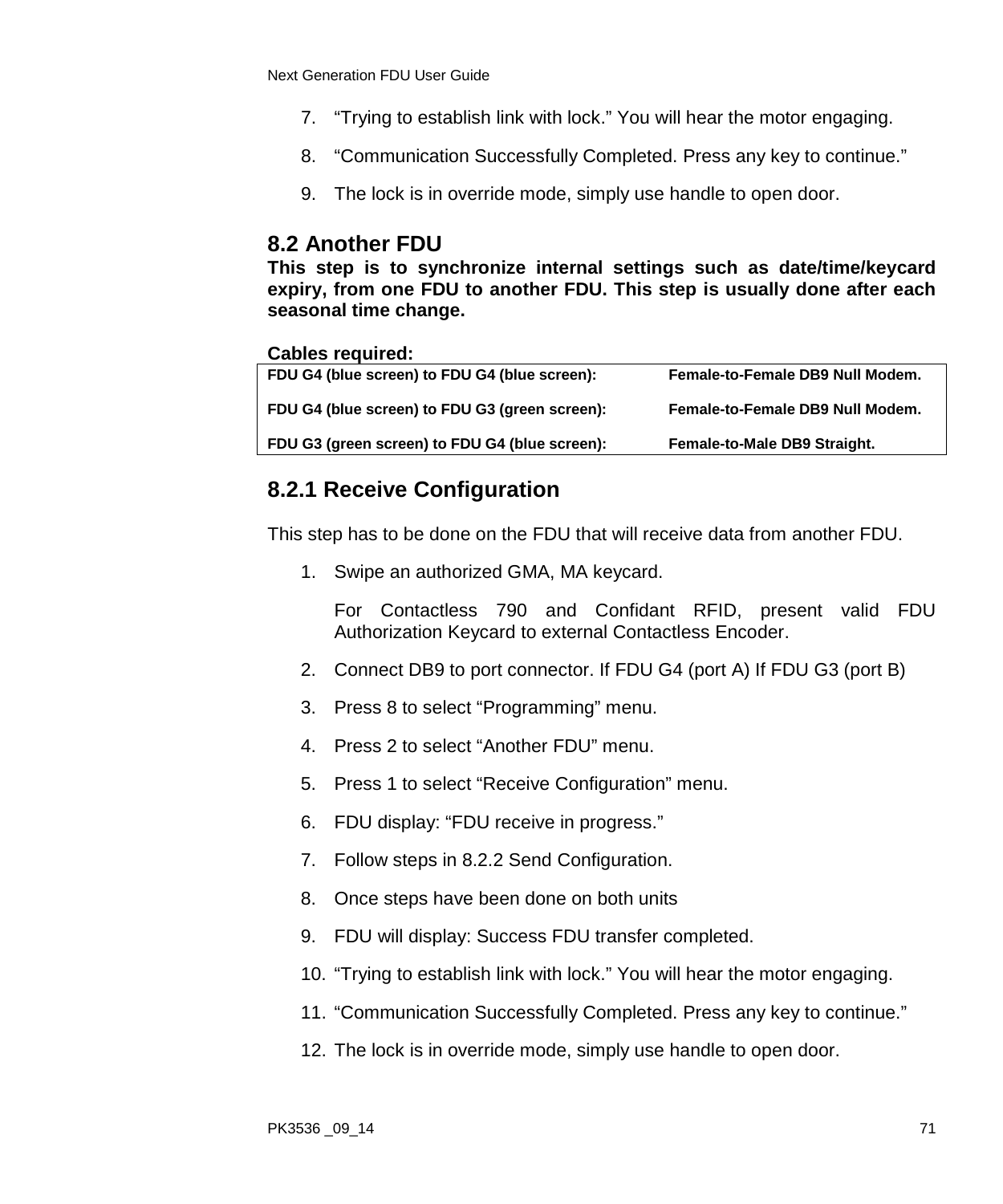7. “Trying to establish link with lock.” You will hear the motor engaging.

8. “Communication Successfully Completed. Press any key to continue.”

9. The lock is in override mode, simply use handle to open door.

## 8.2 Another FDU

**This step is to synchronize internal settings such as date/time/keycard expiry, from one FDU to another FDU. This step is usually done after each seasonal time change.**

**Cables required:**

| | |
|---|---|
| **FDU G4 (blue screen) to FDU G4 (blue screen):** | **Female-to-Female DB9 Null Modem.** |
| **FDU G4 (blue screen) to FDU G3 (green screen):** | **Female-to-Female DB9 Null Modem.** |
| **FDU G3 (green screen) to FDU G4 (blue screen):** | **Female-to-Male DB9 Straight.** |

### 8.2.1 Receive Configuration

This step has to be done on the FDU that will receive data from another FDU.

1. Swipe an authorized GMA, MA keycard.

   For Contactless 790 and Confidant RFID, present valid FDU Authorization Keycard to external Contactless Encoder.

2. Connect DB9 to port connector. If FDU G4 (port A) If FDU G3 (port B)

3. Press 8 to select “Programming” menu.

4. Press 2 to select “Another FDU” menu.

5. Press 1 to select “Receive Configuration” menu.

6. FDU display: “FDU receive in progress.”

7. Follow steps in 8.2.2 Send Configuration.

8. Once steps have been done on both units

9. FDU will display: Success FDU transfer completed.

10. “Trying to establish link with lock.” You will hear the motor engaging.

11. “Communication Successfully Completed. Press any key to continue.”

12. The lock is in override mode, simply use handle to open door.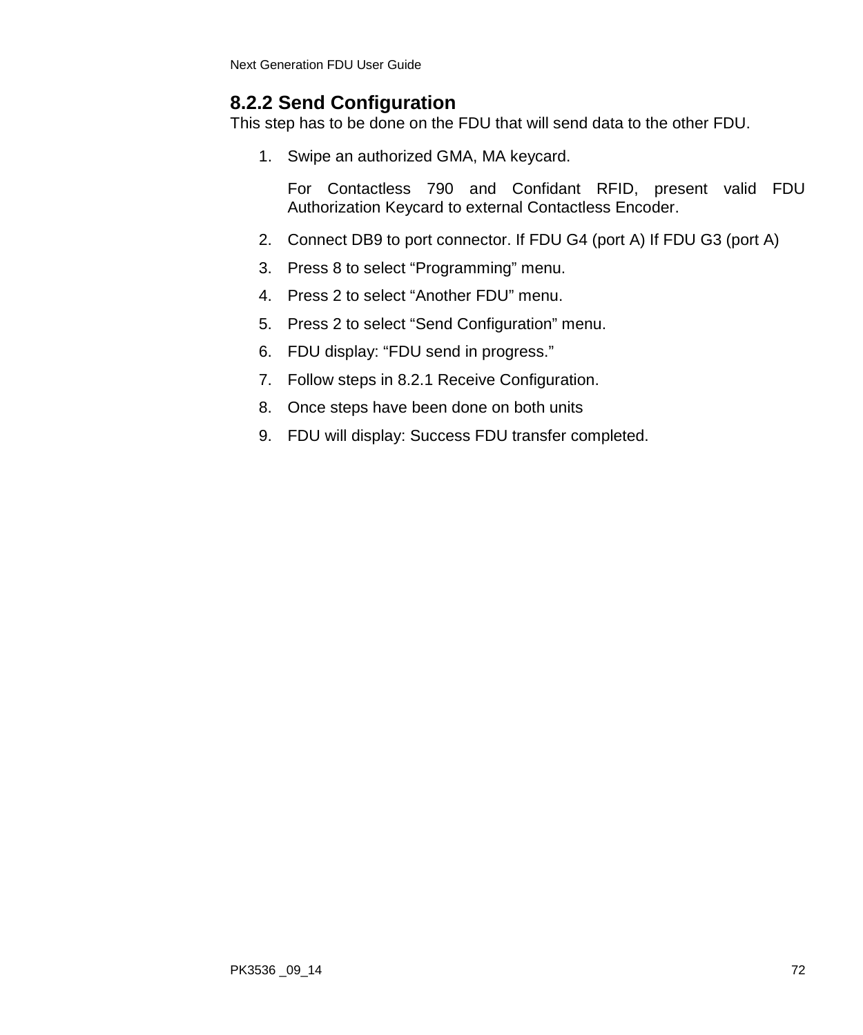### 8.2.2 Send Configuration

This step has to be done on the FDU that will send data to the other FDU.

1. Swipe an authorized GMA, MA keycard.

   For Contactless 790 and Confidant RFID, present valid FDU Authorization Keycard to external Contactless Encoder.

2. Connect DB9 to port connector. If FDU G4 (port A) If FDU G3 (port A)
3. Press 8 to select “Programming” menu.
4. Press 2 to select “Another FDU” menu.
5. Press 2 to select “Send Configuration” menu.
6. FDU display: “FDU send in progress.”
7. Follow steps in 8.2.1 Receive Configuration.
8. Once steps have been done on both units
9. FDU will display: Success FDU transfer completed.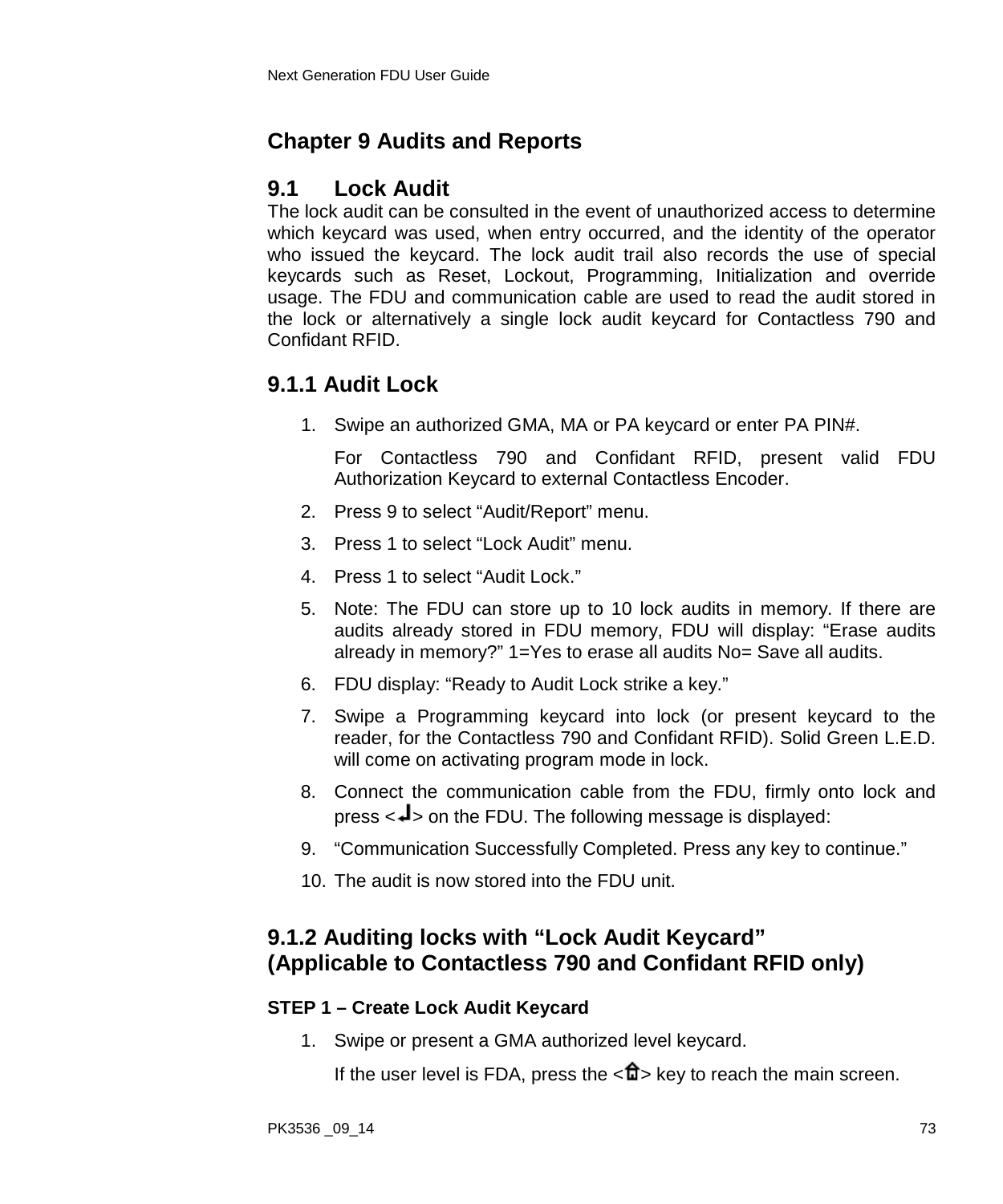# Chapter 9 Audits and Reports

## 9.1 Lock Audit

The lock audit can be consulted in the event of unauthorized access to determine which keycard was used, when entry occurred, and the identity of the operator who issued the keycard. The lock audit trail also records the use of special keycards such as Reset, Lockout, Programming, Initialization and override usage. The FDU and communication cable are used to read the audit stored in the lock or alternatively a single lock audit keycard for Contactless 790 and Confidant RFID.

### 9.1.1 Audit Lock

1. Swipe an authorized GMA, MA or PA keycard or enter PA PIN#.

   For Contactless 790 and Confidant RFID, present valid FDU Authorization Keycard to external Contactless Encoder.
2. Press 9 to select “Audit/Report” menu.
3. Press 1 to select “Lock Audit” menu.
4. Press 1 to select “Audit Lock.”
5. Note: The FDU can store up to 10 lock audits in memory. If there are audits already stored in FDU memory, FDU will display: “Erase audits already in memory?” 1=Yes to erase all audits No= Save all audits.
6. FDU display: “Ready to Audit Lock strike a key.”
7. Swipe a Programming keycard into lock (or present keycard to the reader, for the Contactless 790 and Confidant RFID). Solid Green L.E.D. will come on activating program mode in lock.
8. Connect the communication cable from the FDU, firmly onto lock and press <↵> on the FDU. The following message is displayed:
9. “Communication Successfully Completed. Press any key to continue.”
10. The audit is now stored into the FDU unit.

### 9.1.2 Auditing locks with “Lock Audit Keycard” (Applicable to Contactless 790 and Confidant RFID only)

**STEP 1 – Create Lock Audit Keycard**

1. Swipe or present a GMA authorized level keycard.

   If the user level is FDA, press the <⌂> key to reach the main screen.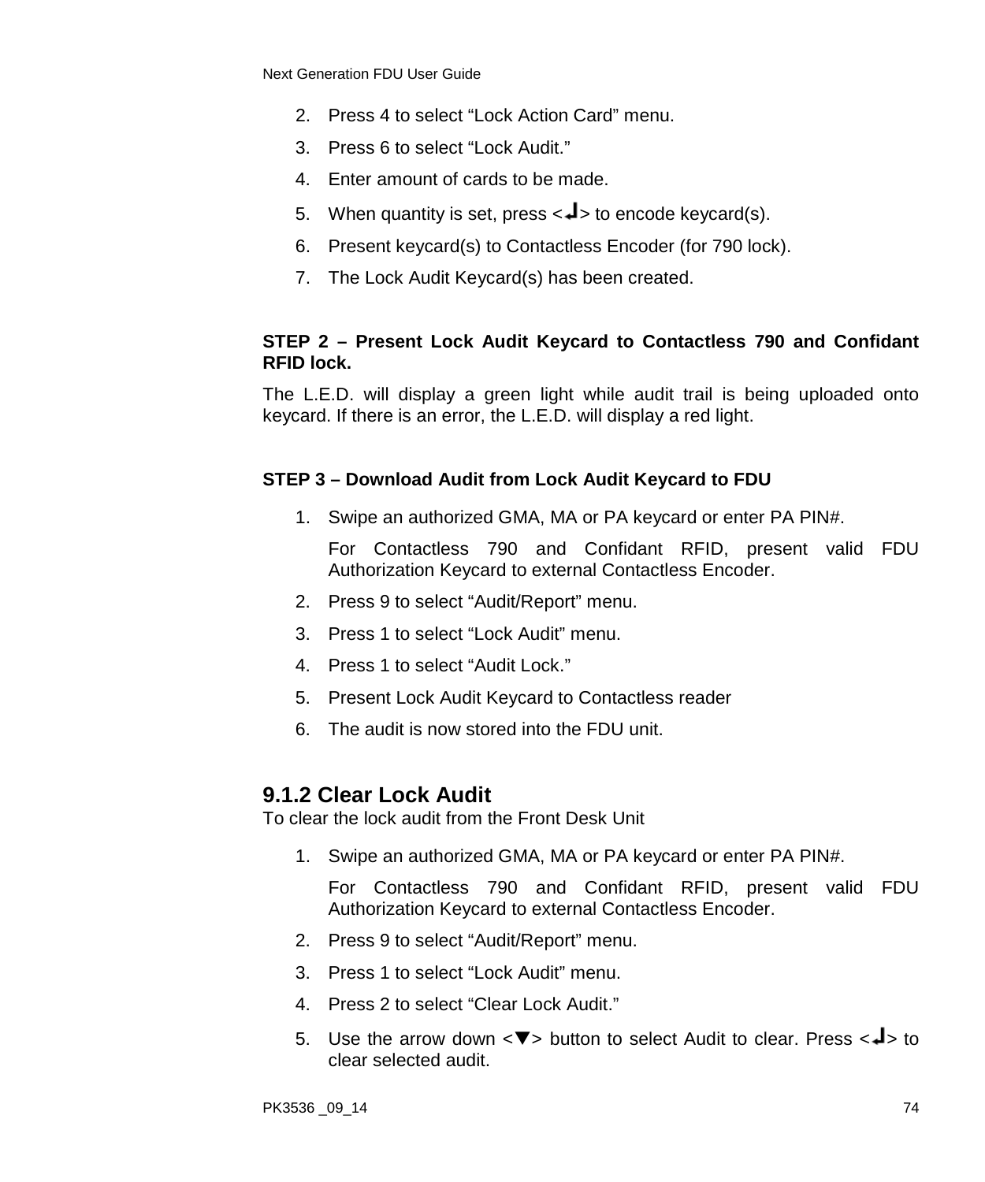2. Press 4 to select “Lock Action Card” menu.
3. Press 6 to select “Lock Audit.”
4. Enter amount of cards to be made.
5. When quantity is set, press <↵> to encode keycard(s).
6. Present keycard(s) to Contactless Encoder (for 790 lock).
7. The Lock Audit Keycard(s) has been created.

**STEP 2 – Present Lock Audit Keycard to Contactless 790 and Confidant RFID lock.**

The L.E.D. will display a green light while audit trail is being uploaded onto keycard. If there is an error, the L.E.D. will display a red light.

**STEP 3 – Download Audit from Lock Audit Keycard to FDU**

1. Swipe an authorized GMA, MA or PA keycard or enter PA PIN#.

   For Contactless 790 and Confidant RFID, present valid FDU Authorization Keycard to external Contactless Encoder.
2. Press 9 to select “Audit/Report” menu.
3. Press 1 to select “Lock Audit” menu.
4. Press 1 to select “Audit Lock.”
5. Present Lock Audit Keycard to Contactless reader
6. The audit is now stored into the FDU unit.

### 9.1.2 Clear Lock Audit

To clear the lock audit from the Front Desk Unit

1. Swipe an authorized GMA, MA or PA keycard or enter PA PIN#.

   For Contactless 790 and Confidant RFID, present valid FDU Authorization Keycard to external Contactless Encoder.
2. Press 9 to select “Audit/Report” menu.
3. Press 1 to select “Lock Audit” menu.
4. Press 2 to select “Clear Lock Audit.”
5. Use the arrow down <▼> button to select Audit to clear. Press <↵> to clear selected audit.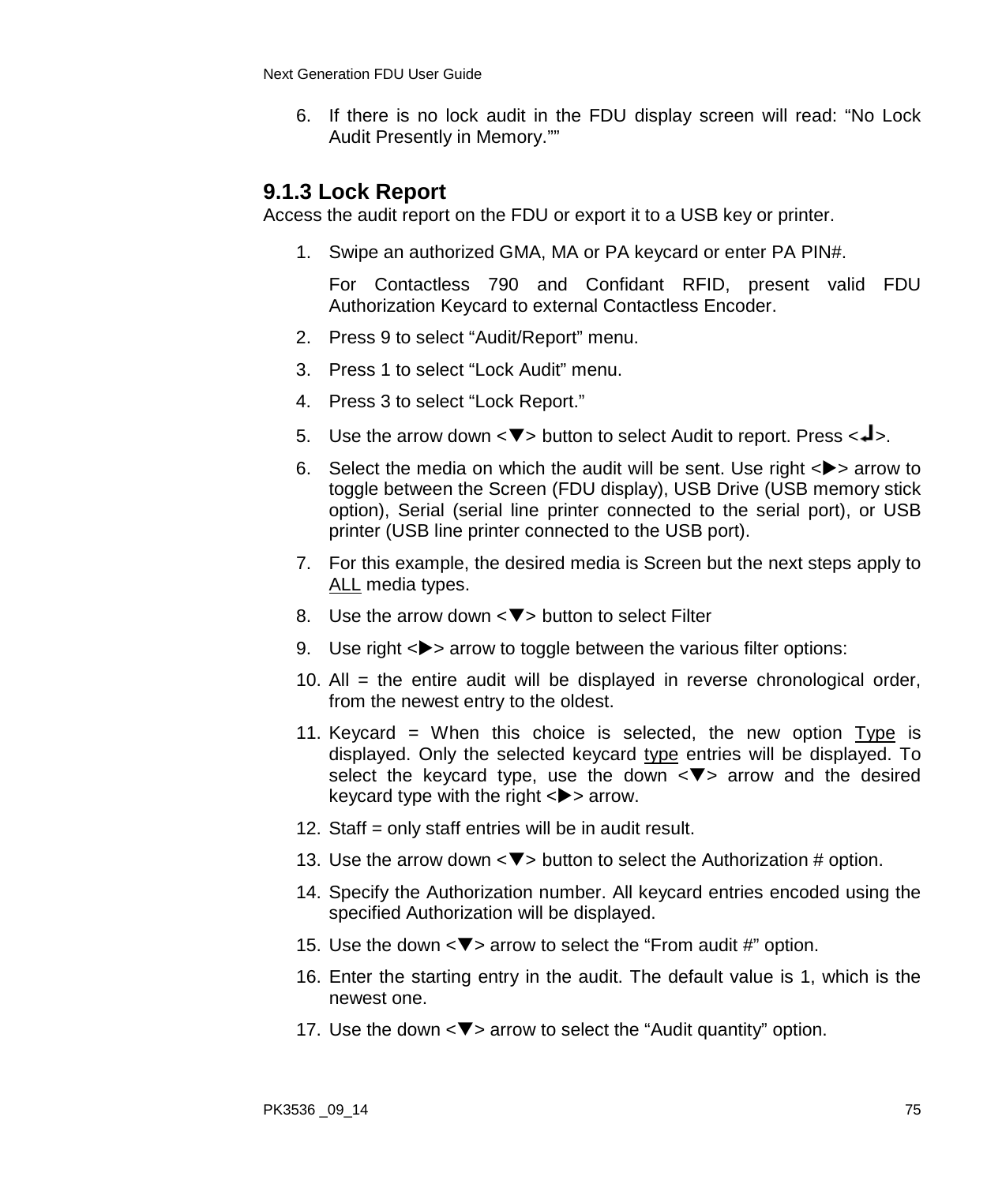6. If there is no lock audit in the FDU display screen will read: “No Lock Audit Presently in Memory.””

### 9.1.3 Lock Report

Access the audit report on the FDU or export it to a USB key or printer.

1. Swipe an authorized GMA, MA or PA keycard or enter PA PIN#.

   For Contactless 790 and Confidant RFID, present valid FDU Authorization Keycard to external Contactless Encoder.
2. Press 9 to select “Audit/Report” menu.
3. Press 1 to select “Lock Audit” menu.
4. Press 3 to select “Lock Report.”
5. Use the arrow down <▼> button to select Audit to report. Press <↵>.
6. Select the media on which the audit will be sent. Use right <▶> arrow to toggle between the Screen (FDU display), USB Drive (USB memory stick option), Serial (serial line printer connected to the serial port), or USB printer (USB line printer connected to the USB port).
7. For this example, the desired media is Screen but the next steps apply to ALL media types.
8. Use the arrow down <▼> button to select Filter
9. Use right <▶> arrow to toggle between the various filter options:
10. All = the entire audit will be displayed in reverse chronological order, from the newest entry to the oldest.
11. Keycard = When this choice is selected, the new option Type is displayed. Only the selected keycard type entries will be displayed. To select the keycard type, use the down <▼> arrow and the desired keycard type with the right <▶> arrow.
12. Staff = only staff entries will be in audit result.
13. Use the arrow down <▼> button to select the Authorization # option.
14. Specify the Authorization number. All keycard entries encoded using the specified Authorization will be displayed.
15. Use the down <▼> arrow to select the “From audit #” option.
16. Enter the starting entry in the audit. The default value is 1, which is the newest one.
17. Use the down <▼> arrow to select the “Audit quantity” option.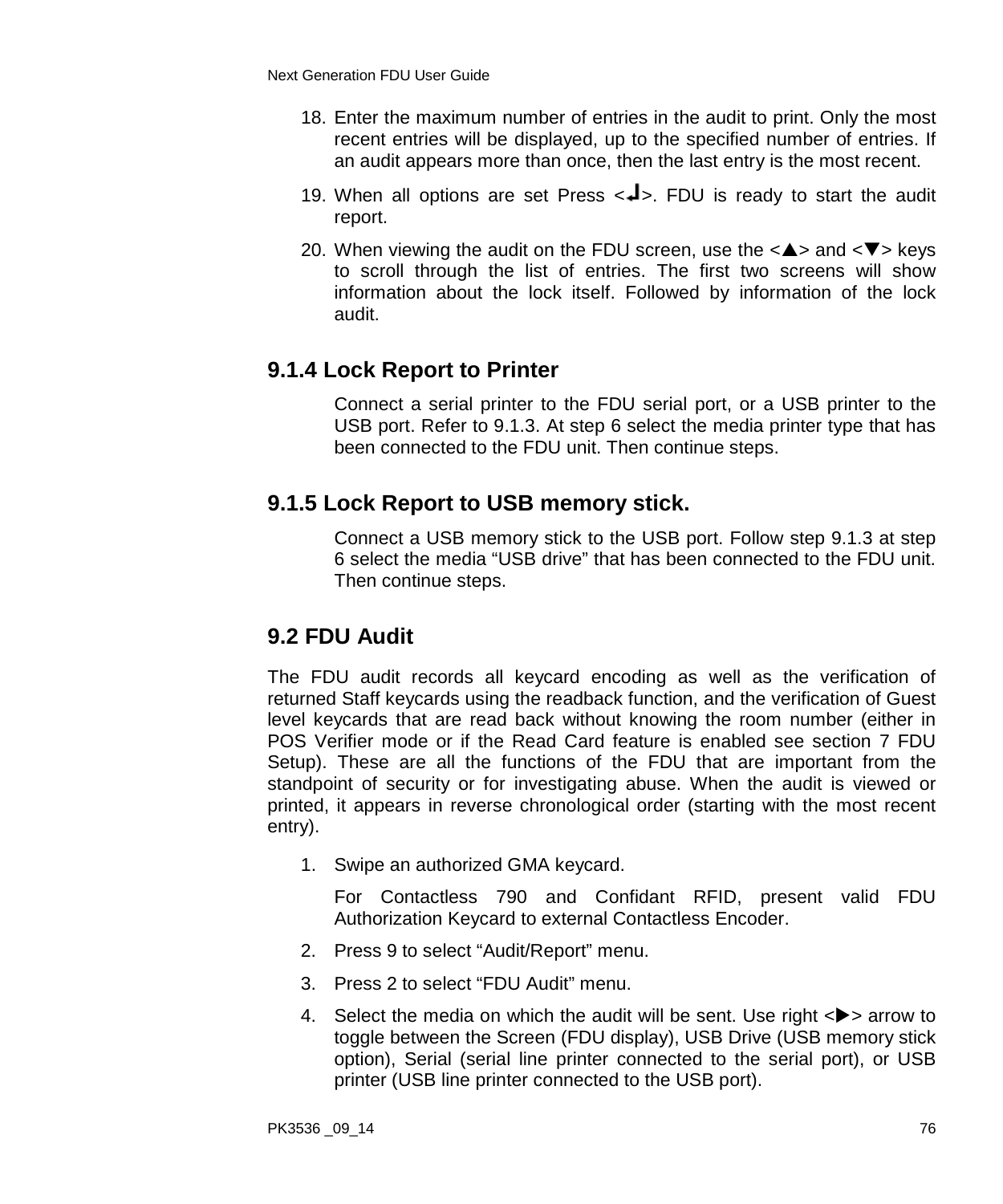18. Enter the maximum number of entries in the audit to print. Only the most recent entries will be displayed, up to the specified number of entries. If an audit appears more than once, then the last entry is the most recent.
19. When all options are set Press <↵>. FDU is ready to start the audit report.
20. When viewing the audit on the FDU screen, use the <▲> and <▼> keys to scroll through the list of entries. The first two screens will show information about the lock itself. Followed by information of the lock audit.

### 9.1.4 Lock Report to Printer

Connect a serial printer to the FDU serial port, or a USB printer to the USB port. Refer to 9.1.3. At step 6 select the media printer type that has been connected to the FDU unit. Then continue steps.

### 9.1.5 Lock Report to USB memory stick.

Connect a USB memory stick to the USB port. Follow step 9.1.3 at step 6 select the media "USB drive" that has been connected to the FDU unit. Then continue steps.

## 9.2 FDU Audit

The FDU audit records all keycard encoding as well as the verification of returned Staff keycards using the readback function, and the verification of Guest level keycards that are read back without knowing the room number (either in POS Verifier mode or if the Read Card feature is enabled see section 7 FDU Setup). These are all the functions of the FDU that are important from the standpoint of security or for investigating abuse. When the audit is viewed or printed, it appears in reverse chronological order (starting with the most recent entry).

1. Swipe an authorized GMA keycard.

   For Contactless 790 and Confidant RFID, present valid FDU Authorization Keycard to external Contactless Encoder.
2. Press 9 to select "Audit/Report" menu.
3. Press 2 to select "FDU Audit" menu.
4. Select the media on which the audit will be sent. Use right <▶> arrow to toggle between the Screen (FDU display), USB Drive (USB memory stick option), Serial (serial line printer connected to the serial port), or USB printer (USB line printer connected to the USB port).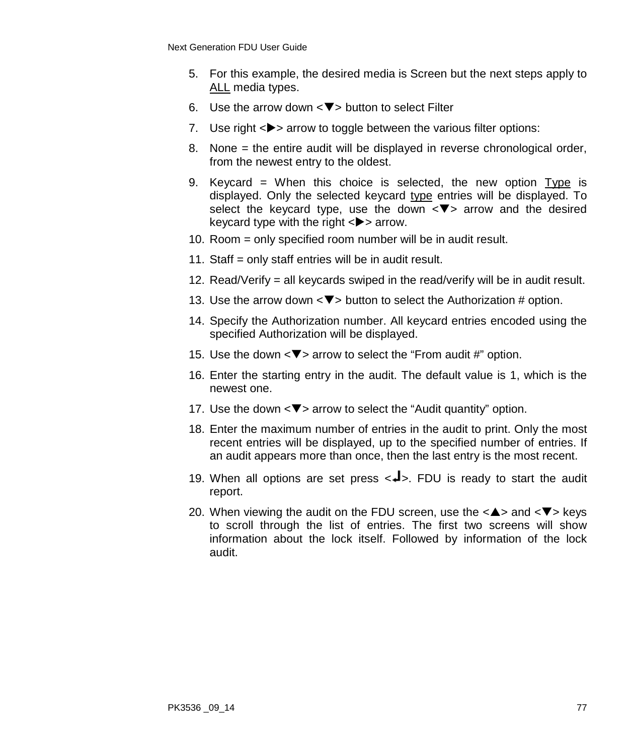5. For this example, the desired media is Screen but the next steps apply to <u>ALL</u> media types.
6. Use the arrow down <▼> button to select Filter
7. Use right <▶> arrow to toggle between the various filter options:
8. None = the entire audit will be displayed in reverse chronological order, from the newest entry to the oldest.
9. Keycard = When this choice is selected, the new option <u>Type</u> is displayed. Only the selected keycard <u>type</u> entries will be displayed. To select the keycard type, use the down <▼> arrow and the desired keycard type with the right <▶> arrow.
10. Room = only specified room number will be in audit result.
11. Staff = only staff entries will be in audit result.
12. Read/Verify = all keycards swiped in the read/verify will be in audit result.
13. Use the arrow down <▼> button to select the Authorization # option.
14. Specify the Authorization number. All keycard entries encoded using the specified Authorization will be displayed.
15. Use the down <▼> arrow to select the “From audit #” option.
16. Enter the starting entry in the audit. The default value is 1, which is the newest one.
17. Use the down <▼> arrow to select the “Audit quantity” option.
18. Enter the maximum number of entries in the audit to print. Only the most recent entries will be displayed, up to the specified number of entries. If an audit appears more than once, then the last entry is the most recent.
19. When all options are set press <↵>. FDU is ready to start the audit report.
20. When viewing the audit on the FDU screen, use the <▲> and <▼> keys to scroll through the list of entries. The first two screens will show information about the lock itself. Followed by information of the lock audit.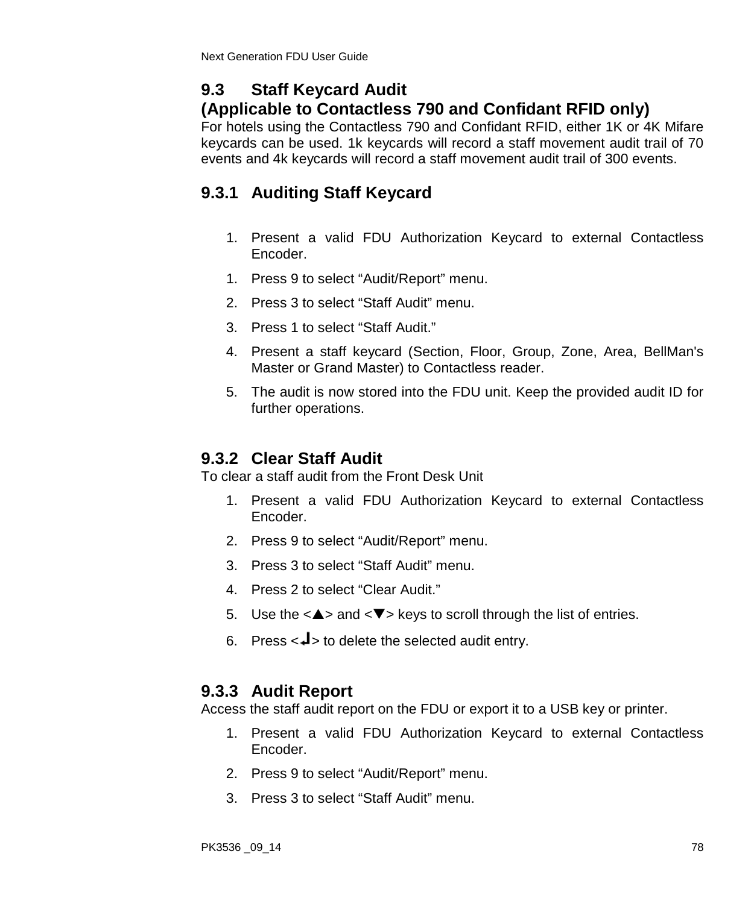## 9.3 Staff Keycard Audit (Applicable to Contactless 790 and Confidant RFID only)

For hotels using the Contactless 790 and Confidant RFID, either 1K or 4K Mifare keycards can be used. 1k keycards will record a staff movement audit trail of 70 events and 4k keycards will record a staff movement audit trail of 300 events.

### 9.3.1 Auditing Staff Keycard

1. Present a valid FDU Authorization Keycard to external Contactless Encoder.
1. Press 9 to select "Audit/Report" menu.
2. Press 3 to select "Staff Audit" menu.
3. Press 1 to select "Staff Audit."
4. Present a staff keycard (Section, Floor, Group, Zone, Area, BellMan's Master or Grand Master) to Contactless reader.
5. The audit is now stored into the FDU unit. Keep the provided audit ID for further operations.

### 9.3.2 Clear Staff Audit

To clear a staff audit from the Front Desk Unit

1. Present a valid FDU Authorization Keycard to external Contactless Encoder.
2. Press 9 to select "Audit/Report" menu.
3. Press 3 to select "Staff Audit" menu.
4. Press 2 to select "Clear Audit."
5. Use the <▲> and <▼> keys to scroll through the list of entries.
6. Press <↵> to delete the selected audit entry.

### 9.3.3 Audit Report

Access the staff audit report on the FDU or export it to a USB key or printer.

1. Present a valid FDU Authorization Keycard to external Contactless Encoder.
2. Press 9 to select "Audit/Report" menu.
3. Press 3 to select "Staff Audit" menu.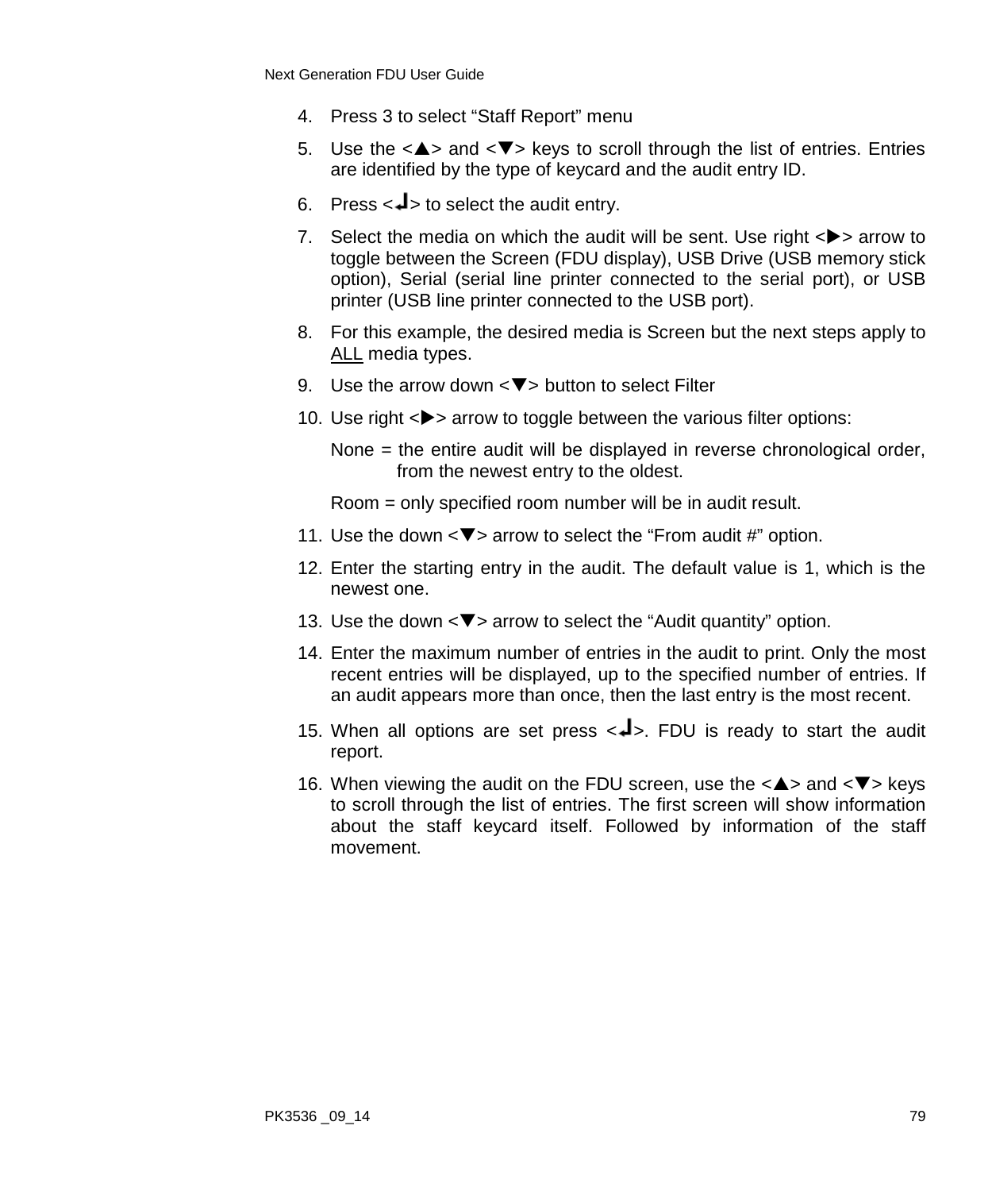4. Press 3 to select “Staff Report” menu
5. Use the <▲> and <▼> keys to scroll through the list of entries. Entries are identified by the type of keycard and the audit entry ID.
6. Press <↵> to select the audit entry.
7. Select the media on which the audit will be sent. Use right <▶> arrow to toggle between the Screen (FDU display), USB Drive (USB memory stick option), Serial (serial line printer connected to the serial port), or USB printer (USB line printer connected to the USB port).
8. For this example, the desired media is Screen but the next steps apply to ALL media types.
9. Use the arrow down <▼> button to select Filter
10. Use right <▶> arrow to toggle between the various filter options:

    None = the entire audit will be displayed in reverse chronological order, from the newest entry to the oldest.

    Room = only specified room number will be in audit result.
11. Use the down <▼> arrow to select the “From audit #” option.
12. Enter the starting entry in the audit. The default value is 1, which is the newest one.
13. Use the down <▼> arrow to select the “Audit quantity” option.
14. Enter the maximum number of entries in the audit to print. Only the most recent entries will be displayed, up to the specified number of entries. If an audit appears more than once, then the last entry is the most recent.
15. When all options are set press <↵>. FDU is ready to start the audit report.
16. When viewing the audit on the FDU screen, use the <▲> and <▼> keys to scroll through the list of entries. The first screen will show information about the staff keycard itself. Followed by information of the staff movement.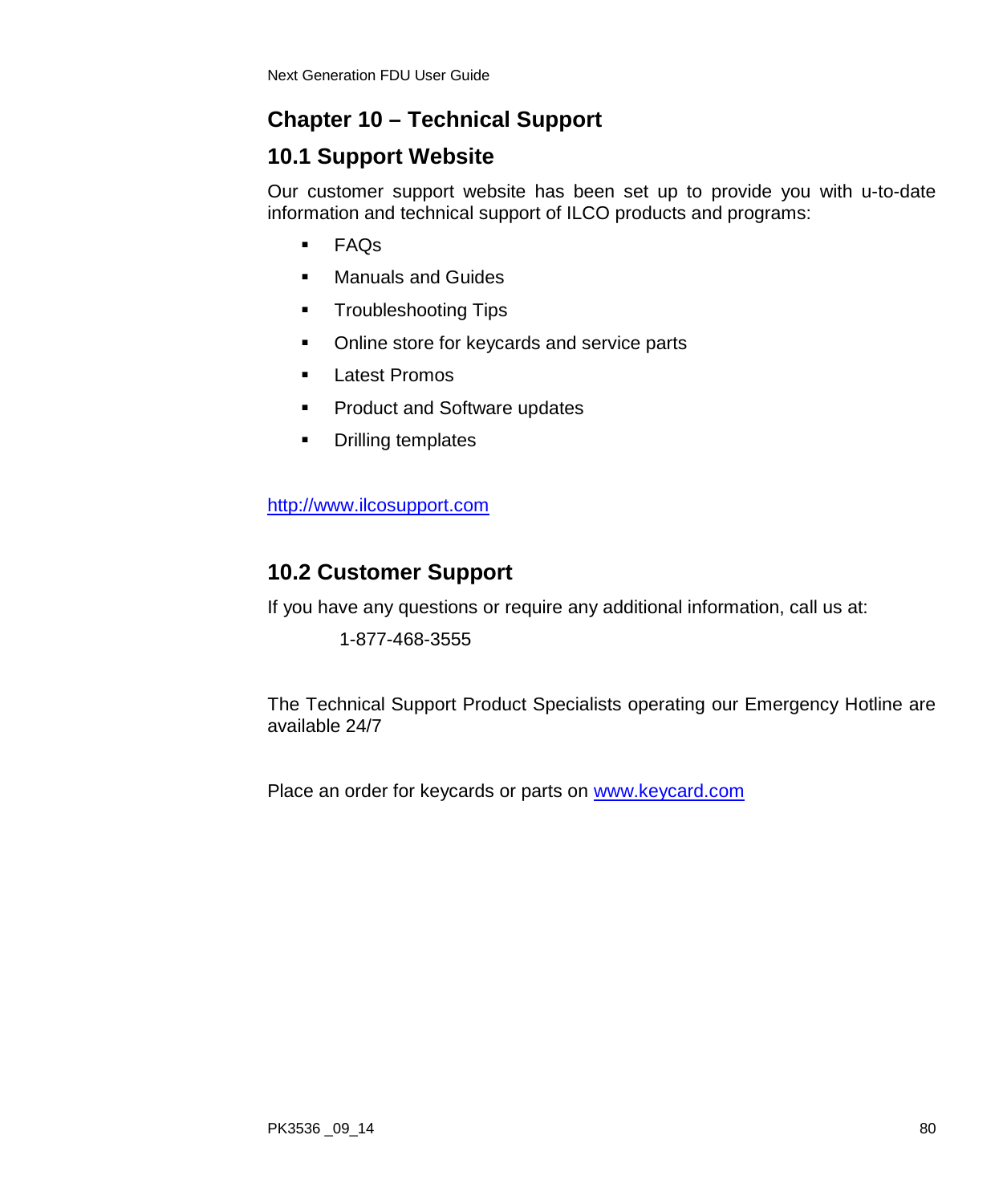# Chapter 10 – Technical Support

## 10.1 Support Website

Our customer support website has been set up to provide you with u-to-date information and technical support of ILCO products and programs:

- FAQs
- Manuals and Guides
- Troubleshooting Tips
- Online store for keycards and service parts
- Latest Promos
- Product and Software updates
- Drilling templates

http://www.ilcosupport.com

## 10.2 Customer Support

If you have any questions or require any additional information, call us at:

1-877-468-3555

The Technical Support Product Specialists operating our Emergency Hotline are available 24/7

Place an order for keycards or parts on www.keycard.com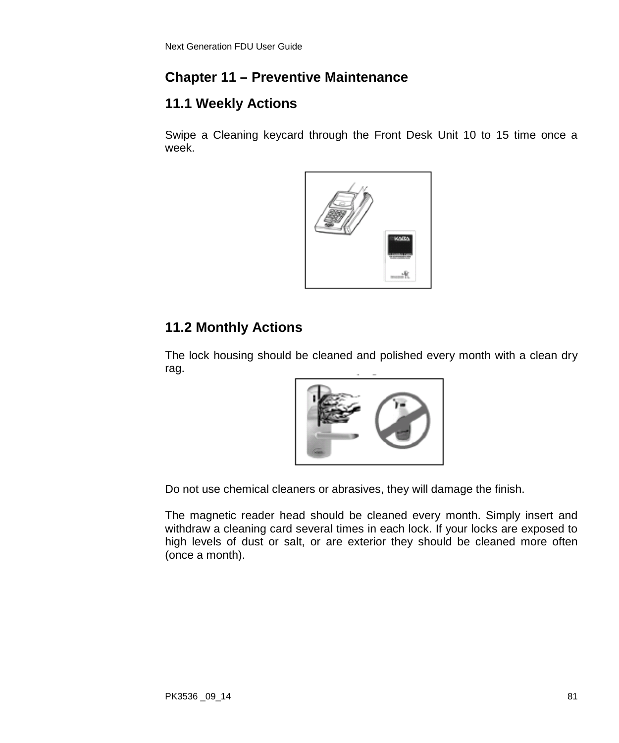# Chapter 11 – Preventive Maintenance

## 11.1 Weekly Actions

Swipe a Cleaning keycard through the Front Desk Unit 10 to 15 time once a week.

## 11.2 Monthly Actions

The lock housing should be cleaned and polished every month with a clean dry rag.

Do not use chemical cleaners or abrasives, they will damage the finish.

The magnetic reader head should be cleaned every month. Simply insert and withdraw a cleaning card several times in each lock. If your locks are exposed to high levels of dust or salt, or are exterior they should be cleaned more often (once a month).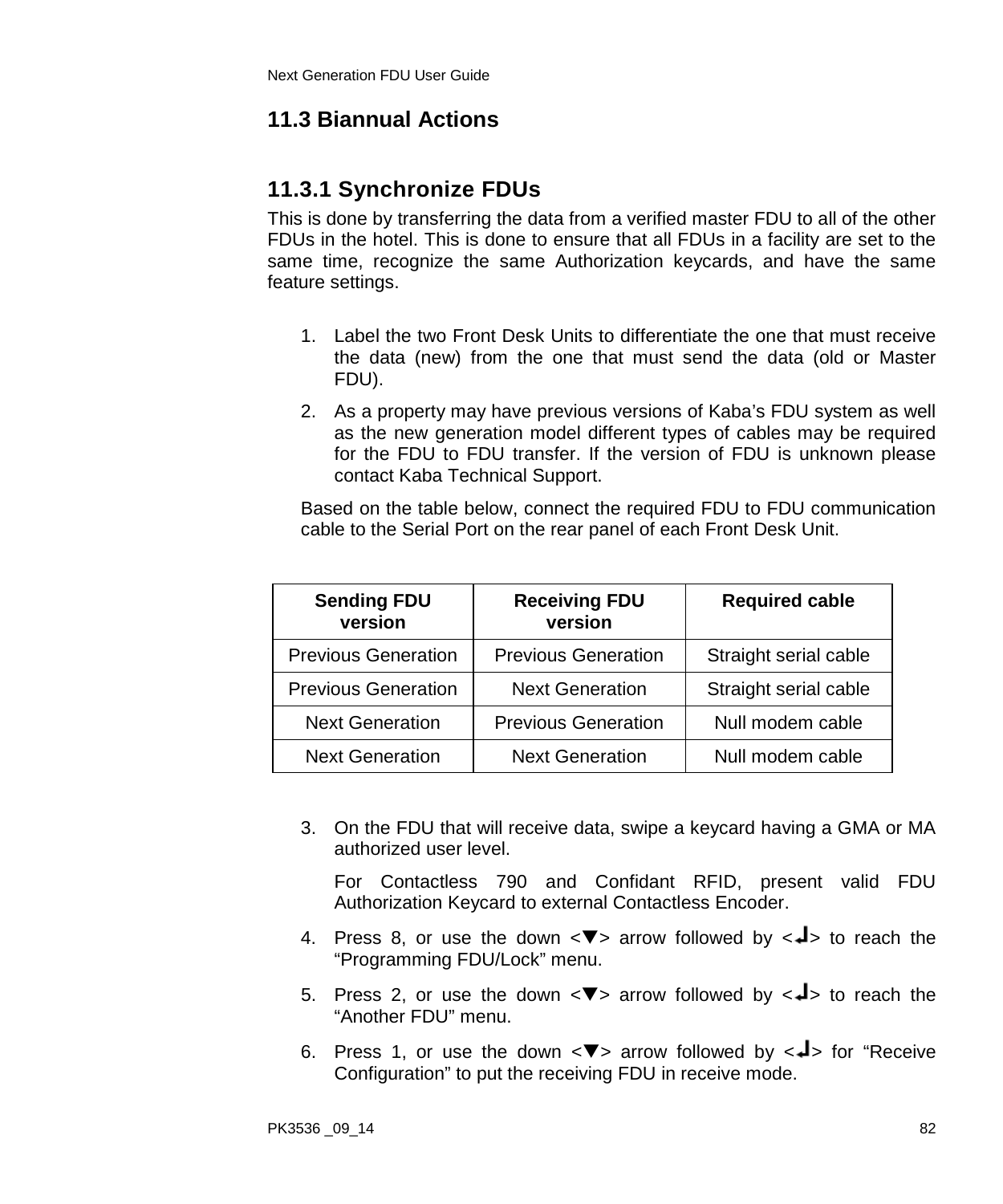## 11.3 Biannual Actions

### 11.3.1 Synchronize FDUs

This is done by transferring the data from a verified master FDU to all of the other FDUs in the hotel. This is done to ensure that all FDUs in a facility are set to the same time, recognize the same Authorization keycards, and have the same feature settings.

1. Label the two Front Desk Units to differentiate the one that must receive the data (new) from the one that must send the data (old or Master FDU).
2. As a property may have previous versions of Kaba's FDU system as well as the new generation model different types of cables may be required for the FDU to FDU transfer. If the version of FDU is unknown please contact Kaba Technical Support.

   Based on the table below, connect the required FDU to FDU communication cable to the Serial Port on the rear panel of each Front Desk Unit.

| Sending FDU version | Receiving FDU version | Required cable |
|---|---|---|
| Previous Generation | Previous Generation | Straight serial cable |
| Previous Generation | Next Generation | Straight serial cable |
| Next Generation | Previous Generation | Null modem cable |
| Next Generation | Next Generation | Null modem cable |

3. On the FDU that will receive data, swipe a keycard having a GMA or MA authorized user level.

   For Contactless 790 and Confidant RFID, present valid FDU Authorization Keycard to external Contactless Encoder.
4. Press 8, or use the down <▼> arrow followed by <↵> to reach the "Programming FDU/Lock" menu.
5. Press 2, or use the down <▼> arrow followed by <↵> to reach the "Another FDU" menu.
6. Press 1, or use the down <▼> arrow followed by <↵> for "Receive Configuration" to put the receiving FDU in receive mode.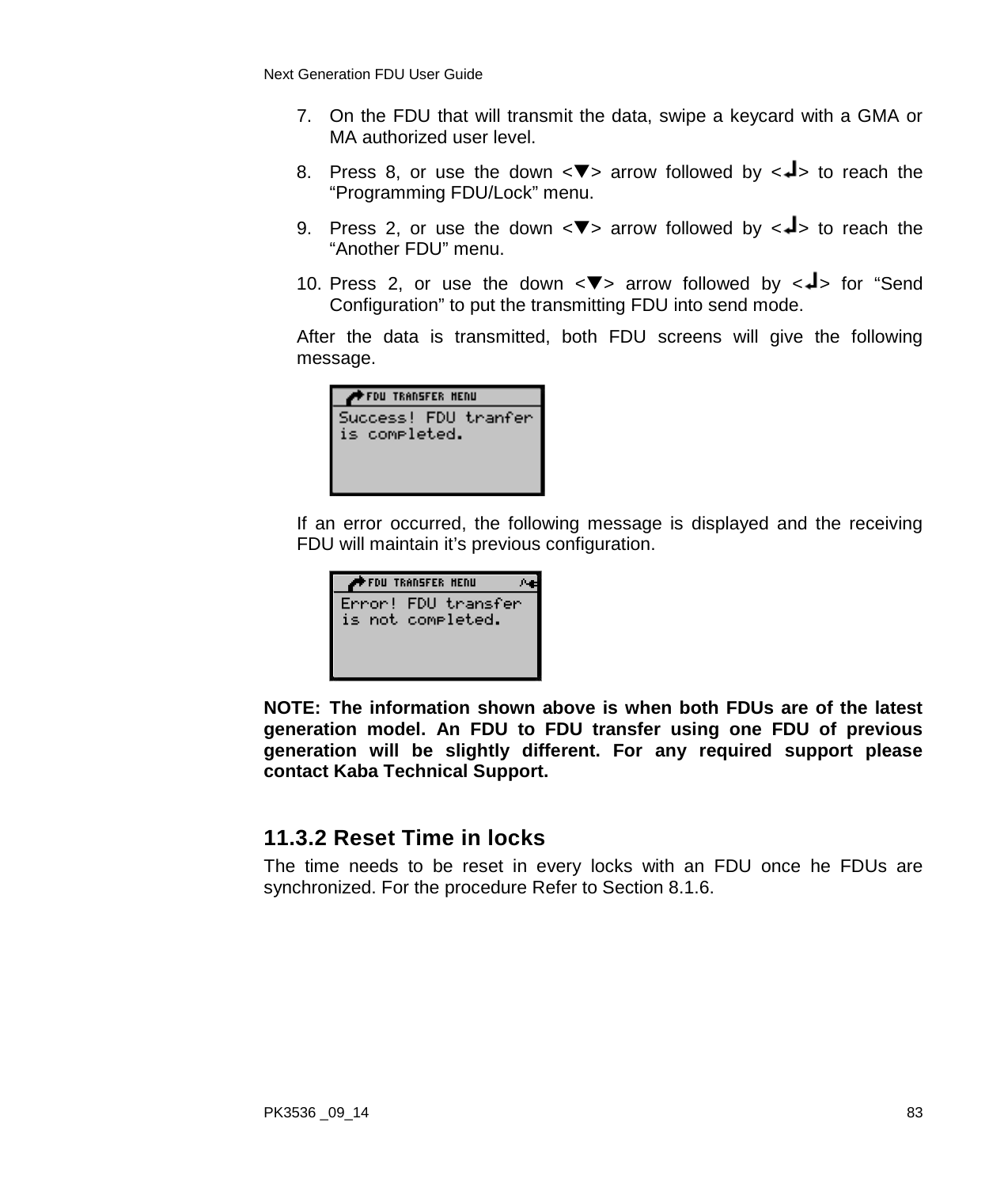7. On the FDU that will transmit the data, swipe a keycard with a GMA or MA authorized user level.
8. Press 8, or use the down <▼> arrow followed by <↵> to reach the “Programming FDU/Lock” menu.
9. Press 2, or use the down <▼> arrow followed by <↵> to reach the “Another FDU” menu.
10. Press 2, or use the down <▼> arrow followed by <↵> for “Send Configuration” to put the transmitting FDU into send mode.

After the data is transmitted, both FDU screens will give the following message.

If an error occurred, the following message is displayed and the receiving FDU will maintain it’s previous configuration.

**NOTE: The information shown above is when both FDUs are of the latest generation model. An FDU to FDU transfer using one FDU of previous generation will be slightly different. For any required support please contact Kaba Technical Support.**

### 11.3.2 Reset Time in locks

The time needs to be reset in every locks with an FDU once he FDUs are synchronized. For the procedure Refer to Section 8.1.6.